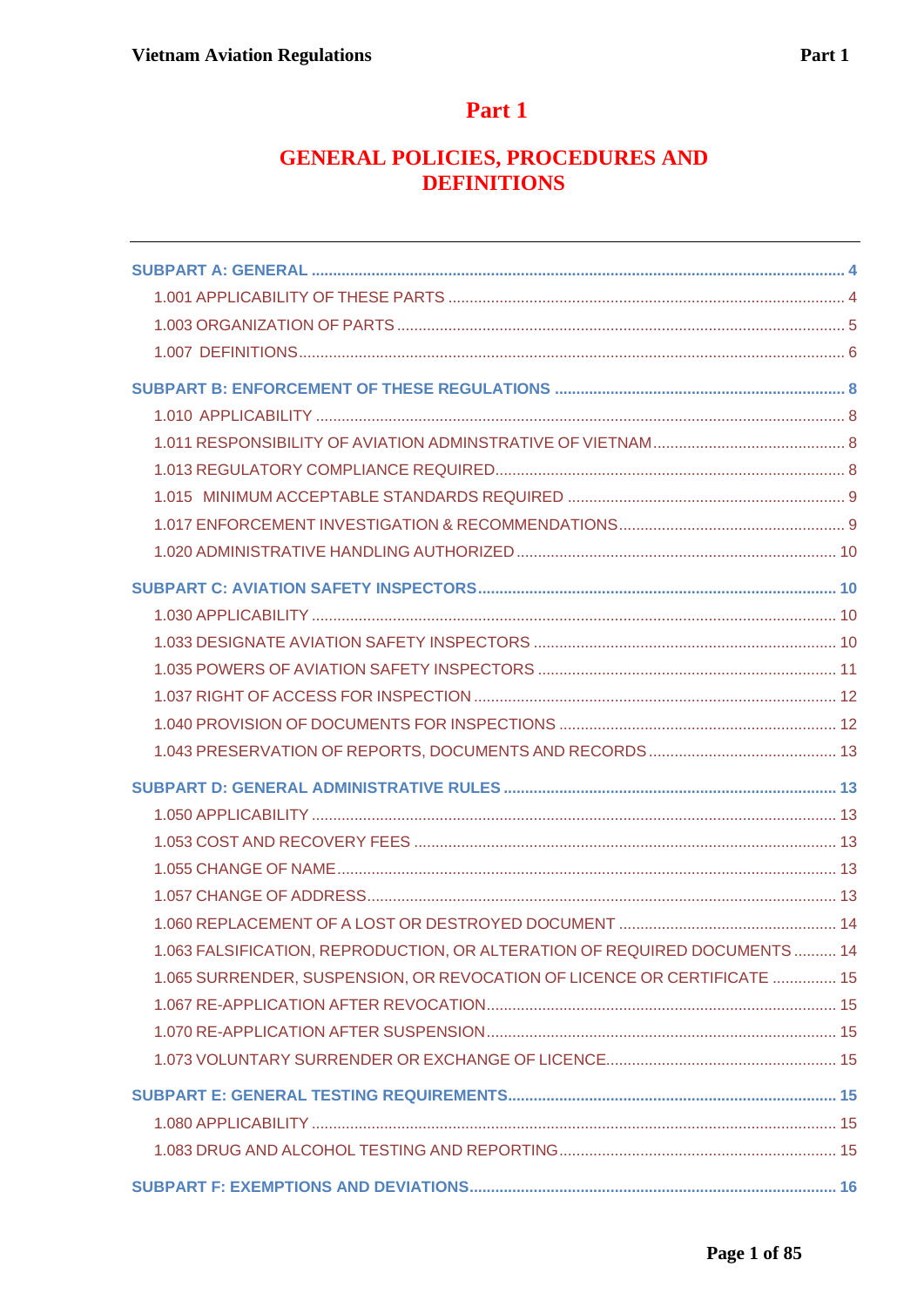# Part 1

## GENERAL POLICIES, PROCEDURES AND DEFINITIONS

---

**SUBPART A: GENERAL** .......... 4

- 1.001 APPLICABILITY OF THESE PARTS .......... 4
- 1.003 ORGANIZATION OF PARTS .......... 5
- 1.007 DEFINITIONS .......... 6

**SUBPART B: ENFORCEMENT OF THESE REGULATIONS** .......... 8

- 1.010 APPLICABILITY .......... 8
- 1.011 RESPONSIBILITY OF AVIATION ADMINSTRATIVE OF VIETNAM .......... 8
- 1.013 REGULATORY COMPLIANCE REQUIRED .......... 8
- 1.015 MINIMUM ACCEPTABLE STANDARDS REQUIRED .......... 9
- 1.017 ENFORCEMENT INVESTIGATION & RECOMMENDATIONS .......... 9
- 1.020 ADMINISTRATIVE HANDLING AUTHORIZED .......... 10

**SUBPART C: AVIATION SAFETY INSPECTORS** .......... 10

- 1.030 APPLICABILITY .......... 10
- 1.033 DESIGNATE AVIATION SAFETY INSPECTORS .......... 10
- 1.035 POWERS OF AVIATION SAFETY INSPECTORS .......... 11
- 1.037 RIGHT OF ACCESS FOR INSPECTION .......... 12
- 1.040 PROVISION OF DOCUMENTS FOR INSPECTIONS .......... 12
- 1.043 PRESERVATION OF REPORTS, DOCUMENTS AND RECORDS .......... 13

**SUBPART D: GENERAL ADMINISTRATIVE RULES** .......... 13

- 1.050 APPLICABILITY .......... 13
- 1.053 COST AND RECOVERY FEES .......... 13
- 1.055 CHANGE OF NAME .......... 13
- 1.057 CHANGE OF ADDRESS .......... 13
- 1.060 REPLACEMENT OF A LOST OR DESTROYED DOCUMENT .......... 14
- 1.063 FALSIFICATION, REPRODUCTION, OR ALTERATION OF REQUIRED DOCUMENTS .......... 14
- 1.065 SURRENDER, SUSPENSION, OR REVOCATION OF LICENCE OR CERTIFICATE .......... 15
- 1.067 RE-APPLICATION AFTER REVOCATION .......... 15
- 1.070 RE-APPLICATION AFTER SUSPENSION .......... 15
- 1.073 VOLUNTARY SURRENDER OR EXCHANGE OF LICENCE .......... 15

**SUBPART E: GENERAL TESTING REQUIREMENTS** .......... 15

- 1.080 APPLICABILITY .......... 15
- 1.083 DRUG AND ALCOHOL TESTING AND REPORTING .......... 15

**SUBPART F: EXEMPTIONS AND DEVIATIONS** .......... 16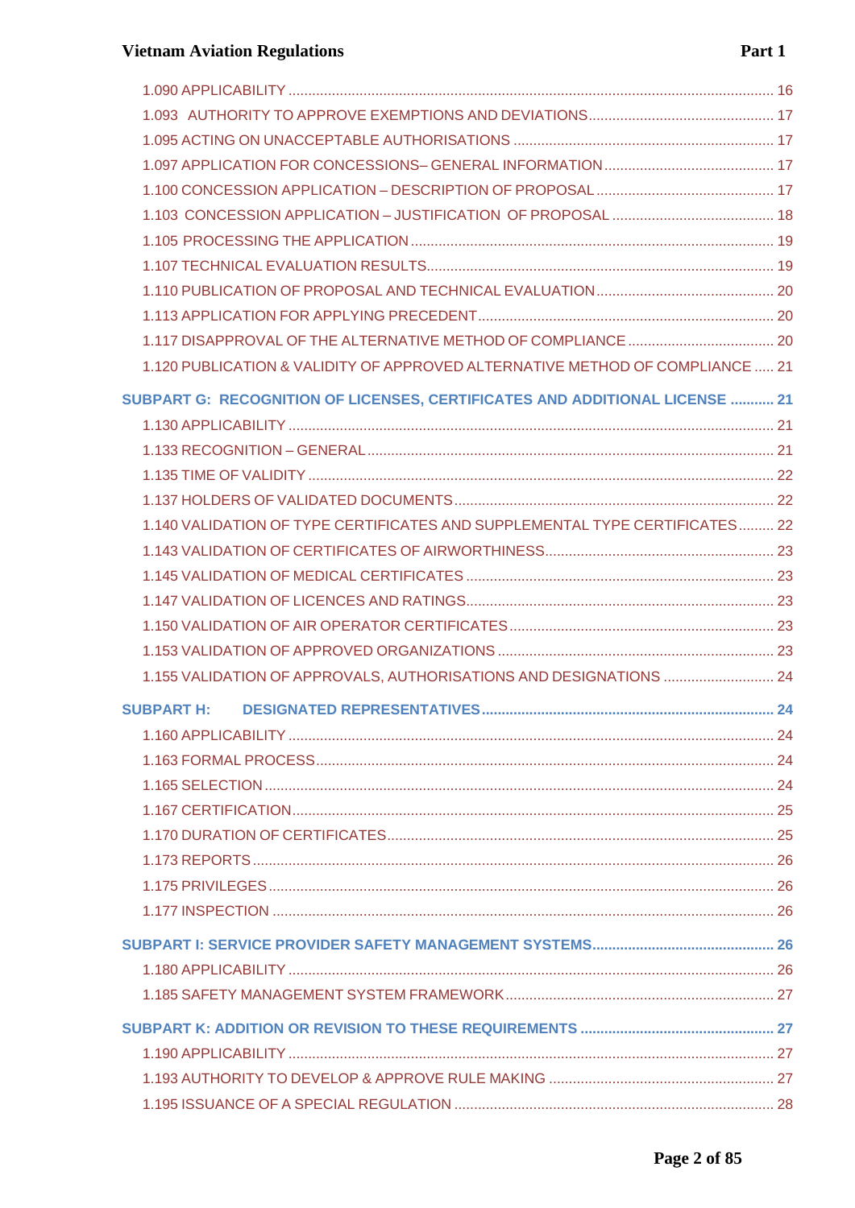1.090 APPLICABILITY ..... 16

1.093 AUTHORITY TO APPROVE EXEMPTIONS AND DEVIATIONS ..... 17

1.095 ACTING ON UNACCEPTABLE AUTHORISATIONS ..... 17

1.097 APPLICATION FOR CONCESSIONS– GENERAL INFORMATION ..... 17

1.100 CONCESSION APPLICATION – DESCRIPTION OF PROPOSAL ..... 17

1.103 CONCESSION APPLICATION – JUSTIFICATION OF PROPOSAL ..... 18

1.105 PROCESSING THE APPLICATION ..... 19

1.107 TECHNICAL EVALUATION RESULTS ..... 19

1.110 PUBLICATION OF PROPOSAL AND TECHNICAL EVALUATION ..... 20

1.113 APPLICATION FOR APPLYING PRECEDENT ..... 20

1.117 DISAPPROVAL OF THE ALTERNATIVE METHOD OF COMPLIANCE ..... 20

1.120 PUBLICATION & VALIDITY OF APPROVED ALTERNATIVE METHOD OF COMPLIANCE ..... 21

**SUBPART G: RECOGNITION OF LICENSES, CERTIFICATES AND ADDITIONAL LICENSE ..... 21**

1.130 APPLICABILITY ..... 21

1.133 RECOGNITION – GENERAL ..... 21

1.135 TIME OF VALIDITY ..... 22

1.137 HOLDERS OF VALIDATED DOCUMENTS ..... 22

1.140 VALIDATION OF TYPE CERTIFICATES AND SUPPLEMENTAL TYPE CERTIFICATES ..... 22

1.143 VALIDATION OF CERTIFICATES OF AIRWORTHINESS ..... 23

1.145 VALIDATION OF MEDICAL CERTIFICATES ..... 23

1.147 VALIDATION OF LICENCES AND RATINGS ..... 23

1.150 VALIDATION OF AIR OPERATOR CERTIFICATES ..... 23

1.153 VALIDATION OF APPROVED ORGANIZATIONS ..... 23

1.155 VALIDATION OF APPROVALS, AUTHORISATIONS AND DESIGNATIONS ..... 24

**SUBPART H: DESIGNATED REPRESENTATIVES ..... 24**

1.160 APPLICABILITY ..... 24

1.163 FORMAL PROCESS ..... 24

1.165 SELECTION ..... 24

1.167 CERTIFICATION ..... 25

1.170 DURATION OF CERTIFICATES ..... 25

1.173 REPORTS ..... 26

1.175 PRIVILEGES ..... 26

1.177 INSPECTION ..... 26

**SUBPART I: SERVICE PROVIDER SAFETY MANAGEMENT SYSTEMS ..... 26**

1.180 APPLICABILITY ..... 26

1.185 SAFETY MANAGEMENT SYSTEM FRAMEWORK ..... 27

**SUBPART K: ADDITION OR REVISION TO THESE REQUIREMENTS ..... 27**

1.190 APPLICABILITY ..... 27

1.193 AUTHORITY TO DEVELOP & APPROVE RULE MAKING ..... 27

1.195 ISSUANCE OF A SPECIAL REGULATION ..... 28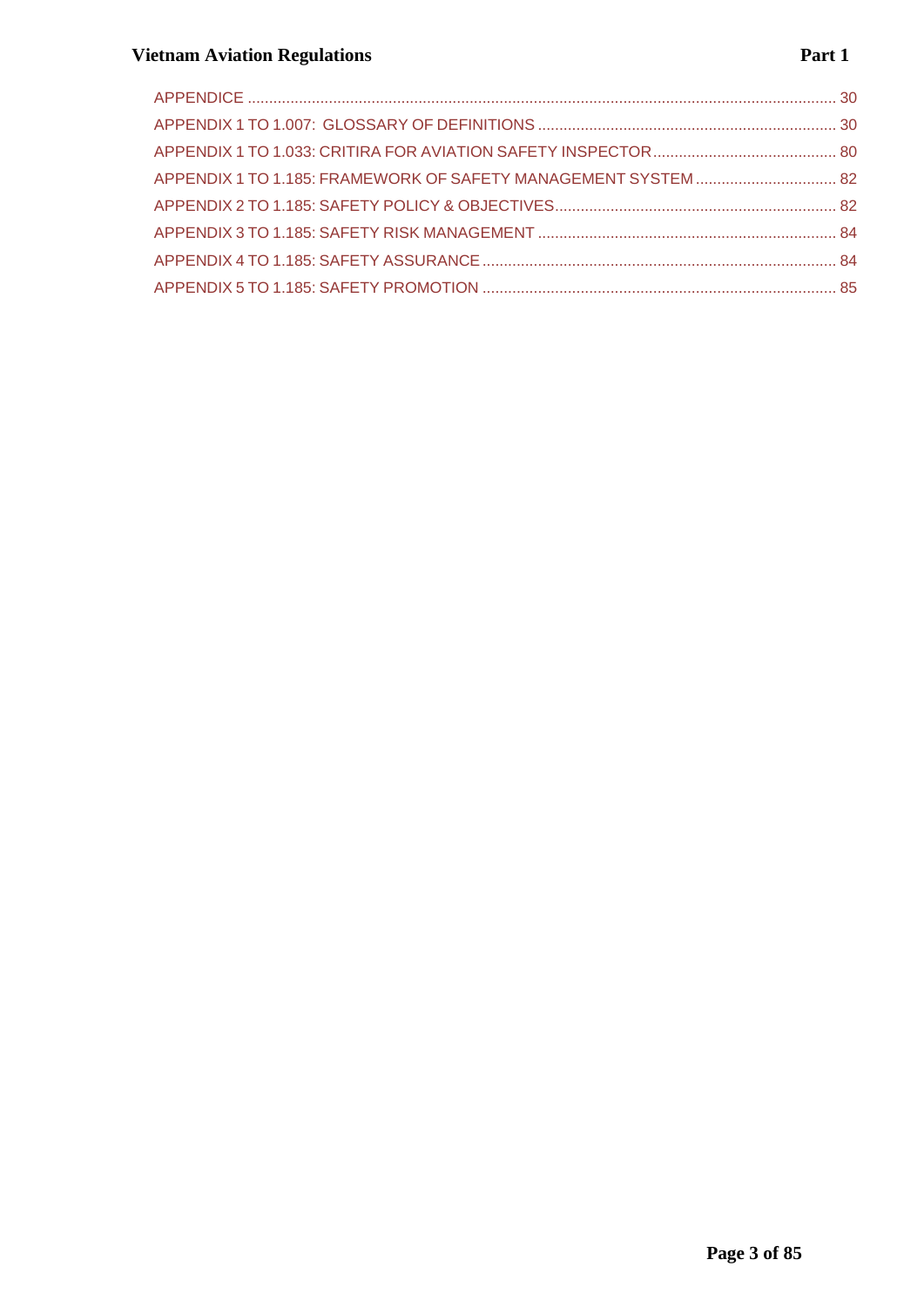APPENDICE ........................................................................................................................................ 30
APPENDIX 1 TO 1.007: GLOSSARY OF DEFINITIONS ..................................................................... 30
APPENDIX 1 TO 1.033: CRITIRA FOR AVIATION SAFETY INSPECTOR ........................................... 80
APPENDIX 1 TO 1.185: FRAMEWORK OF SAFETY MANAGEMENT SYSTEM ................................. 82
APPENDIX 2 TO 1.185: SAFETY POLICY & OBJECTIVES ................................................................. 82
APPENDIX 3 TO 1.185: SAFETY RISK MANAGEMENT ..................................................................... 84
APPENDIX 4 TO 1.185: SAFETY ASSURANCE .................................................................................. 84
APPENDIX 5 TO 1.185: SAFETY PROMOTION .................................................................................. 85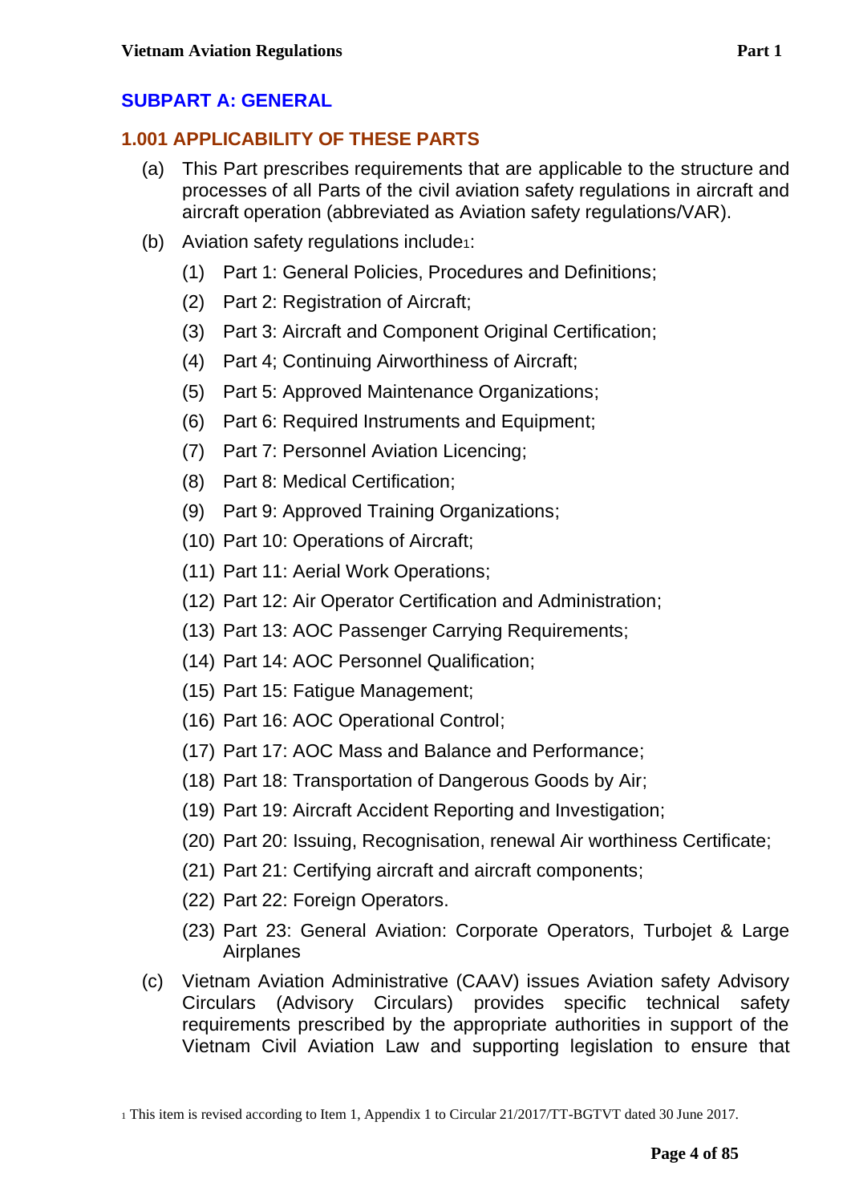## SUBPART A: GENERAL

### 1.001 APPLICABILITY OF THESE PARTS

(a) This Part prescribes requirements that are applicable to the structure and processes of all Parts of the civil aviation safety regulations in aircraft and aircraft operation (abbreviated as Aviation safety regulations/VAR).

(b) Aviation safety regulations include[1]:

(1) Part 1: General Policies, Procedures and Definitions;

(2) Part 2: Registration of Aircraft;

(3) Part 3: Aircraft and Component Original Certification;

(4) Part 4; Continuing Airworthiness of Aircraft;

(5) Part 5: Approved Maintenance Organizations;

(6) Part 6: Required Instruments and Equipment;

(7) Part 7: Personnel Aviation Licencing;

(8) Part 8: Medical Certification;

(9) Part 9: Approved Training Organizations;

(10) Part 10: Operations of Aircraft;

(11) Part 11: Aerial Work Operations;

(12) Part 12: Air Operator Certification and Administration;

(13) Part 13: AOC Passenger Carrying Requirements;

(14) Part 14: AOC Personnel Qualification;

(15) Part 15: Fatigue Management;

(16) Part 16: AOC Operational Control;

(17) Part 17: AOC Mass and Balance and Performance;

(18) Part 18: Transportation of Dangerous Goods by Air;

(19) Part 19: Aircraft Accident Reporting and Investigation;

(20) Part 20: Issuing, Recognisation, renewal Air worthiness Certificate;

(21) Part 21: Certifying aircraft and aircraft components;

(22) Part 22: Foreign Operators.

(23) Part 23: General Aviation: Corporate Operators, Turbojet & Large Airplanes

(c) Vietnam Aviation Administrative (CAAV) issues Aviation safety Advisory Circulars (Advisory Circulars) provides specific technical safety requirements prescribed by the appropriate authorities in support of the Vietnam Civil Aviation Law and supporting legislation to ensure that

[1] This item is revised according to Item 1, Appendix 1 to Circular 21/2017/TT-BGTVT dated 30 June 2017.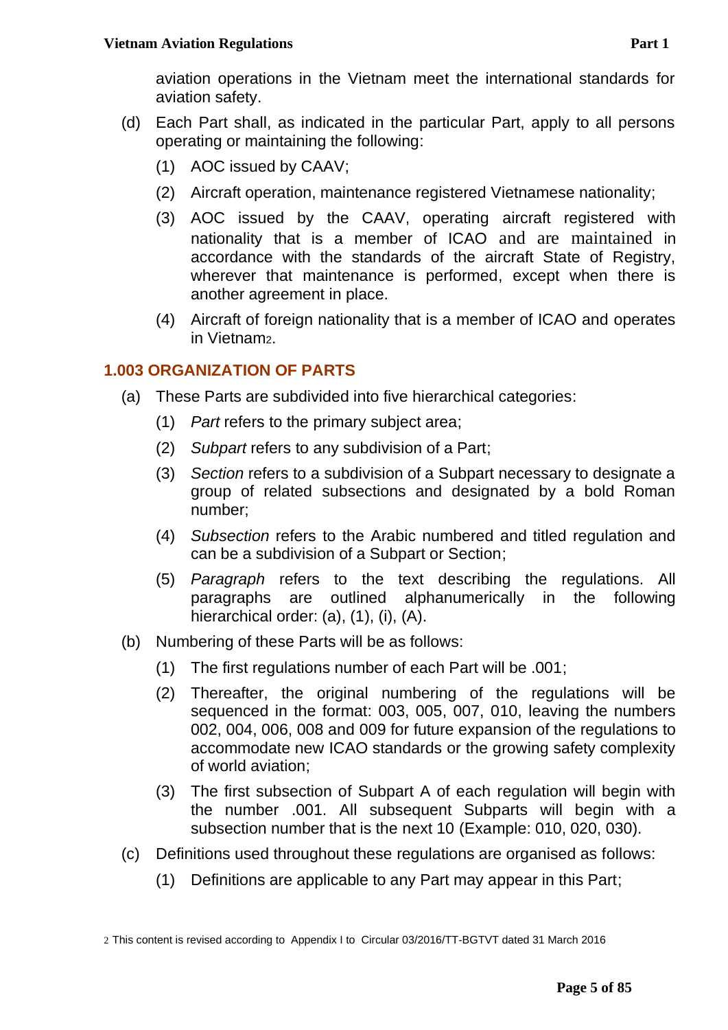aviation operations in the Vietnam meet the international standards for aviation safety.

(d) Each Part shall, as indicated in the particular Part, apply to all persons operating or maintaining the following:

(1) AOC issued by CAAV;

(2) Aircraft operation, maintenance registered Vietnamese nationality;

(3) AOC issued by the CAAV, operating aircraft registered with nationality that is a member of ICAO and are maintained in accordance with the standards of the aircraft State of Registry, wherever that maintenance is performed, except when there is another agreement in place.

(4) Aircraft of foreign nationality that is a member of ICAO and operates in Vietnam[2].

## 1.003 ORGANIZATION OF PARTS

(a) These Parts are subdivided into five hierarchical categories:

(1) *Part* refers to the primary subject area;

(2) *Subpart* refers to any subdivision of a Part;

(3) *Section* refers to a subdivision of a Subpart necessary to designate a group of related subsections and designated by a bold Roman number;

(4) *Subsection* refers to the Arabic numbered and titled regulation and can be a subdivision of a Subpart or Section;

(5) *Paragraph* refers to the text describing the regulations. All paragraphs are outlined alphanumerically in the following hierarchical order: (a), (1), (i), (A).

(b) Numbering of these Parts will be as follows:

(1) The first regulations number of each Part will be .001;

(2) Thereafter, the original numbering of the regulations will be sequenced in the format: 003, 005, 007, 010, leaving the numbers 002, 004, 006, 008 and 009 for future expansion of the regulations to accommodate new ICAO standards or the growing safety complexity of world aviation;

(3) The first subsection of Subpart A of each regulation will begin with the number .001. All subsequent Subparts will begin with a subsection number that is the next 10 (Example: 010, 020, 030).

(c) Definitions used throughout these regulations are organised as follows:

(1) Definitions are applicable to any Part may appear in this Part;

[2] This content is revised according to Appendix I to Circular 03/2016/TT-BGTVT dated 31 March 2016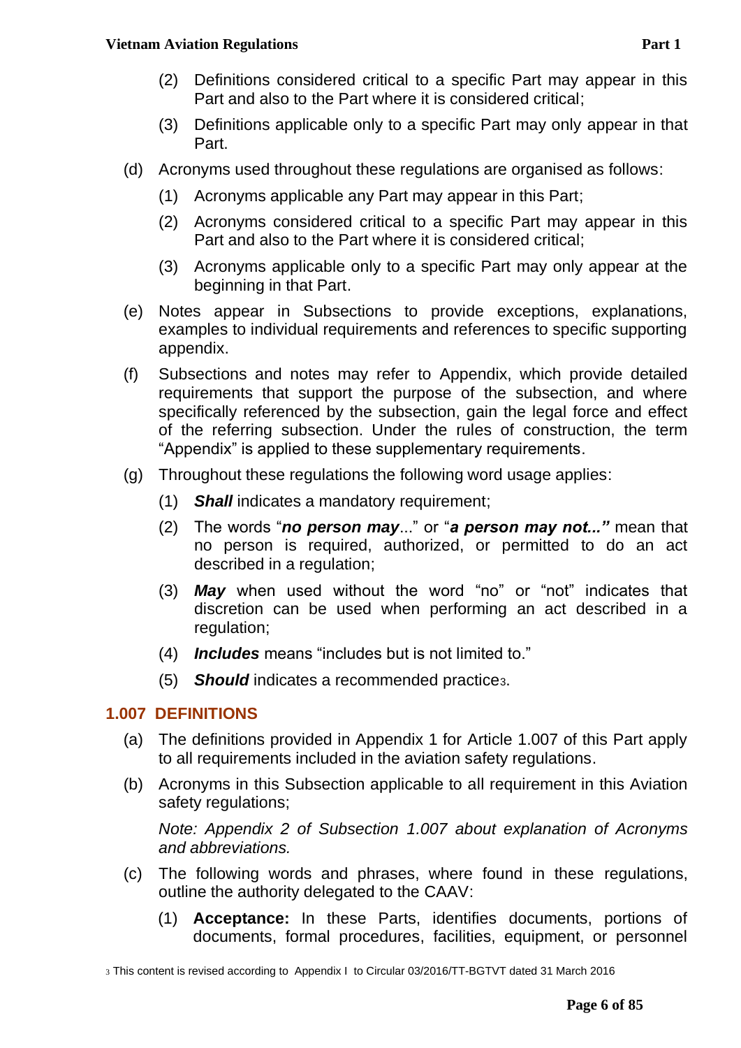(2) Definitions considered critical to a specific Part may appear in this Part and also to the Part where it is considered critical;

(3) Definitions applicable only to a specific Part may only appear in that Part.

(d) Acronyms used throughout these regulations are organised as follows:

(1) Acronyms applicable any Part may appear in this Part;

(2) Acronyms considered critical to a specific Part may appear in this Part and also to the Part where it is considered critical;

(3) Acronyms applicable only to a specific Part may only appear at the beginning in that Part.

(e) Notes appear in Subsections to provide exceptions, explanations, examples to individual requirements and references to specific supporting appendix.

(f) Subsections and notes may refer to Appendix, which provide detailed requirements that support the purpose of the subsection, and where specifically referenced by the subsection, gain the legal force and effect of the referring subsection. Under the rules of construction, the term "Appendix" is applied to these supplementary requirements.

(g) Throughout these regulations the following word usage applies:

(1) ***Shall*** indicates a mandatory requirement;

(2) The words "***no person may***..." or "***a person may not...***" mean that no person is required, authorized, or permitted to do an act described in a regulation;

(3) ***May*** when used without the word "no" or "not" indicates that discretion can be used when performing an act described in a regulation;

(4) ***Includes*** means "includes but is not limited to."

(5) ***Should*** indicates a recommended practice[3].

## 1.007 DEFINITIONS

(a) The definitions provided in Appendix 1 for Article 1.007 of this Part apply to all requirements included in the aviation safety regulations.

(b) Acronyms in this Subsection applicable to all requirement in this Aviation safety regulations;

*Note: Appendix 2 of Subsection 1.007 about explanation of Acronyms and abbreviations.*

(c) The following words and phrases, where found in these regulations, outline the authority delegated to the CAAV:

(1) **Acceptance:** In these Parts, identifies documents, portions of documents, formal procedures, facilities, equipment, or personnel

[3] This content is revised according to Appendix I to Circular 03/2016/TT-BGTVT dated 31 March 2016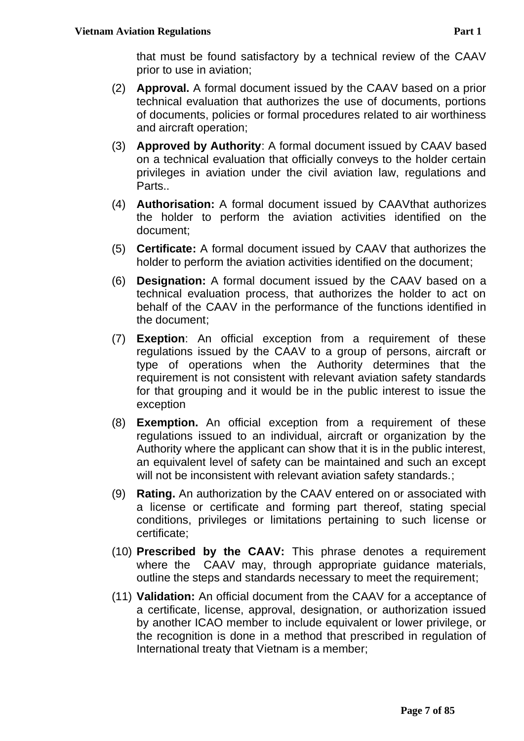that must be found satisfactory by a technical review of the CAAV prior to use in aviation;

(2) **Approval.** A formal document issued by the CAAV based on a prior technical evaluation that authorizes the use of documents, portions of documents, policies or formal procedures related to air worthiness and aircraft operation;

(3) **Approved by Authority**: A formal document issued by CAAV based on a technical evaluation that officially conveys to the holder certain privileges in aviation under the civil aviation law, regulations and Parts..

(4) **Authorisation:** A formal document issued by CAAVthat authorizes the holder to perform the aviation activities identified on the document;

(5) **Certificate:** A formal document issued by CAAV that authorizes the holder to perform the aviation activities identified on the document;

(6) **Designation:** A formal document issued by the CAAV based on a technical evaluation process, that authorizes the holder to act on behalf of the CAAV in the performance of the functions identified in the document;

(7) **Exeption**: An official exception from a requirement of these regulations issued by the CAAV to a group of persons, aircraft or type of operations when the Authority determines that the requirement is not consistent with relevant aviation safety standards for that grouping and it would be in the public interest to issue the exception

(8) **Exemption.** An official exception from a requirement of these regulations issued to an individual, aircraft or organization by the Authority where the applicant can show that it is in the public interest, an equivalent level of safety can be maintained and such an except will not be inconsistent with relevant aviation safety standards.;

(9) **Rating.** An authorization by the CAAV entered on or associated with a license or certificate and forming part thereof, stating special conditions, privileges or limitations pertaining to such license or certificate;

(10) **Prescribed by the CAAV:** This phrase denotes a requirement where the CAAV may, through appropriate guidance materials, outline the steps and standards necessary to meet the requirement;

(11) **Validation:** An official document from the CAAV for a acceptance of a certificate, license, approval, designation, or authorization issued by another ICAO member to include equivalent or lower privilege, or the recognition is done in a method that prescribed in regulation of International treaty that Vietnam is a member;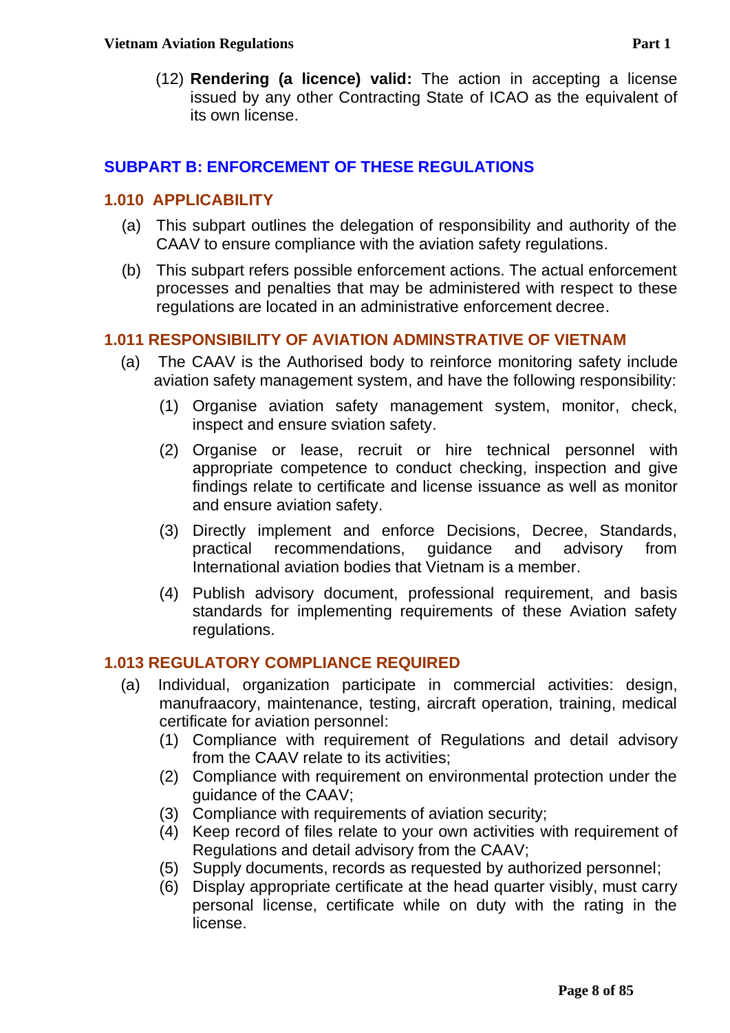(12) **Rendering (a licence) valid:** The action in accepting a license issued by any other Contracting State of ICAO as the equivalent of its own license.

## SUBPART B: ENFORCEMENT OF THESE REGULATIONS

### 1.010 APPLICABILITY

(a) This subpart outlines the delegation of responsibility and authority of the CAAV to ensure compliance with the aviation safety regulations.

(b) This subpart refers possible enforcement actions. The actual enforcement processes and penalties that may be administered with respect to these regulations are located in an administrative enforcement decree.

### 1.011 RESPONSIBILITY OF AVIATION ADMINSTRATIVE OF VIETNAM

(a) The CAAV is the Authorised body to reinforce monitoring safety include aviation safety management system, and have the following responsibility:

(1) Organise aviation safety management system, monitor, check, inspect and ensure sviation safety.

(2) Organise or lease, recruit or hire technical personnel with appropriate competence to conduct checking, inspection and give findings relate to certificate and license issuance as well as monitor and ensure aviation safety.

(3) Directly implement and enforce Decisions, Decree, Standards, practical recommendations, guidance and advisory from International aviation bodies that Vietnam is a member.

(4) Publish advisory document, professional requirement, and basis standards for implementing requirements of these Aviation safety regulations.

### 1.013 REGULATORY COMPLIANCE REQUIRED

(a) Individual, organization participate in commercial activities: design, manufraacory, maintenance, testing, aircraft operation, training, medical certificate for aviation personnel:

(1) Compliance with requirement of Regulations and detail advisory from the CAAV relate to its activities;

(2) Compliance with requirement on environmental protection under the guidance of the CAAV;

(3) Compliance with requirements of aviation security;

(4) Keep record of files relate to your own activities with requirement of Regulations and detail advisory from the CAAV;

(5) Supply documents, records as requested by authorized personnel;

(6) Display appropriate certificate at the head quarter visibly, must carry personal license, certificate while on duty with the rating in the license.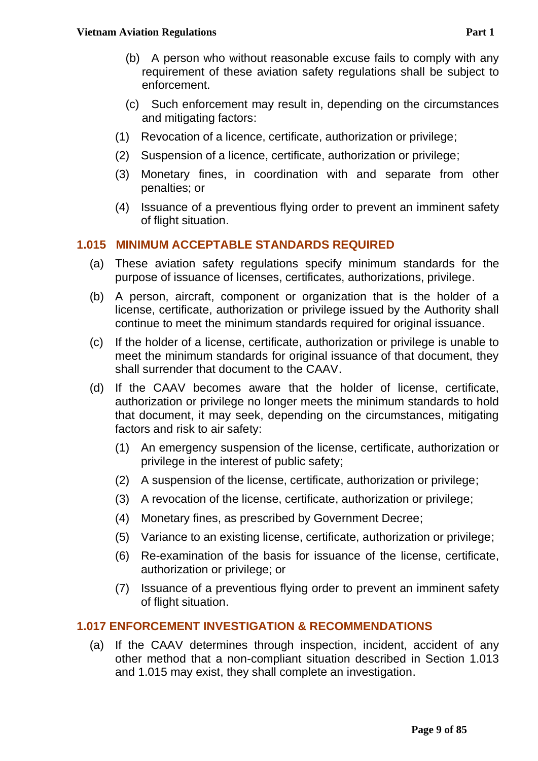(b) A person who without reasonable excuse fails to comply with any requirement of these aviation safety regulations shall be subject to enforcement.

(c) Such enforcement may result in, depending on the circumstances and mitigating factors:

(1) Revocation of a licence, certificate, authorization or privilege;

(2) Suspension of a licence, certificate, authorization or privilege;

(3) Monetary fines, in coordination with and separate from other penalties; or

(4) Issuance of a preventious flying order to prevent an imminent safety of flight situation.

## 1.015 MINIMUM ACCEPTABLE STANDARDS REQUIRED

(a) These aviation safety regulations specify minimum standards for the purpose of issuance of licenses, certificates, authorizations, privilege.

(b) A person, aircraft, component or organization that is the holder of a license, certificate, authorization or privilege issued by the Authority shall continue to meet the minimum standards required for original issuance.

(c) If the holder of a license, certificate, authorization or privilege is unable to meet the minimum standards for original issuance of that document, they shall surrender that document to the CAAV.

(d) If the CAAV becomes aware that the holder of license, certificate, authorization or privilege no longer meets the minimum standards to hold that document, it may seek, depending on the circumstances, mitigating factors and risk to air safety:

(1) An emergency suspension of the license, certificate, authorization or privilege in the interest of public safety;

(2) A suspension of the license, certificate, authorization or privilege;

(3) A revocation of the license, certificate, authorization or privilege;

(4) Monetary fines, as prescribed by Government Decree;

(5) Variance to an existing license, certificate, authorization or privilege;

(6) Re-examination of the basis for issuance of the license, certificate, authorization or privilege; or

(7) Issuance of a preventious flying order to prevent an imminent safety of flight situation.

## 1.017 ENFORCEMENT INVESTIGATION & RECOMMENDATIONS

(a) If the CAAV determines through inspection, incident, accident of any other method that a non-compliant situation described in Section 1.013 and 1.015 may exist, they shall complete an investigation.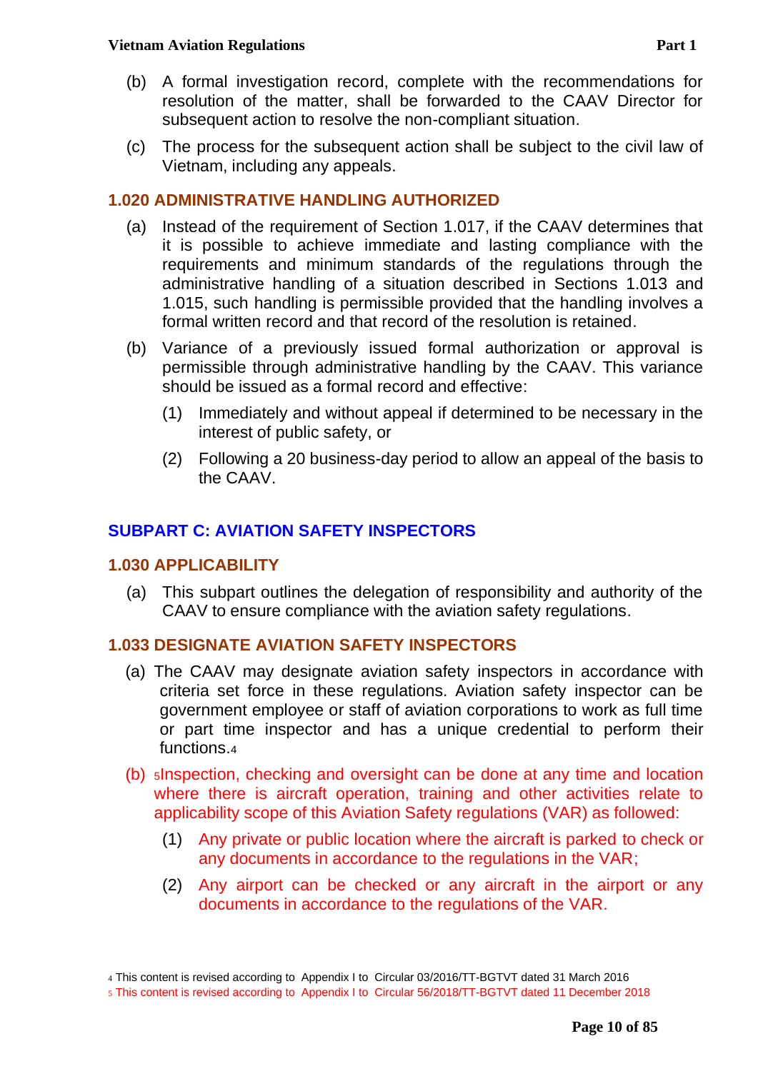(b) A formal investigation record, complete with the recommendations for resolution of the matter, shall be forwarded to the CAAV Director for subsequent action to resolve the non-compliant situation.

(c) The process for the subsequent action shall be subject to the civil law of Vietnam, including any appeals.

### 1.020 ADMINISTRATIVE HANDLING AUTHORIZED

(a) Instead of the requirement of Section 1.017, if the CAAV determines that it is possible to achieve immediate and lasting compliance with the requirements and minimum standards of the regulations through the administrative handling of a situation described in Sections 1.013 and 1.015, such handling is permissible provided that the handling involves a formal written record and that record of the resolution is retained.

(b) Variance of a previously issued formal authorization or approval is permissible through administrative handling by the CAAV. This variance should be issued as a formal record and effective:

(1) Immediately and without appeal if determined to be necessary in the interest of public safety, or

(2) Following a 20 business-day period to allow an appeal of the basis to the CAAV.

## SUBPART C: AVIATION SAFETY INSPECTORS

### 1.030 APPLICABILITY

(a) This subpart outlines the delegation of responsibility and authority of the CAAV to ensure compliance with the aviation safety regulations.

### 1.033 DESIGNATE AVIATION SAFETY INSPECTORS

(a) The CAAV may designate aviation safety inspectors in accordance with criteria set force in these regulations. Aviation safety inspector can be government employee or staff of aviation corporations to work as full time or part time inspector and has a unique credential to perform their functions.[4]

(b) [5]Inspection, checking and oversight can be done at any time and location where there is aircraft operation, training and other activities relate to applicability scope of this Aviation Safety regulations (VAR) as followed:

(1) Any private or public location where the aircraft is parked to check or any documents in accordance to the regulations in the VAR;

(2) Any airport can be checked or any aircraft in the airport or any documents in accordance to the regulations of the VAR.

[4] This content is revised according to Appendix I to Circular 03/2016/TT-BGTVT dated 31 March 2016

[5] This content is revised according to Appendix I to Circular 56/2018/TT-BGTVT dated 11 December 2018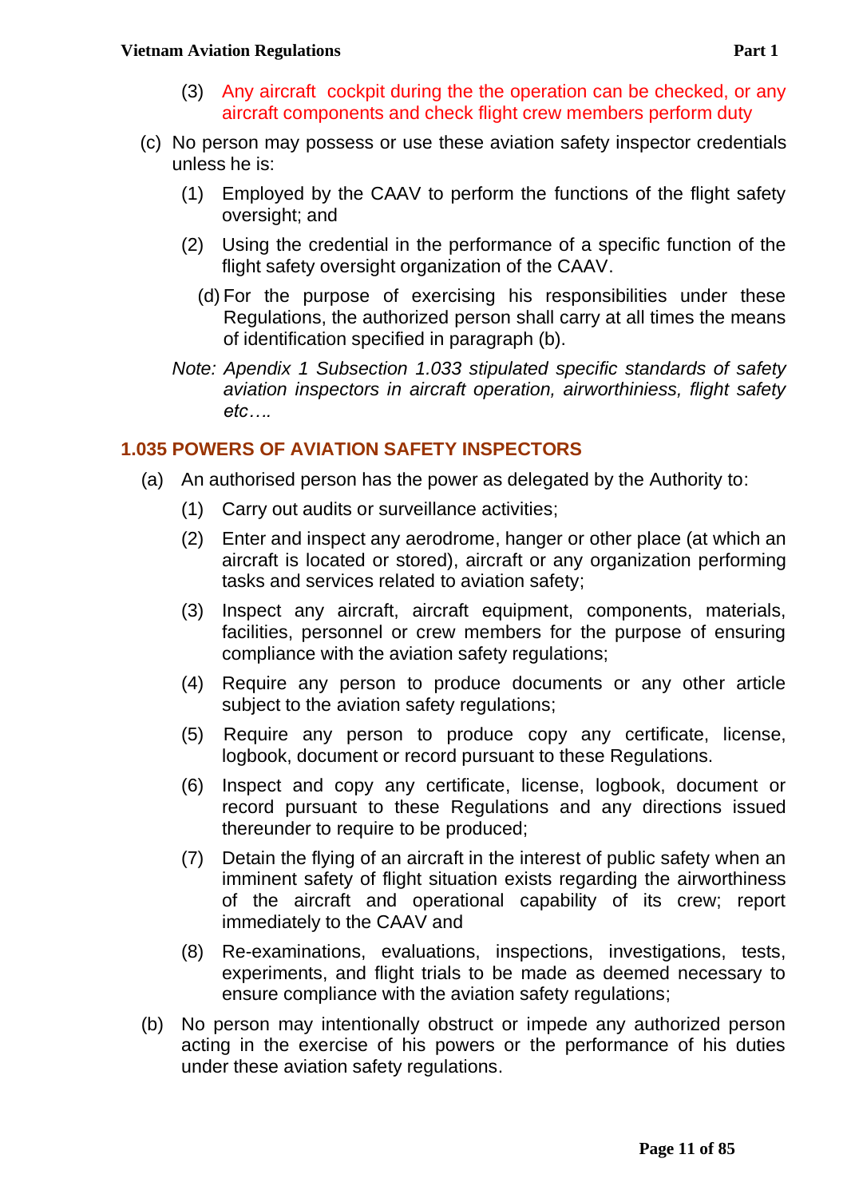(3) Any aircraft cockpit during the the operation can be checked, or any aircraft components and check flight crew members perform duty

(c) No person may possess or use these aviation safety inspector credentials unless he is:

(1) Employed by the CAAV to perform the functions of the flight safety oversight; and

(2) Using the credential in the performance of a specific function of the flight safety oversight organization of the CAAV.

(d) For the purpose of exercising his responsibilities under these Regulations, the authorized person shall carry at all times the means of identification specified in paragraph (b).

*Note: Apendix 1 Subsection 1.033 stipulated specific standards of safety aviation inspectors in aircraft operation, airworthiniess, flight safety etc….*

## 1.035 POWERS OF AVIATION SAFETY INSPECTORS

(a) An authorised person has the power as delegated by the Authority to:

(1) Carry out audits or surveillance activities;

(2) Enter and inspect any aerodrome, hanger or other place (at which an aircraft is located or stored), aircraft or any organization performing tasks and services related to aviation safety;

(3) Inspect any aircraft, aircraft equipment, components, materials, facilities, personnel or crew members for the purpose of ensuring compliance with the aviation safety regulations;

(4) Require any person to produce documents or any other article subject to the aviation safety regulations;

(5) Require any person to produce copy any certificate, license, logbook, document or record pursuant to these Regulations.

(6) Inspect and copy any certificate, license, logbook, document or record pursuant to these Regulations and any directions issued thereunder to require to be produced;

(7) Detain the flying of an aircraft in the interest of public safety when an imminent safety of flight situation exists regarding the airworthiness of the aircraft and operational capability of its crew; report immediately to the CAAV and

(8) Re-examinations, evaluations, inspections, investigations, tests, experiments, and flight trials to be made as deemed necessary to ensure compliance with the aviation safety regulations;

(b) No person may intentionally obstruct or impede any authorized person acting in the exercise of his powers or the performance of his duties under these aviation safety regulations.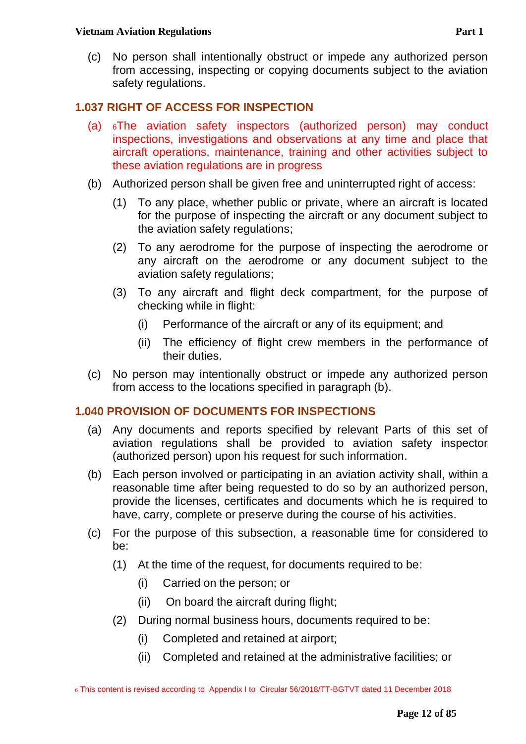(c) No person shall intentionally obstruct or impede any authorized person from accessing, inspecting or copying documents subject to the aviation safety regulations.

## 1.037 RIGHT OF ACCESS FOR INSPECTION

(a) [6]The aviation safety inspectors (authorized person) may conduct inspections, investigations and observations at any time and place that aircraft operations, maintenance, training and other activities subject to these aviation regulations are in progress

(b) Authorized person shall be given free and uninterrupted right of access:

- (1) To any place, whether public or private, where an aircraft is located for the purpose of inspecting the aircraft or any document subject to the aviation safety regulations;
- (2) To any aerodrome for the purpose of inspecting the aerodrome or any aircraft on the aerodrome or any document subject to the aviation safety regulations;
- (3) To any aircraft and flight deck compartment, for the purpose of checking while in flight:
  - (i) Performance of the aircraft or any of its equipment; and
  - (ii) The efficiency of flight crew members in the performance of their duties.

(c) No person may intentionally obstruct or impede any authorized person from access to the locations specified in paragraph (b).

## 1.040 PROVISION OF DOCUMENTS FOR INSPECTIONS

(a) Any documents and reports specified by relevant Parts of this set of aviation regulations shall be provided to aviation safety inspector (authorized person) upon his request for such information.

(b) Each person involved or participating in an aviation activity shall, within a reasonable time after being requested to do so by an authorized person, provide the licenses, certificates and documents which he is required to have, carry, complete or preserve during the course of his activities.

(c) For the purpose of this subsection, a reasonable time for considered to be:

- (1) At the time of the request, for documents required to be:
  - (i) Carried on the person; or
  - (ii) On board the aircraft during flight;
- (2) During normal business hours, documents required to be:
  - (i) Completed and retained at airport;
  - (ii) Completed and retained at the administrative facilities; or

[6] This content is revised according to Appendix I to Circular 56/2018/TT-BGTVT dated 11 December 2018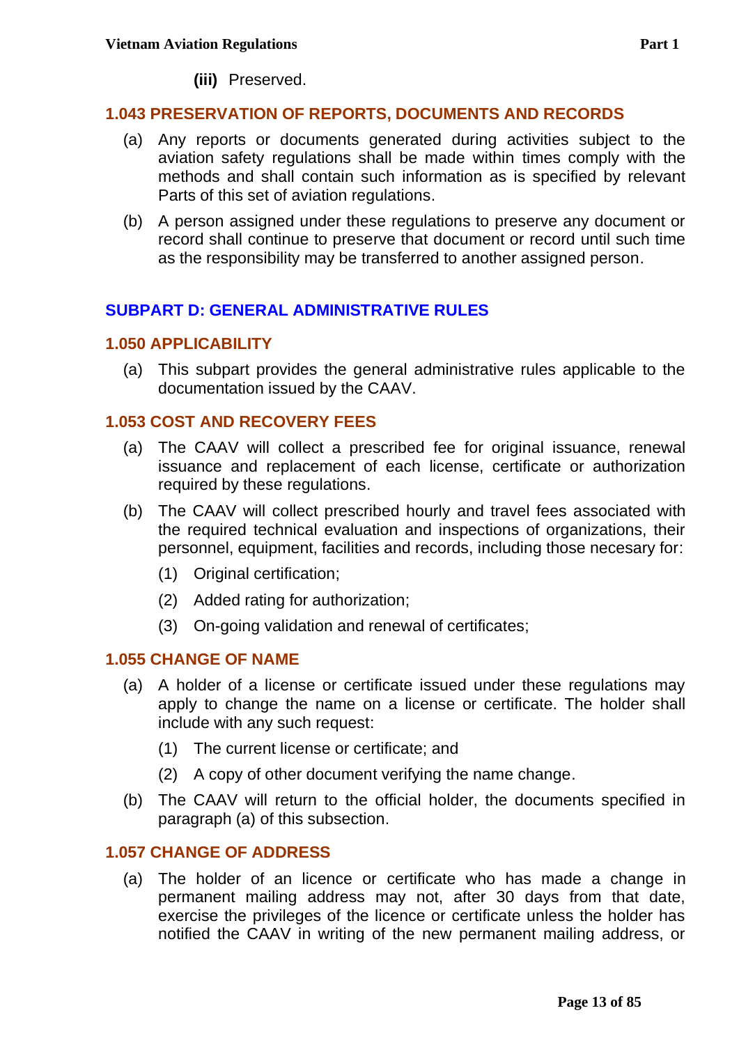**(iii)** Preserved.

## 1.043 PRESERVATION OF REPORTS, DOCUMENTS AND RECORDS

(a) Any reports or documents generated during activities subject to the aviation safety regulations shall be made within times comply with the methods and shall contain such information as is specified by relevant Parts of this set of aviation regulations.

(b) A person assigned under these regulations to preserve any document or record shall continue to preserve that document or record until such time as the responsibility may be transferred to another assigned person.

# SUBPART D: GENERAL ADMINISTRATIVE RULES

## 1.050 APPLICABILITY

(a) This subpart provides the general administrative rules applicable to the documentation issued by the CAAV.

## 1.053 COST AND RECOVERY FEES

(a) The CAAV will collect a prescribed fee for original issuance, renewal issuance and replacement of each license, certificate or authorization required by these regulations.

(b) The CAAV will collect prescribed hourly and travel fees associated with the required technical evaluation and inspections of organizations, their personnel, equipment, facilities and records, including those necesary for:

(1) Original certification;

(2) Added rating for authorization;

(3) On-going validation and renewal of certificates;

## 1.055 CHANGE OF NAME

(a) A holder of a license or certificate issued under these regulations may apply to change the name on a license or certificate. The holder shall include with any such request:

(1) The current license or certificate; and

(2) A copy of other document verifying the name change.

(b) The CAAV will return to the official holder, the documents specified in paragraph (a) of this subsection.

## 1.057 CHANGE OF ADDRESS

(a) The holder of an licence or certificate who has made a change in permanent mailing address may not, after 30 days from that date, exercise the privileges of the licence or certificate unless the holder has notified the CAAV in writing of the new permanent mailing address, or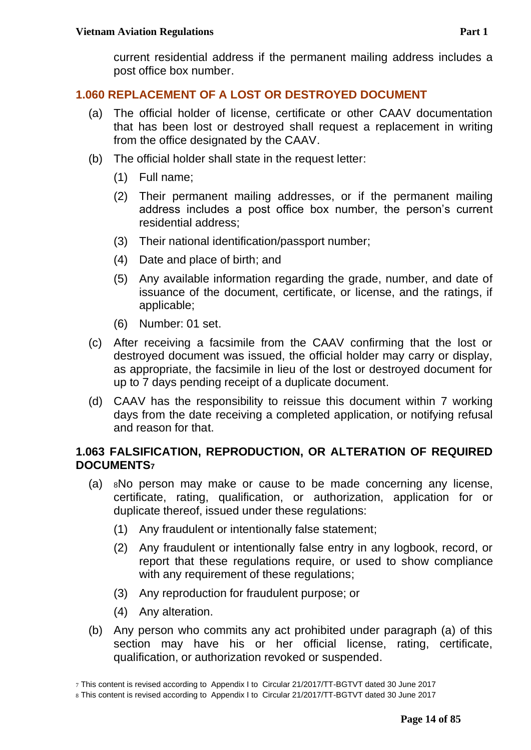current residential address if the permanent mailing address includes a post office box number.

## 1.060 REPLACEMENT OF A LOST OR DESTROYED DOCUMENT

(a) The official holder of license, certificate or other CAAV documentation that has been lost or destroyed shall request a replacement in writing from the office designated by the CAAV.

(b) The official holder shall state in the request letter:

(1) Full name;

(2) Their permanent mailing addresses, or if the permanent mailing address includes a post office box number, the person's current residential address;

(3) Their national identification/passport number;

(4) Date and place of birth; and

(5) Any available information regarding the grade, number, and date of issuance of the document, certificate, or license, and the ratings, if applicable;

(6) Number: 01 set.

(c) After receiving a facsimile from the CAAV confirming that the lost or destroyed document was issued, the official holder may carry or display, as appropriate, the facsimile in lieu of the lost or destroyed document for up to 7 days pending receipt of a duplicate document.

(d) CAAV has the responsibility to reissue this document within 7 working days from the date receiving a completed application, or notifying refusal and reason for that.

## 1.063 FALSIFICATION, REPRODUCTION, OR ALTERATION OF REQUIRED DOCUMENTS[7]

(a) [8]No person may make or cause to be made concerning any license, certificate, rating, qualification, or authorization, application for or duplicate thereof, issued under these regulations:

(1) Any fraudulent or intentionally false statement;

(2) Any fraudulent or intentionally false entry in any logbook, record, or report that these regulations require, or used to show compliance with any requirement of these regulations;

(3) Any reproduction for fraudulent purpose; or

(4) Any alteration.

(b) Any person who commits any act prohibited under paragraph (a) of this section may have his or her official license, rating, certificate, qualification, or authorization revoked or suspended.

[7] This content is revised according to Appendix I to Circular 21/2017/TT-BGTVT dated 30 June 2017

[8] This content is revised according to Appendix I to Circular 21/2017/TT-BGTVT dated 30 June 2017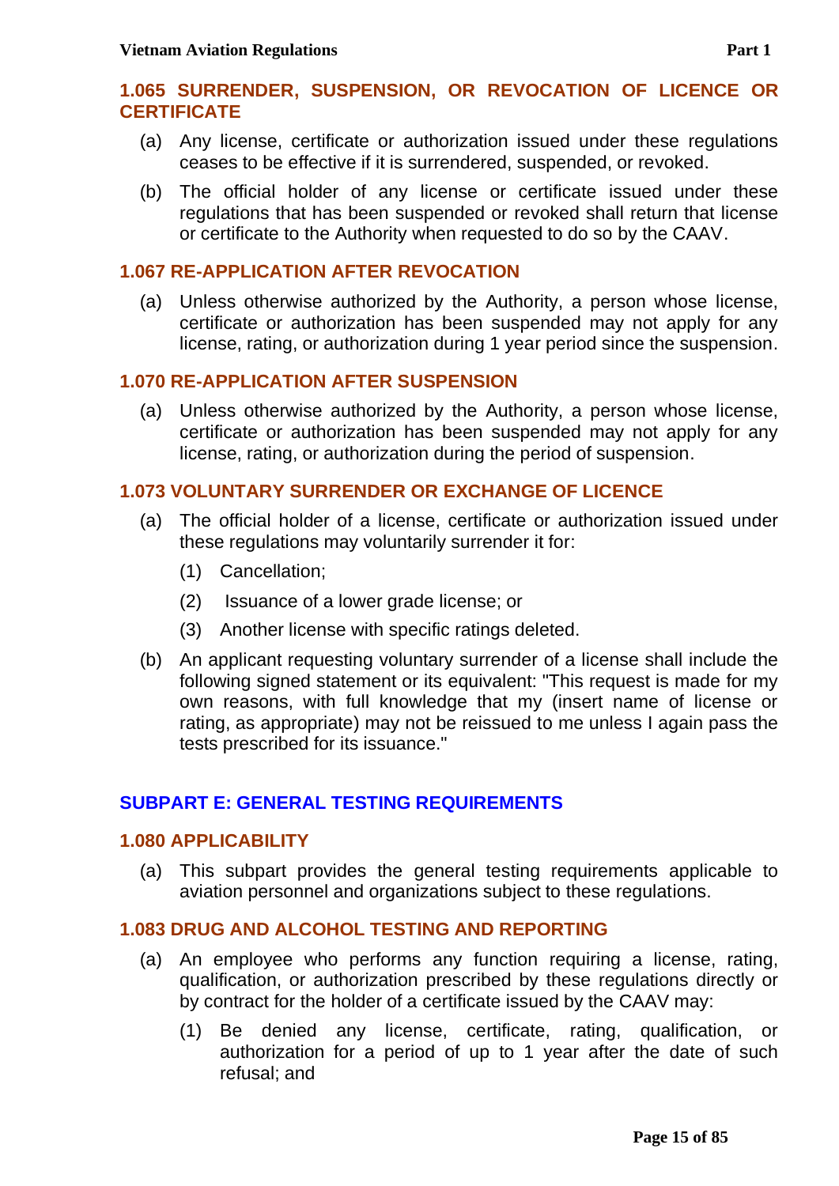## 1.065 SURRENDER, SUSPENSION, OR REVOCATION OF LICENCE OR CERTIFICATE

(a) Any license, certificate or authorization issued under these regulations ceases to be effective if it is surrendered, suspended, or revoked.

(b) The official holder of any license or certificate issued under these regulations that has been suspended or revoked shall return that license or certificate to the Authority when requested to do so by the CAAV.

## 1.067 RE-APPLICATION AFTER REVOCATION

(a) Unless otherwise authorized by the Authority, a person whose license, certificate or authorization has been suspended may not apply for any license, rating, or authorization during 1 year period since the suspension.

## 1.070 RE-APPLICATION AFTER SUSPENSION

(a) Unless otherwise authorized by the Authority, a person whose license, certificate or authorization has been suspended may not apply for any license, rating, or authorization during the period of suspension.

## 1.073 VOLUNTARY SURRENDER OR EXCHANGE OF LICENCE

(a) The official holder of a license, certificate or authorization issued under these regulations may voluntarily surrender it for:

  (1) Cancellation;

  (2) Issuance of a lower grade license; or

  (3) Another license with specific ratings deleted.

(b) An applicant requesting voluntary surrender of a license shall include the following signed statement or its equivalent: "This request is made for my own reasons, with full knowledge that my (insert name of license or rating, as appropriate) may not be reissued to me unless I again pass the tests prescribed for its issuance."

# SUBPART E: GENERAL TESTING REQUIREMENTS

## 1.080 APPLICABILITY

(a) This subpart provides the general testing requirements applicable to aviation personnel and organizations subject to these regulations.

## 1.083 DRUG AND ALCOHOL TESTING AND REPORTING

(a) An employee who performs any function requiring a license, rating, qualification, or authorization prescribed by these regulations directly or by contract for the holder of a certificate issued by the CAAV may:

  (1) Be denied any license, certificate, rating, qualification, or authorization for a period of up to 1 year after the date of such refusal; and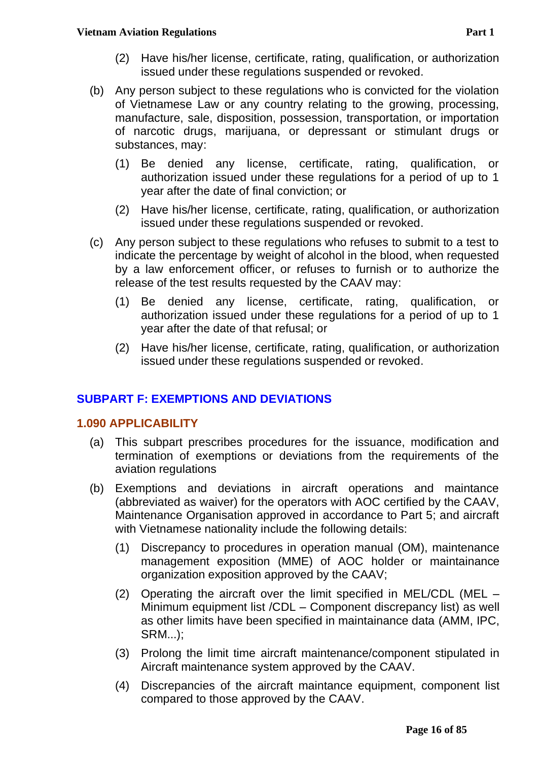(2) Have his/her license, certificate, rating, qualification, or authorization issued under these regulations suspended or revoked.

(b) Any person subject to these regulations who is convicted for the violation of Vietnamese Law or any country relating to the growing, processing, manufacture, sale, disposition, possession, transportation, or importation of narcotic drugs, marijuana, or depressant or stimulant drugs or substances, may:

(1) Be denied any license, certificate, rating, qualification, or authorization issued under these regulations for a period of up to 1 year after the date of final conviction; or

(2) Have his/her license, certificate, rating, qualification, or authorization issued under these regulations suspended or revoked.

(c) Any person subject to these regulations who refuses to submit to a test to indicate the percentage by weight of alcohol in the blood, when requested by a law enforcement officer, or refuses to furnish or to authorize the release of the test results requested by the CAAV may:

(1) Be denied any license, certificate, rating, qualification, or authorization issued under these regulations for a period of up to 1 year after the date of that refusal; or

(2) Have his/her license, certificate, rating, qualification, or authorization issued under these regulations suspended or revoked.

## SUBPART F: EXEMPTIONS AND DEVIATIONS

### 1.090 APPLICABILITY

(a) This subpart prescribes procedures for the issuance, modification and termination of exemptions or deviations from the requirements of the aviation regulations

(b) Exemptions and deviations in aircraft operations and maintance (abbreviated as waiver) for the operators with AOC certified by the CAAV, Maintenance Organisation approved in accordance to Part 5; and aircraft with Vietnamese nationality include the following details:

(1) Discrepancy to procedures in operation manual (OM), maintenance management exposition (MME) of AOC holder or maintainance organization exposition approved by the CAAV;

(2) Operating the aircraft over the limit specified in MEL/CDL (MEL – Minimum equipment list /CDL – Component discrepancy list) as well as other limits have been specified in maintainance data (AMM, IPC, SRM...);

(3) Prolong the limit time aircraft maintenance/component stipulated in Aircraft maintenance system approved by the CAAV.

(4) Discrepancies of the aircraft maintance equipment, component list compared to those approved by the CAAV.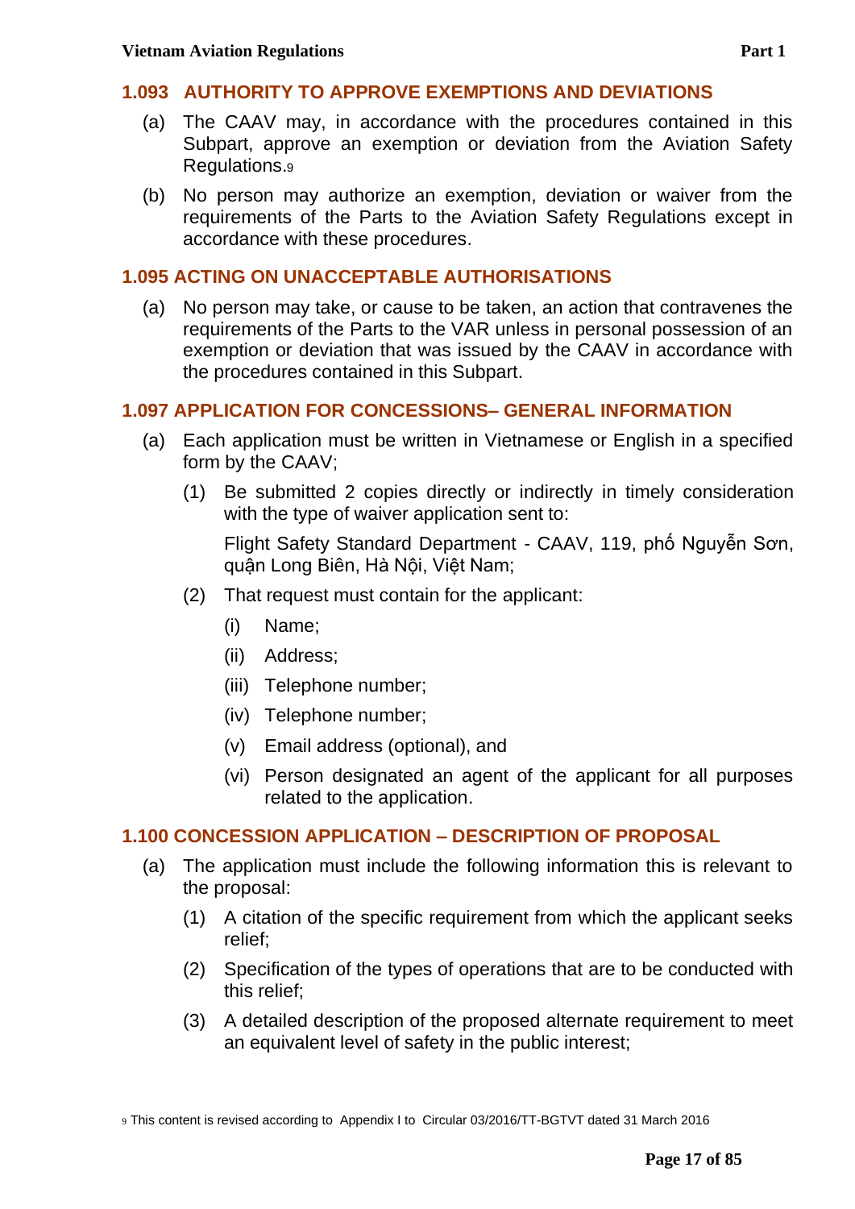## 1.093 AUTHORITY TO APPROVE EXEMPTIONS AND DEVIATIONS

(a) The CAAV may, in accordance with the procedures contained in this Subpart, approve an exemption or deviation from the Aviation Safety Regulations.[9]

(b) No person may authorize an exemption, deviation or waiver from the requirements of the Parts to the Aviation Safety Regulations except in accordance with these procedures.

## 1.095 ACTING ON UNACCEPTABLE AUTHORISATIONS

(a) No person may take, or cause to be taken, an action that contravenes the requirements of the Parts to the VAR unless in personal possession of an exemption or deviation that was issued by the CAAV in accordance with the procedures contained in this Subpart.

## 1.097 APPLICATION FOR CONCESSIONS– GENERAL INFORMATION

(a) Each application must be written in Vietnamese or English in a specified form by the CAAV;

(1) Be submitted 2 copies directly or indirectly in timely consideration with the type of waiver application sent to:

Flight Safety Standard Department - CAAV, 119, phố Nguyễn Sơn, quận Long Biên, Hà Nội, Việt Nam;

(2) That request must contain for the applicant:

(i) Name;

(ii) Address;

(iii) Telephone number;

(iv) Telephone number;

(v) Email address (optional), and

(vi) Person designated an agent of the applicant for all purposes related to the application.

## 1.100 CONCESSION APPLICATION – DESCRIPTION OF PROPOSAL

(a) The application must include the following information this is relevant to the proposal:

(1) A citation of the specific requirement from which the applicant seeks relief;

(2) Specification of the types of operations that are to be conducted with this relief;

(3) A detailed description of the proposed alternate requirement to meet an equivalent level of safety in the public interest;

[9] This content is revised according to Appendix I to Circular 03/2016/TT-BGTVT dated 31 March 2016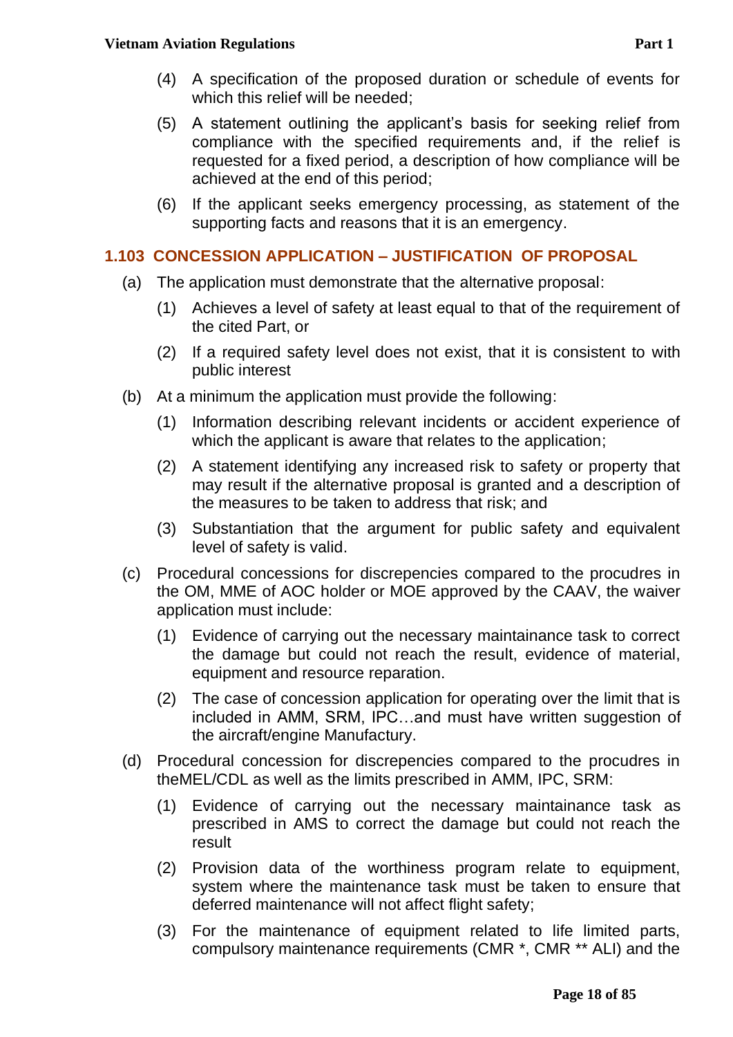(4) A specification of the proposed duration or schedule of events for which this relief will be needed;

(5) A statement outlining the applicant's basis for seeking relief from compliance with the specified requirements and, if the relief is requested for a fixed period, a description of how compliance will be achieved at the end of this period;

(6) If the applicant seeks emergency processing, as statement of the supporting facts and reasons that it is an emergency.

## 1.103 CONCESSION APPLICATION – JUSTIFICATION OF PROPOSAL

(a) The application must demonstrate that the alternative proposal:

(1) Achieves a level of safety at least equal to that of the requirement of the cited Part, or

(2) If a required safety level does not exist, that it is consistent to with public interest

(b) At a minimum the application must provide the following:

(1) Information describing relevant incidents or accident experience of which the applicant is aware that relates to the application;

(2) A statement identifying any increased risk to safety or property that may result if the alternative proposal is granted and a description of the measures to be taken to address that risk; and

(3) Substantiation that the argument for public safety and equivalent level of safety is valid.

(c) Procedural concessions for discrepencies compared to the procudres in the OM, MME of AOC holder or MOE approved by the CAAV, the waiver application must include:

(1) Evidence of carrying out the necessary maintainance task to correct the damage but could not reach the result, evidence of material, equipment and resource reparation.

(2) The case of concession application for operating over the limit that is included in AMM, SRM, IPC…and must have written suggestion of the aircraft/engine Manufactury.

(d) Procedural concession for discrepencies compared to the procudres in theMEL/CDL as well as the limits prescribed in AMM, IPC, SRM:

(1) Evidence of carrying out the necessary maintainance task as prescribed in AMS to correct the damage but could not reach the result

(2) Provision data of the worthiness program relate to equipment, system where the maintenance task must be taken to ensure that deferred maintenance will not affect flight safety;

(3) For the maintenance of equipment related to life limited parts, compulsory maintenance requirements (CMR *, CMR ** ALI) and the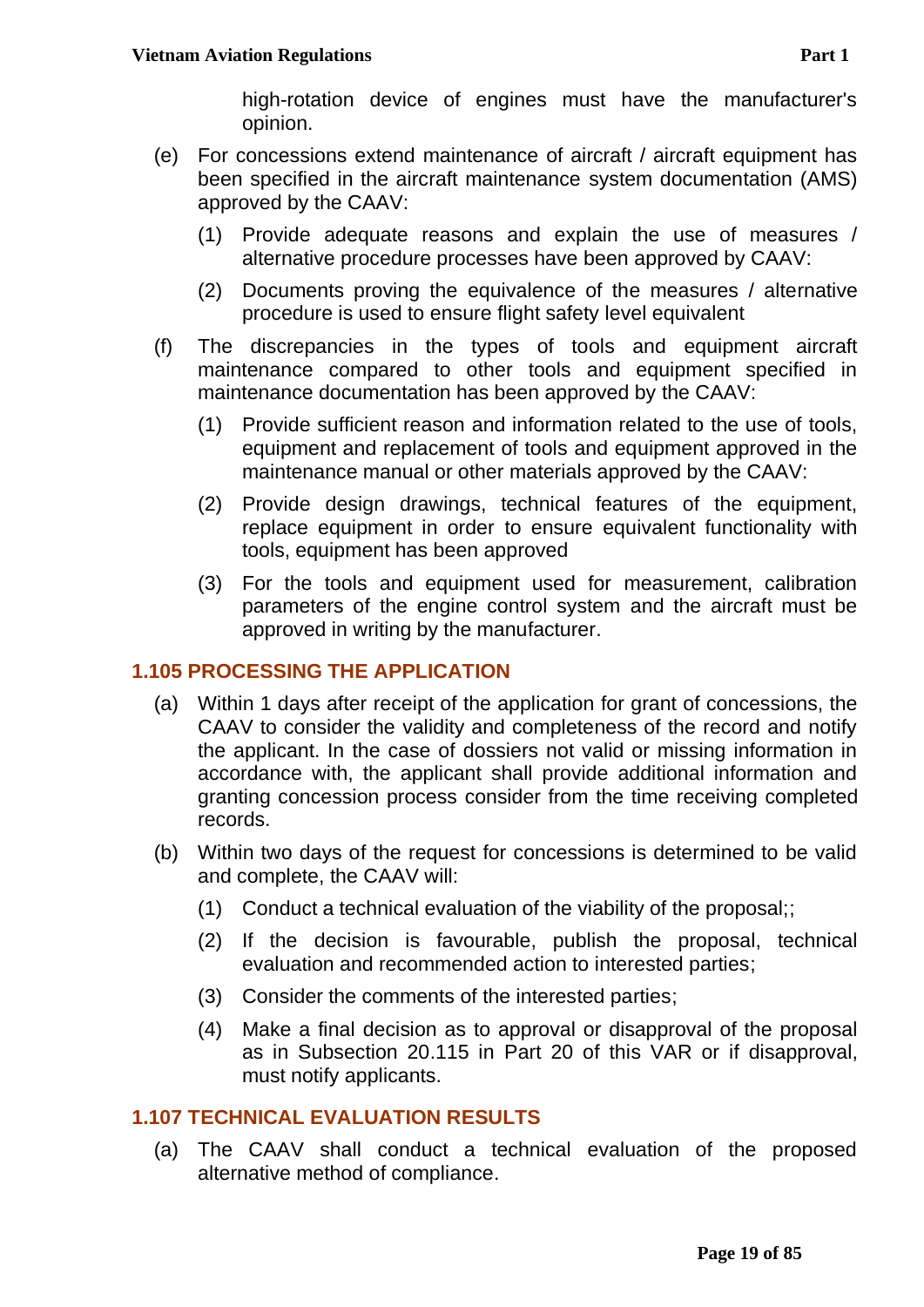high-rotation device of engines must have the manufacturer's opinion.

(e) For concessions extend maintenance of aircraft / aircraft equipment has been specified in the aircraft maintenance system documentation (AMS) approved by the CAAV:

(1) Provide adequate reasons and explain the use of measures / alternative procedure processes have been approved by CAAV:

(2) Documents proving the equivalence of the measures / alternative procedure is used to ensure flight safety level equivalent

(f) The discrepancies in the types of tools and equipment aircraft maintenance compared to other tools and equipment specified in maintenance documentation has been approved by the CAAV:

(1) Provide sufficient reason and information related to the use of tools, equipment and replacement of tools and equipment approved in the maintenance manual or other materials approved by the CAAV:

(2) Provide design drawings, technical features of the equipment, replace equipment in order to ensure equivalent functionality with tools, equipment has been approved

(3) For the tools and equipment used for measurement, calibration parameters of the engine control system and the aircraft must be approved in writing by the manufacturer.

## 1.105 PROCESSING THE APPLICATION

(a) Within 1 days after receipt of the application for grant of concessions, the CAAV to consider the validity and completeness of the record and notify the applicant. In the case of dossiers not valid or missing information in accordance with, the applicant shall provide additional information and granting concession process consider from the time receiving completed records.

(b) Within two days of the request for concessions is determined to be valid and complete, the CAAV will:

(1) Conduct a technical evaluation of the viability of the proposal;;

(2) If the decision is favourable, publish the proposal, technical evaluation and recommended action to interested parties;

(3) Consider the comments of the interested parties;

(4) Make a final decision as to approval or disapproval of the proposal as in Subsection 20.115 in Part 20 of this VAR or if disapproval, must notify applicants.

## 1.107 TECHNICAL EVALUATION RESULTS

(a) The CAAV shall conduct a technical evaluation of the proposed alternative method of compliance.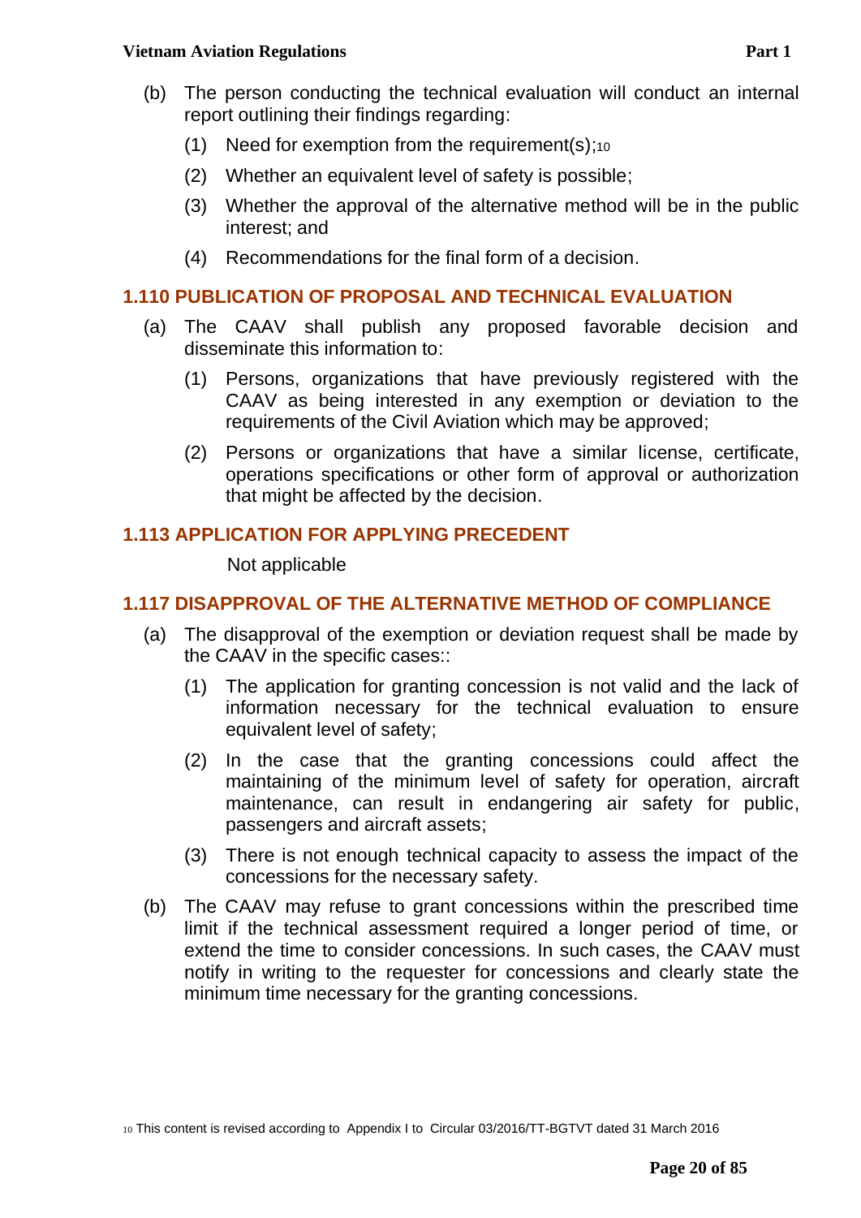(b) The person conducting the technical evaluation will conduct an internal report outlining their findings regarding:

(1) Need for exemption from the requirement(s);[10]

(2) Whether an equivalent level of safety is possible;

(3) Whether the approval of the alternative method will be in the public interest; and

(4) Recommendations for the final form of a decision.

### 1.110 PUBLICATION OF PROPOSAL AND TECHNICAL EVALUATION

(a) The CAAV shall publish any proposed favorable decision and disseminate this information to:

(1) Persons, organizations that have previously registered with the CAAV as being interested in any exemption or deviation to the requirements of the Civil Aviation which may be approved;

(2) Persons or organizations that have a similar license, certificate, operations specifications or other form of approval or authorization that might be affected by the decision.

### 1.113 APPLICATION FOR APPLYING PRECEDENT

Not applicable

### 1.117 DISAPPROVAL OF THE ALTERNATIVE METHOD OF COMPLIANCE

(a) The disapproval of the exemption or deviation request shall be made by the CAAV in the specific cases::

(1) The application for granting concession is not valid and the lack of information necessary for the technical evaluation to ensure equivalent level of safety;

(2) In the case that the granting concessions could affect the maintaining of the minimum level of safety for operation, aircraft maintenance, can result in endangering air safety for public, passengers and aircraft assets;

(3) There is not enough technical capacity to assess the impact of the concessions for the necessary safety.

(b) The CAAV may refuse to grant concessions within the prescribed time limit if the technical assessment required a longer period of time, or extend the time to consider concessions. In such cases, the CAAV must notify in writing to the requester for concessions and clearly state the minimum time necessary for the granting concessions.

[10] This content is revised according to Appendix I to Circular 03/2016/TT-BGTVT dated 31 March 2016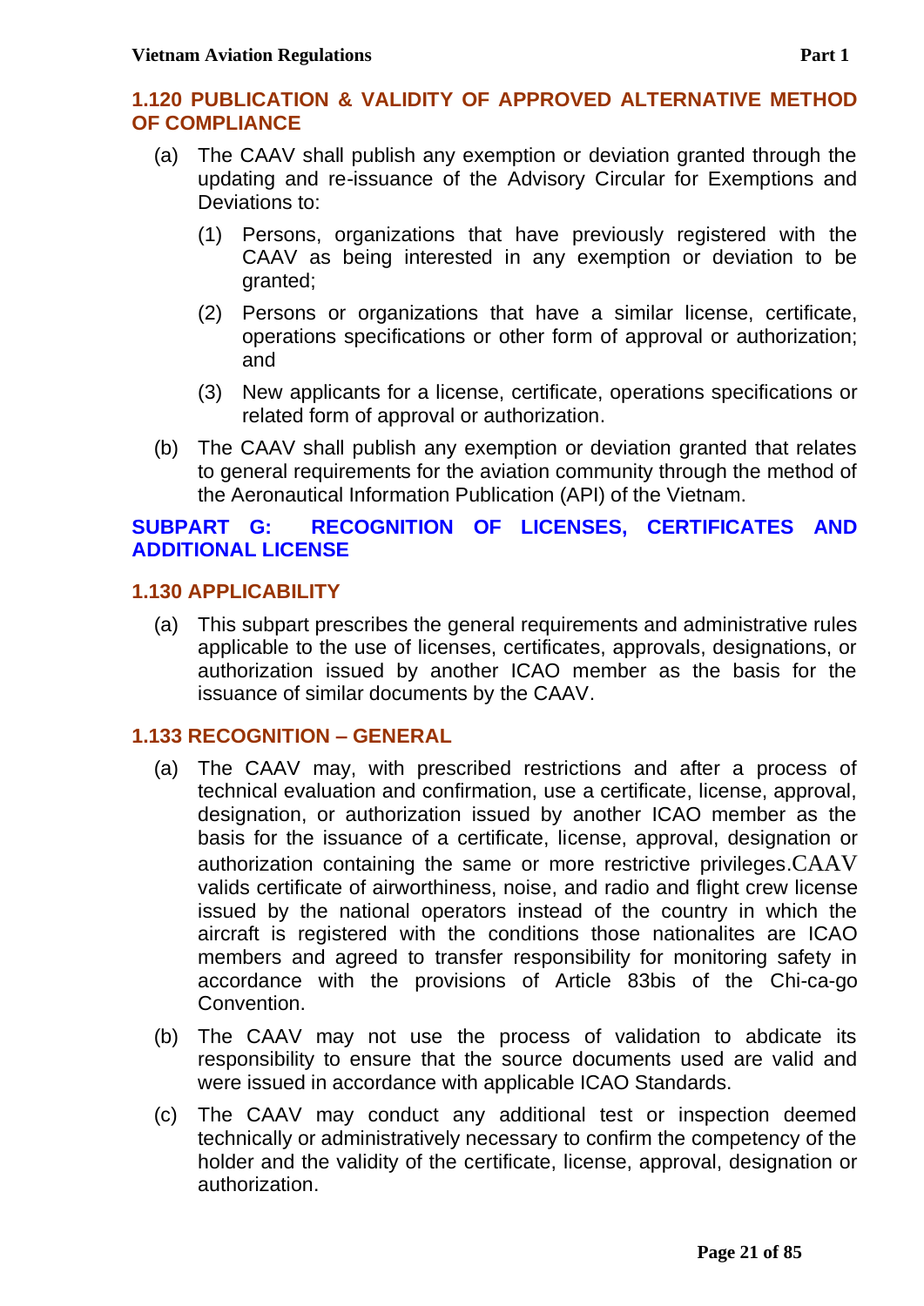## 1.120 PUBLICATION & VALIDITY OF APPROVED ALTERNATIVE METHOD OF COMPLIANCE

(a) The CAAV shall publish any exemption or deviation granted through the updating and re-issuance of the Advisory Circular for Exemptions and Deviations to:

(1) Persons, organizations that have previously registered with the CAAV as being interested in any exemption or deviation to be granted;

(2) Persons or organizations that have a similar license, certificate, operations specifications or other form of approval or authorization; and

(3) New applicants for a license, certificate, operations specifications or related form of approval or authorization.

(b) The CAAV shall publish any exemption or deviation granted that relates to general requirements for the aviation community through the method of the Aeronautical Information Publication (API) of the Vietnam.

# SUBPART G: RECOGNITION OF LICENSES, CERTIFICATES AND ADDITIONAL LICENSE

## 1.130 APPLICABILITY

(a) This subpart prescribes the general requirements and administrative rules applicable to the use of licenses, certificates, approvals, designations, or authorization issued by another ICAO member as the basis for the issuance of similar documents by the CAAV.

## 1.133 RECOGNITION – GENERAL

(a) The CAAV may, with prescribed restrictions and after a process of technical evaluation and confirmation, use a certificate, license, approval, designation, or authorization issued by another ICAO member as the basis for the issuance of a certificate, license, approval, designation or authorization containing the same or more restrictive privileges.CAAV valids certificate of airworthiness, noise, and radio and flight crew license issued by the national operators instead of the country in which the aircraft is registered with the conditions those nationalites are ICAO members and agreed to transfer responsibility for monitoring safety in accordance with the provisions of Article 83bis of the Chi-ca-go Convention.

(b) The CAAV may not use the process of validation to abdicate its responsibility to ensure that the source documents used are valid and were issued in accordance with applicable ICAO Standards.

(c) The CAAV may conduct any additional test or inspection deemed technically or administratively necessary to confirm the competency of the holder and the validity of the certificate, license, approval, designation or authorization.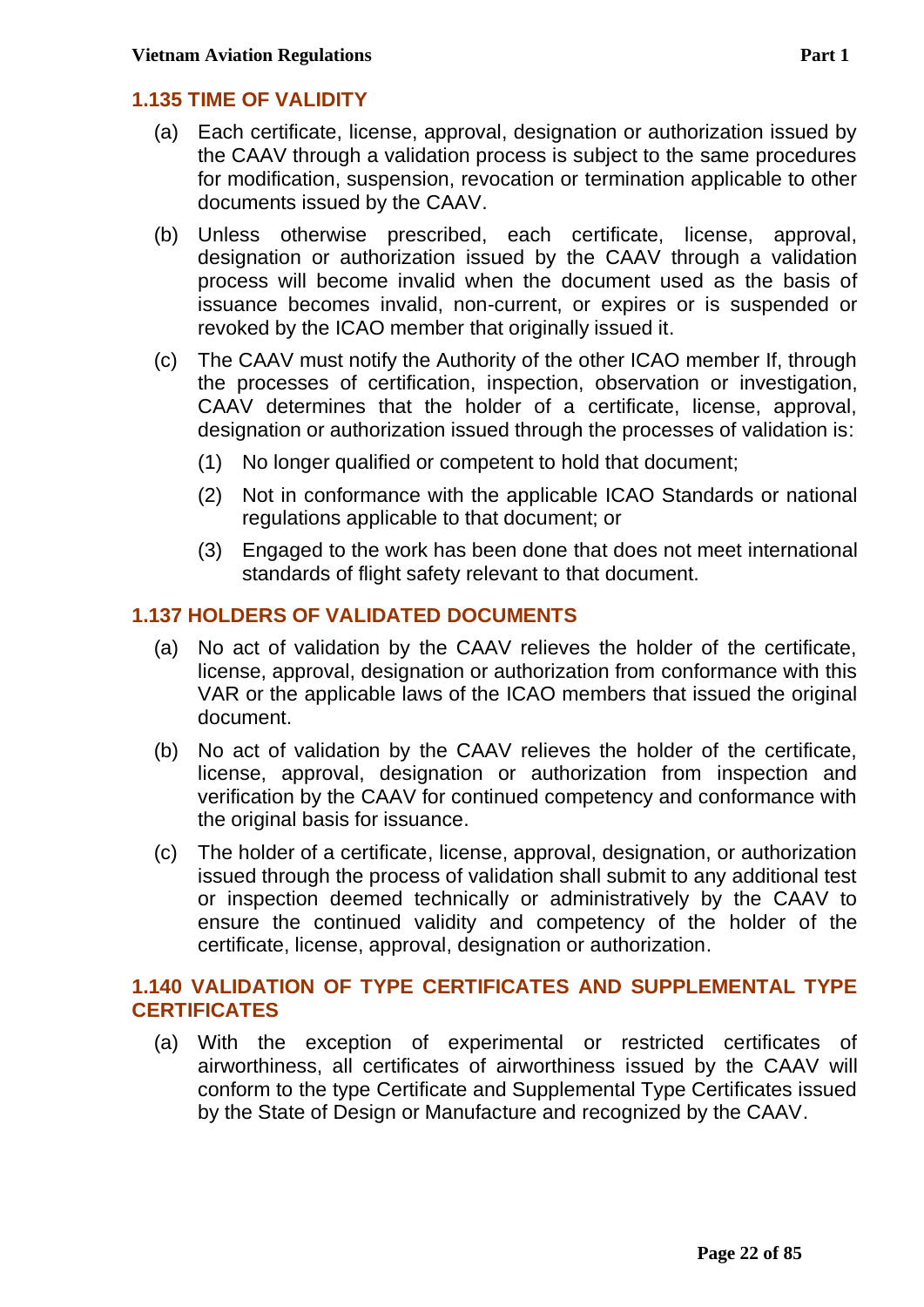## 1.135 TIME OF VALIDITY

(a) Each certificate, license, approval, designation or authorization issued by the CAAV through a validation process is subject to the same procedures for modification, suspension, revocation or termination applicable to other documents issued by the CAAV.

(b) Unless otherwise prescribed, each certificate, license, approval, designation or authorization issued by the CAAV through a validation process will become invalid when the document used as the basis of issuance becomes invalid, non-current, or expires or is suspended or revoked by the ICAO member that originally issued it.

(c) The CAAV must notify the Authority of the other ICAO member If, through the processes of certification, inspection, observation or investigation, CAAV determines that the holder of a certificate, license, approval, designation or authorization issued through the processes of validation is:

(1) No longer qualified or competent to hold that document;

(2) Not in conformance with the applicable ICAO Standards or national regulations applicable to that document; or

(3) Engaged to the work has been done that does not meet international standards of flight safety relevant to that document.

## 1.137 HOLDERS OF VALIDATED DOCUMENTS

(a) No act of validation by the CAAV relieves the holder of the certificate, license, approval, designation or authorization from conformance with this VAR or the applicable laws of the ICAO members that issued the original document.

(b) No act of validation by the CAAV relieves the holder of the certificate, license, approval, designation or authorization from inspection and verification by the CAAV for continued competency and conformance with the original basis for issuance.

(c) The holder of a certificate, license, approval, designation, or authorization issued through the process of validation shall submit to any additional test or inspection deemed technically or administratively by the CAAV to ensure the continued validity and competency of the holder of the certificate, license, approval, designation or authorization.

## 1.140 VALIDATION OF TYPE CERTIFICATES AND SUPPLEMENTAL TYPE CERTIFICATES

(a) With the exception of experimental or restricted certificates of airworthiness, all certificates of airworthiness issued by the CAAV will conform to the type Certificate and Supplemental Type Certificates issued by the State of Design or Manufacture and recognized by the CAAV.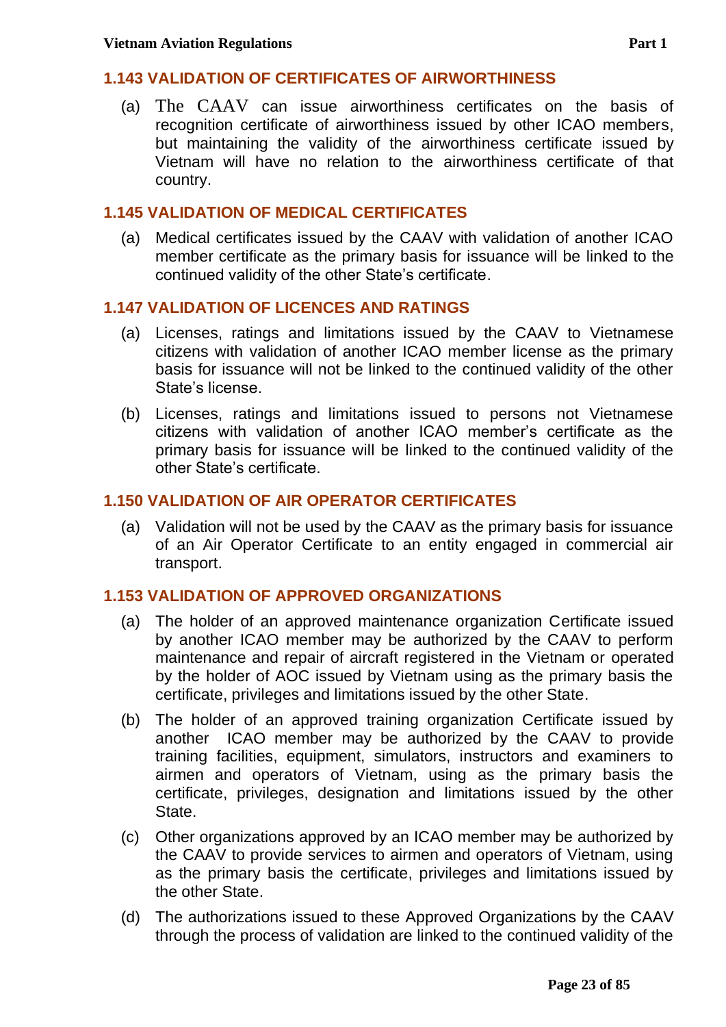### 1.143 VALIDATION OF CERTIFICATES OF AIRWORTHINESS

(a) The CAAV can issue airworthiness certificates on the basis of recognition certificate of airworthiness issued by other ICAO members, but maintaining the validity of the airworthiness certificate issued by Vietnam will have no relation to the airworthiness certificate of that country.

### 1.145 VALIDATION OF MEDICAL CERTIFICATES

(a) Medical certificates issued by the CAAV with validation of another ICAO member certificate as the primary basis for issuance will be linked to the continued validity of the other State's certificate.

### 1.147 VALIDATION OF LICENCES AND RATINGS

(a) Licenses, ratings and limitations issued by the CAAV to Vietnamese citizens with validation of another ICAO member license as the primary basis for issuance will not be linked to the continued validity of the other State's license.

(b) Licenses, ratings and limitations issued to persons not Vietnamese citizens with validation of another ICAO member's certificate as the primary basis for issuance will be linked to the continued validity of the other State's certificate.

### 1.150 VALIDATION OF AIR OPERATOR CERTIFICATES

(a) Validation will not be used by the CAAV as the primary basis for issuance of an Air Operator Certificate to an entity engaged in commercial air transport.

### 1.153 VALIDATION OF APPROVED ORGANIZATIONS

(a) The holder of an approved maintenance organization Certificate issued by another ICAO member may be authorized by the CAAV to perform maintenance and repair of aircraft registered in the Vietnam or operated by the holder of AOC issued by Vietnam using as the primary basis the certificate, privileges and limitations issued by the other State.

(b) The holder of an approved training organization Certificate issued by another ICAO member may be authorized by the CAAV to provide training facilities, equipment, simulators, instructors and examiners to airmen and operators of Vietnam, using as the primary basis the certificate, privileges, designation and limitations issued by the other State.

(c) Other organizations approved by an ICAO member may be authorized by the CAAV to provide services to airmen and operators of Vietnam, using as the primary basis the certificate, privileges and limitations issued by the other State.

(d) The authorizations issued to these Approved Organizations by the CAAV through the process of validation are linked to the continued validity of the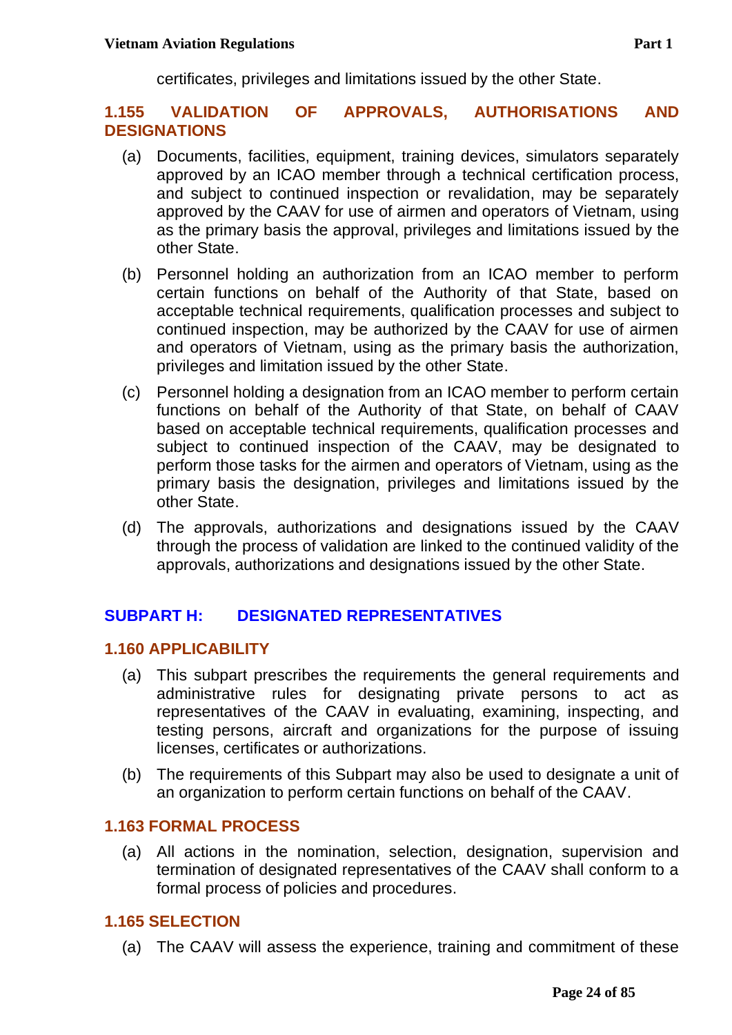certificates, privileges and limitations issued by the other State.

### 1.155 VALIDATION OF APPROVALS, AUTHORISATIONS AND DESIGNATIONS

(a) Documents, facilities, equipment, training devices, simulators separately approved by an ICAO member through a technical certification process, and subject to continued inspection or revalidation, may be separately approved by the CAAV for use of airmen and operators of Vietnam, using as the primary basis the approval, privileges and limitations issued by the other State.

(b) Personnel holding an authorization from an ICAO member to perform certain functions on behalf of the Authority of that State, based on acceptable technical requirements, qualification processes and subject to continued inspection, may be authorized by the CAAV for use of airmen and operators of Vietnam, using as the primary basis the authorization, privileges and limitation issued by the other State.

(c) Personnel holding a designation from an ICAO member to perform certain functions on behalf of the Authority of that State, on behalf of CAAV based on acceptable technical requirements, qualification processes and subject to continued inspection of the CAAV, may be designated to perform those tasks for the airmen and operators of Vietnam, using as the primary basis the designation, privileges and limitations issued by the other State.

(d) The approvals, authorizations and designations issued by the CAAV through the process of validation are linked to the continued validity of the approvals, authorizations and designations issued by the other State.

## SUBPART H: DESIGNATED REPRESENTATIVES

### 1.160 APPLICABILITY

(a) This subpart prescribes the requirements the general requirements and administrative rules for designating private persons to act as representatives of the CAAV in evaluating, examining, inspecting, and testing persons, aircraft and organizations for the purpose of issuing licenses, certificates or authorizations.

(b) The requirements of this Subpart may also be used to designate a unit of an organization to perform certain functions on behalf of the CAAV.

### 1.163 FORMAL PROCESS

(a) All actions in the nomination, selection, designation, supervision and termination of designated representatives of the CAAV shall conform to a formal process of policies and procedures.

### 1.165 SELECTION

(a) The CAAV will assess the experience, training and commitment of these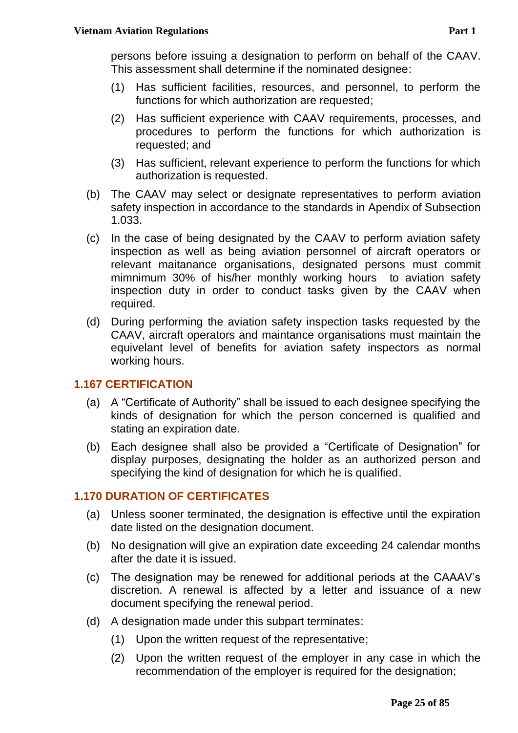persons before issuing a designation to perform on behalf of the CAAV. This assessment shall determine if the nominated designee:

(1) Has sufficient facilities, resources, and personnel, to perform the functions for which authorization are requested;

(2) Has sufficient experience with CAAV requirements, processes, and procedures to perform the functions for which authorization is requested; and

(3) Has sufficient, relevant experience to perform the functions for which authorization is requested.

(b) The CAAV may select or designate representatives to perform aviation safety inspection in accordance to the standards in Apendix of Subsection 1.033.

(c) In the case of being designated by the CAAV to perform aviation safety inspection as well as being aviation personnel of aircraft operators or relevant maitanance organisations, designated persons must commit mimnimum 30% of his/her monthly working hours to aviation safety inspection duty in order to conduct tasks given by the CAAV when required.

(d) During performing the aviation safety inspection tasks requested by the CAAV, aircraft operators and maintance organisations must maintain the equivelant level of benefits for aviation safety inspectors as normal working hours.

## 1.167 CERTIFICATION

(a) A "Certificate of Authority" shall be issued to each designee specifying the kinds of designation for which the person concerned is qualified and stating an expiration date.

(b) Each designee shall also be provided a "Certificate of Designation" for display purposes, designating the holder as an authorized person and specifying the kind of designation for which he is qualified.

## 1.170 DURATION OF CERTIFICATES

(a) Unless sooner terminated, the designation is effective until the expiration date listed on the designation document.

(b) No designation will give an expiration date exceeding 24 calendar months after the date it is issued.

(c) The designation may be renewed for additional periods at the CAAAV's discretion. A renewal is affected by a letter and issuance of a new document specifying the renewal period.

(d) A designation made under this subpart terminates:

(1) Upon the written request of the representative;

(2) Upon the written request of the employer in any case in which the recommendation of the employer is required for the designation;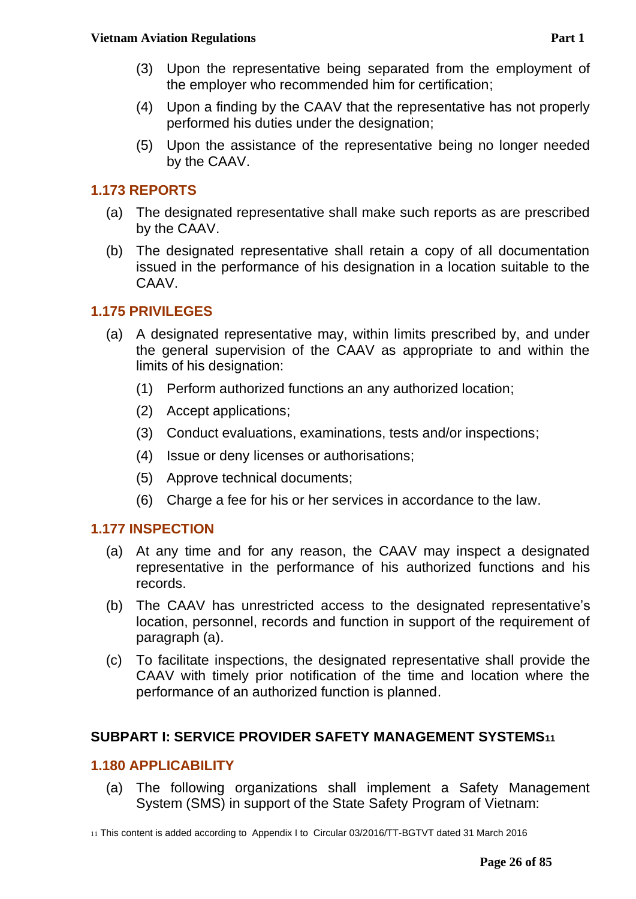(3) Upon the representative being separated from the employment of the employer who recommended him for certification;

(4) Upon a finding by the CAAV that the representative has not properly performed his duties under the designation;

(5) Upon the assistance of the representative being no longer needed by the CAAV.

### 1.173 REPORTS

(a) The designated representative shall make such reports as are prescribed by the CAAV.

(b) The designated representative shall retain a copy of all documentation issued in the performance of his designation in a location suitable to the CAAV.

### 1.175 PRIVILEGES

(a) A designated representative may, within limits prescribed by, and under the general supervision of the CAAV as appropriate to and within the limits of his designation:

(1) Perform authorized functions an any authorized location;

(2) Accept applications;

(3) Conduct evaluations, examinations, tests and/or inspections;

(4) Issue or deny licenses or authorisations;

(5) Approve technical documents;

(6) Charge a fee for his or her services in accordance to the law.

### 1.177 INSPECTION

(a) At any time and for any reason, the CAAV may inspect a designated representative in the performance of his authorized functions and his records.

(b) The CAAV has unrestricted access to the designated representative's location, personnel, records and function in support of the requirement of paragraph (a).

(c) To facilitate inspections, the designated representative shall provide the CAAV with timely prior notification of the time and location where the performance of an authorized function is planned.

## SUBPART I: SERVICE PROVIDER SAFETY MANAGEMENT SYSTEMS[11]

### 1.180 APPLICABILITY

(a) The following organizations shall implement a Safety Management System (SMS) in support of the State Safety Program of Vietnam:

[11] This content is added according to Appendix I to Circular 03/2016/TT-BGTVT dated 31 March 2016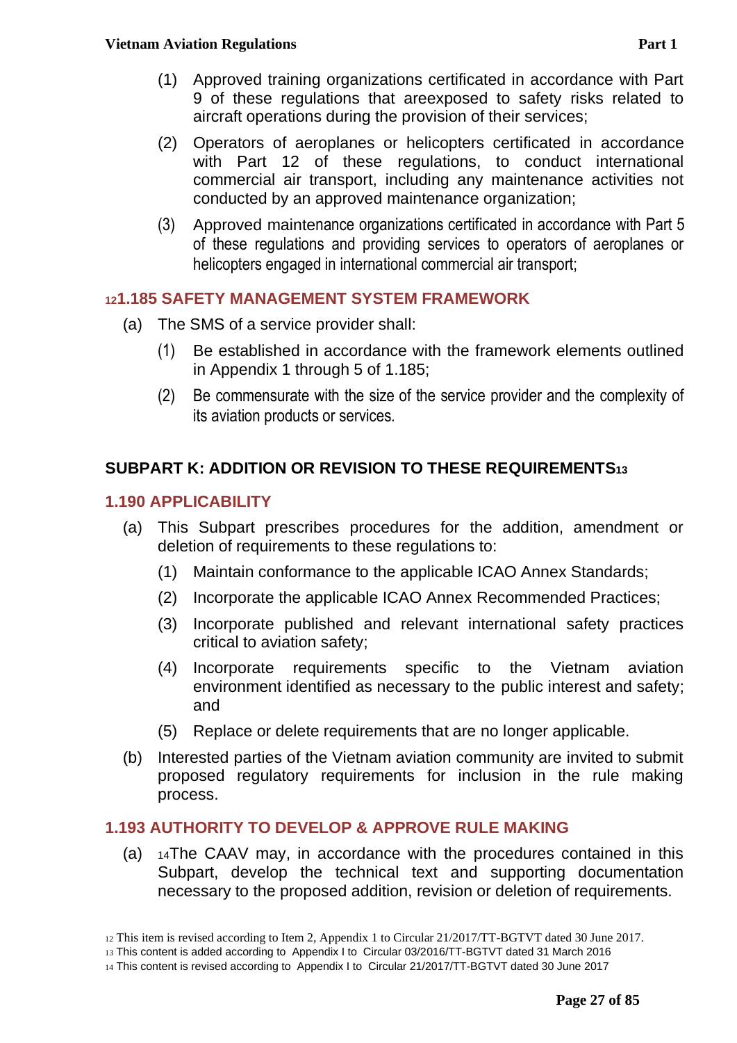(1) Approved training organizations certificated in accordance with Part 9 of these regulations that areexposed to safety risks related to aircraft operations during the provision of their services;

(2) Operators of aeroplanes or helicopters certificated in accordance with Part 12 of these regulations, to conduct international commercial air transport, including any maintenance activities not conducted by an approved maintenance organization;

(3) Approved maintenance organizations certificated in accordance with Part 5 of these regulations and providing services to operators of aeroplanes or helicopters engaged in international commercial air transport;

### [12]1.185 SAFETY MANAGEMENT SYSTEM FRAMEWORK

(a) The SMS of a service provider shall:

(1) Be established in accordance with the framework elements outlined in Appendix 1 through 5 of 1.185;

(2) Be commensurate with the size of the service provider and the complexity of its aviation products or services.

## SUBPART K: ADDITION OR REVISION TO THESE REQUIREMENTS[13]

### 1.190 APPLICABILITY

(a) This Subpart prescribes procedures for the addition, amendment or deletion of requirements to these regulations to:

(1) Maintain conformance to the applicable ICAO Annex Standards;

(2) Incorporate the applicable ICAO Annex Recommended Practices;

(3) Incorporate published and relevant international safety practices critical to aviation safety;

(4) Incorporate requirements specific to the Vietnam aviation environment identified as necessary to the public interest and safety; and

(5) Replace or delete requirements that are no longer applicable.

(b) Interested parties of the Vietnam aviation community are invited to submit proposed regulatory requirements for inclusion in the rule making process.

### 1.193 AUTHORITY TO DEVELOP & APPROVE RULE MAKING

(a) [14]The CAAV may, in accordance with the procedures contained in this Subpart, develop the technical text and supporting documentation necessary to the proposed addition, revision or deletion of requirements.

[12] This item is revised according to Item 2, Appendix 1 to Circular 21/2017/TT-BGTVT dated 30 June 2017.

[13] This content is added according to Appendix I to Circular 03/2016/TT-BGTVT dated 31 March 2016

[14] This content is revised according to Appendix I to Circular 21/2017/TT-BGTVT dated 30 June 2017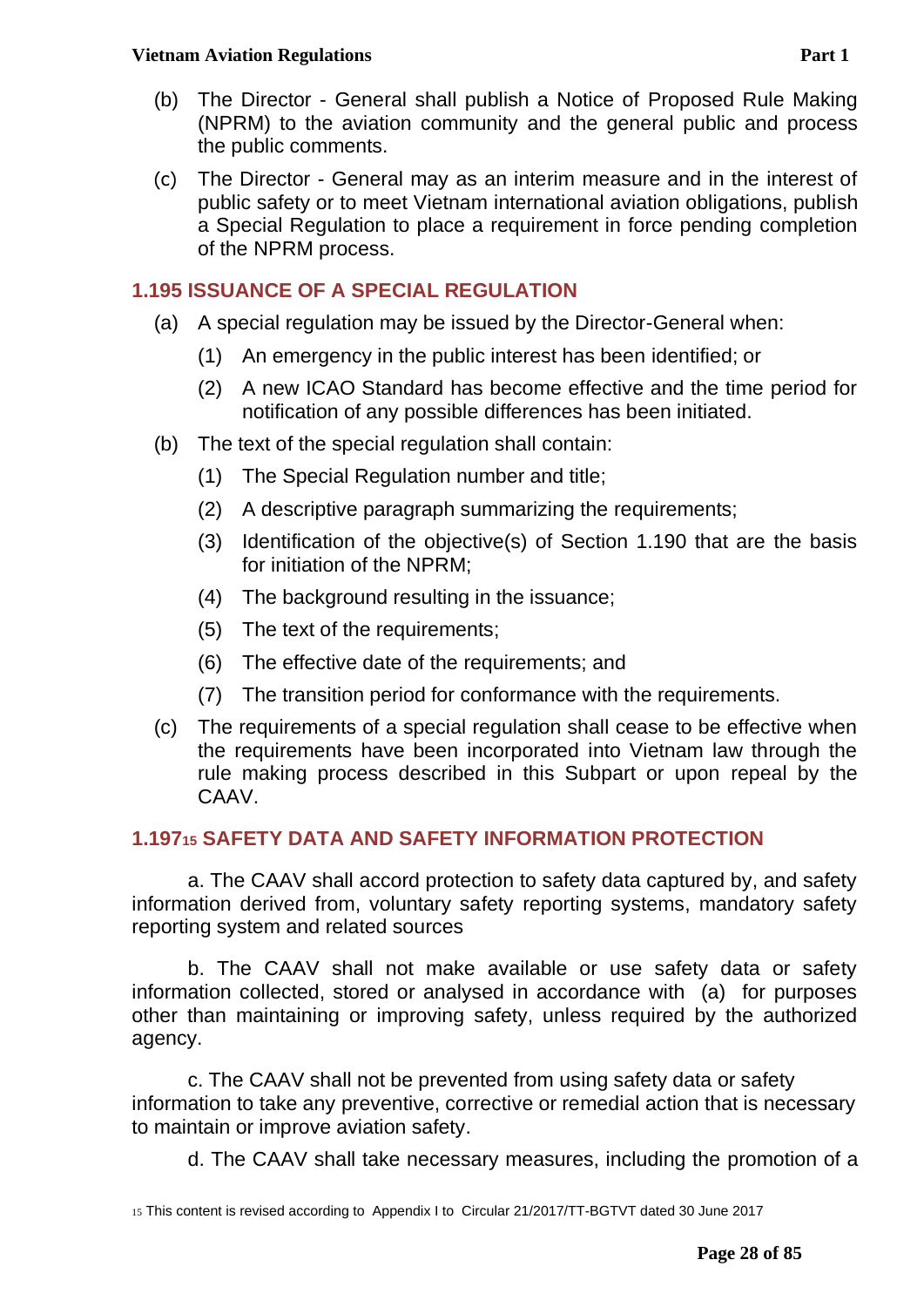(b) The Director - General shall publish a Notice of Proposed Rule Making (NPRM) to the aviation community and the general public and process the public comments.

(c) The Director - General may as an interim measure and in the interest of public safety or to meet Vietnam international aviation obligations, publish a Special Regulation to place a requirement in force pending completion of the NPRM process.

## 1.195 ISSUANCE OF A SPECIAL REGULATION

(a) A special regulation may be issued by the Director-General when:

   (1) An emergency in the public interest has been identified; or

   (2) A new ICAO Standard has become effective and the time period for notification of any possible differences has been initiated.

(b) The text of the special regulation shall contain:

   (1) The Special Regulation number and title;

   (2) A descriptive paragraph summarizing the requirements;

   (3) Identification of the objective(s) of Section 1.190 that are the basis for initiation of the NPRM;

   (4) The background resulting in the issuance;

   (5) The text of the requirements;

   (6) The effective date of the requirements; and

   (7) The transition period for conformance with the requirements.

(c) The requirements of a special regulation shall cease to be effective when the requirements have been incorporated into Vietnam law through the rule making process described in this Subpart or upon repeal by the CAAV.

## 1.197[15] SAFETY DATA AND SAFETY INFORMATION PROTECTION

a. The CAAV shall accord protection to safety data captured by, and safety information derived from, voluntary safety reporting systems, mandatory safety reporting system and related sources

b. The CAAV shall not make available or use safety data or safety information collected, stored or analysed in accordance with (a) for purposes other than maintaining or improving safety, unless required by the authorized agency.

c. The CAAV shall not be prevented from using safety data or safety information to take any preventive, corrective or remedial action that is necessary to maintain or improve aviation safety.

d. The CAAV shall take necessary measures, including the promotion of a

[15] This content is revised according to Appendix I to Circular 21/2017/TT-BGTVT dated 30 June 2017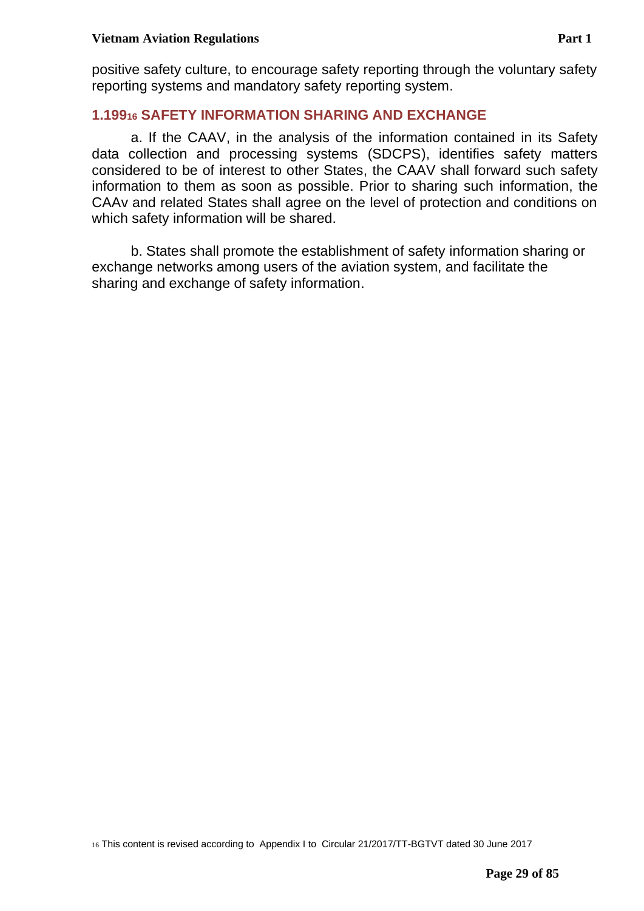positive safety culture, to encourage safety reporting through the voluntary safety reporting systems and mandatory safety reporting system.

## 1.199[16] SAFETY INFORMATION SHARING AND EXCHANGE

a. If the CAAV, in the analysis of the information contained in its Safety data collection and processing systems (SDCPS), identifies safety matters considered to be of interest to other States, the CAAV shall forward such safety information to them as soon as possible. Prior to sharing such information, the CAAv and related States shall agree on the level of protection and conditions on which safety information will be shared.

b. States shall promote the establishment of safety information sharing or exchange networks among users of the aviation system, and facilitate the sharing and exchange of safety information.

[16] This content is revised according to Appendix I to Circular 21/2017/TT-BGTVT dated 30 June 2017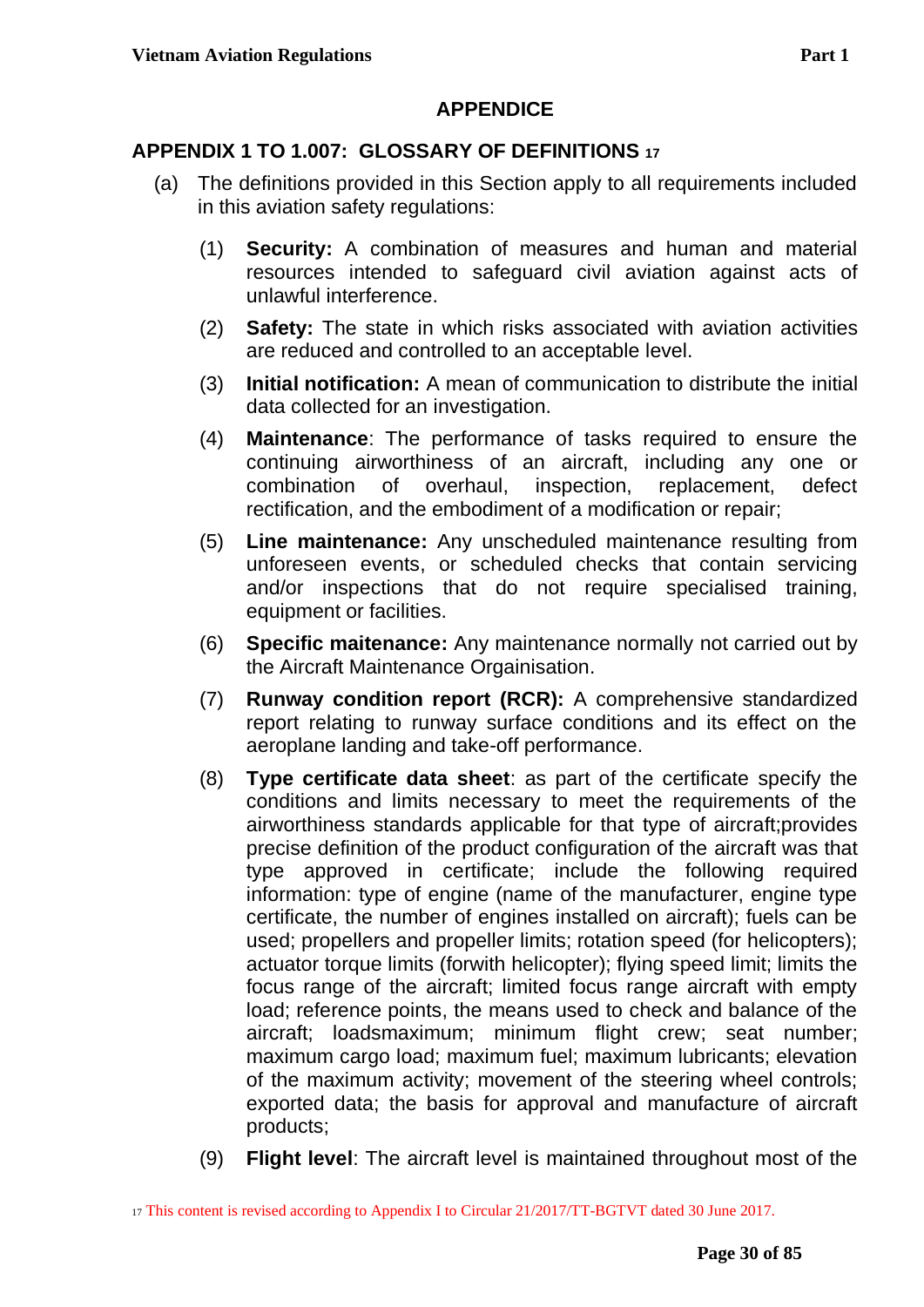## APPENDICE

### APPENDIX 1 TO 1.007: GLOSSARY OF DEFINITIONS [17]

(a) The definitions provided in this Section apply to all requirements included in this aviation safety regulations:

(1) **Security:** A combination of measures and human and material resources intended to safeguard civil aviation against acts of unlawful interference.

(2) **Safety:** The state in which risks associated with aviation activities are reduced and controlled to an acceptable level.

(3) **Initial notification:** A mean of communication to distribute the initial data collected for an investigation.

(4) **Maintenance**: The performance of tasks required to ensure the continuing airworthiness of an aircraft, including any one or combination of overhaul, inspection, replacement, defect rectification, and the embodiment of a modification or repair;

(5) **Line maintenance:** Any unscheduled maintenance resulting from unforeseen events, or scheduled checks that contain servicing and/or inspections that do not require specialised training, equipment or facilities.

(6) **Specific maitenance:** Any maintenance normally not carried out by the Aircraft Maintenance Orgainisation.

(7) **Runway condition report (RCR):** A comprehensive standardized report relating to runway surface conditions and its effect on the aeroplane landing and take-off performance.

(8) **Type certificate data sheet**: as part of the certificate specify the conditions and limits necessary to meet the requirements of the airworthiness standards applicable for that type of aircraft;provides precise definition of the product configuration of the aircraft was that type approved in certificate; include the following required information: type of engine (name of the manufacturer, engine type certificate, the number of engines installed on aircraft); fuels can be used; propellers and propeller limits; rotation speed (for helicopters); actuator torque limits (forwith helicopter); flying speed limit; limits the focus range of the aircraft; limited focus range aircraft with empty load; reference points, the means used to check and balance of the aircraft; loadsmaximum; minimum flight crew; seat number; maximum cargo load; maximum fuel; maximum lubricants; elevation of the maximum activity; movement of the steering wheel controls; exported data; the basis for approval and manufacture of aircraft products;

(9) **Flight level**: The aircraft level is maintained throughout most of the

[17] This content is revised according to Appendix I to Circular 21/2017/TT-BGTVT dated 30 June 2017.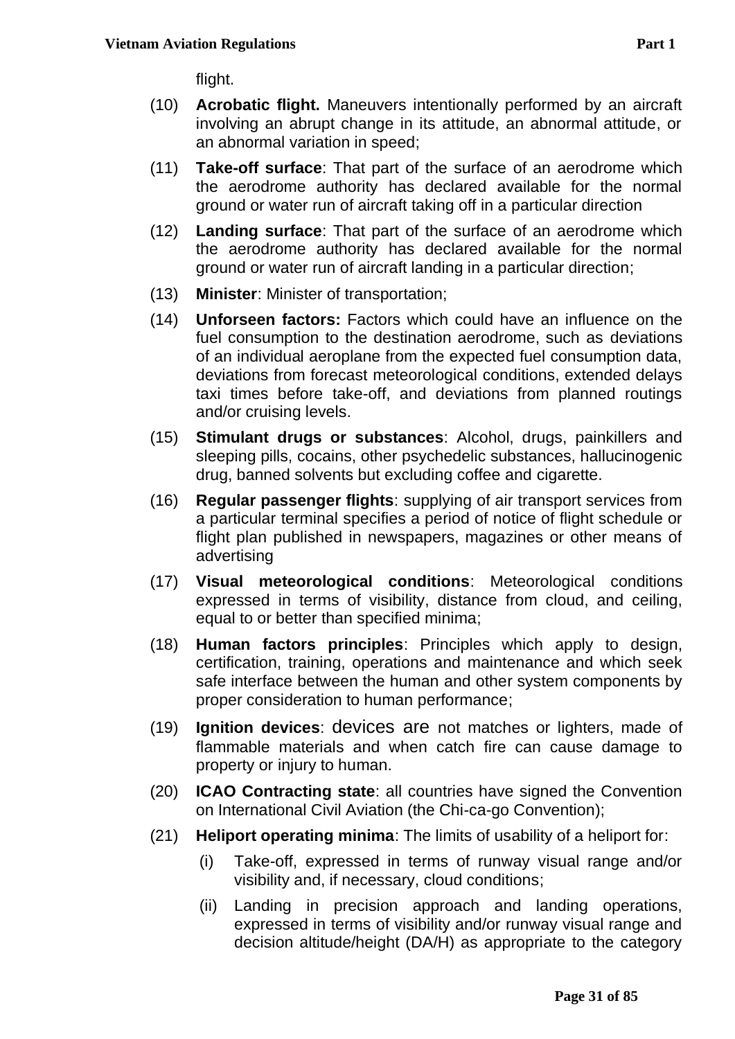flight.

(10) **Acrobatic flight.** Maneuvers intentionally performed by an aircraft involving an abrupt change in its attitude, an abnormal attitude, or an abnormal variation in speed;

(11) **Take-off surface**: That part of the surface of an aerodrome which the aerodrome authority has declared available for the normal ground or water run of aircraft taking off in a particular direction

(12) **Landing surface**: That part of the surface of an aerodrome which the aerodrome authority has declared available for the normal ground or water run of aircraft landing in a particular direction;

(13) **Minister**: Minister of transportation;

(14) **Unforseen factors:** Factors which could have an influence on the fuel consumption to the destination aerodrome, such as deviations of an individual aeroplane from the expected fuel consumption data, deviations from forecast meteorological conditions, extended delays taxi times before take-off, and deviations from planned routings and/or cruising levels.

(15) **Stimulant drugs or substances**: Alcohol, drugs, painkillers and sleeping pills, cocains, other psychedelic substances, hallucinogenic drug, banned solvents but excluding coffee and cigarette.

(16) **Regular passenger flights**: supplying of air transport services from a particular terminal specifies a period of notice of flight schedule or flight plan published in newspapers, magazines or other means of advertising

(17) **Visual meteorological conditions**: Meteorological conditions expressed in terms of visibility, distance from cloud, and ceiling, equal to or better than specified minima;

(18) **Human factors principles**: Principles which apply to design, certification, training, operations and maintenance and which seek safe interface between the human and other system components by proper consideration to human performance;

(19) **Ignition devices**: devices are not matches or lighters, made of flammable materials and when catch fire can cause damage to property or injury to human.

(20) **ICAO Contracting state**: all countries have signed the Convention on International Civil Aviation (the Chi-ca-go Convention);

(21) **Heliport operating minima**: The limits of usability of a heliport for:

(i) Take-off, expressed in terms of runway visual range and/or visibility and, if necessary, cloud conditions;

(ii) Landing in precision approach and landing operations, expressed in terms of visibility and/or runway visual range and decision altitude/height (DA/H) as appropriate to the category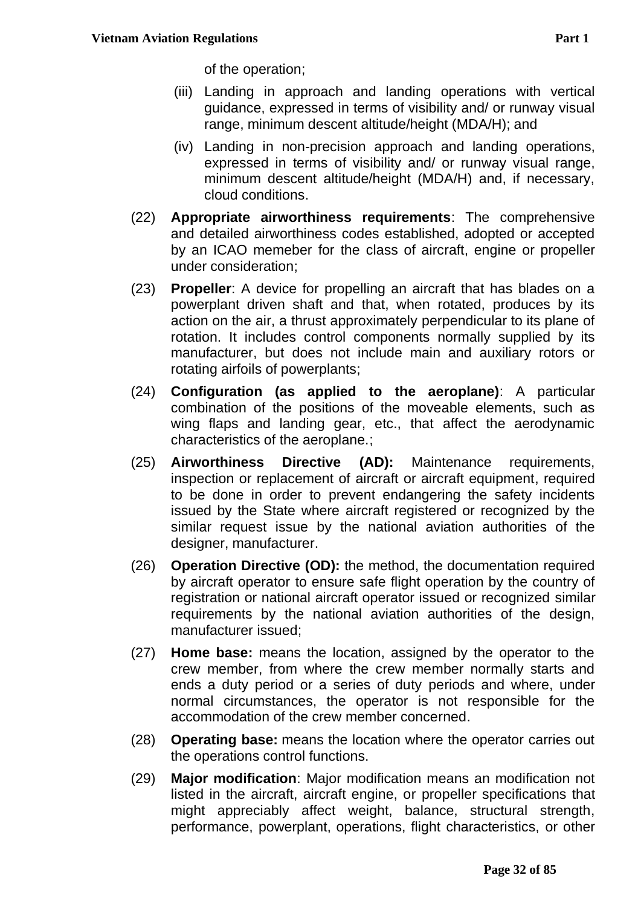of the operation;

(iii) Landing in approach and landing operations with vertical guidance, expressed in terms of visibility and/ or runway visual range, minimum descent altitude/height (MDA/H); and

(iv) Landing in non-precision approach and landing operations, expressed in terms of visibility and/ or runway visual range, minimum descent altitude/height (MDA/H) and, if necessary, cloud conditions.

(22) **Appropriate airworthiness requirements**: The comprehensive and detailed airworthiness codes established, adopted or accepted by an ICAO memeber for the class of aircraft, engine or propeller under consideration;

(23) **Propeller**: A device for propelling an aircraft that has blades on a powerplant driven shaft and that, when rotated, produces by its action on the air, a thrust approximately perpendicular to its plane of rotation. It includes control components normally supplied by its manufacturer, but does not include main and auxiliary rotors or rotating airfoils of powerplants;

(24) **Configuration (as applied to the aeroplane)**: A particular combination of the positions of the moveable elements, such as wing flaps and landing gear, etc., that affect the aerodynamic characteristics of the aeroplane.;

(25) **Airworthiness Directive (AD):** Maintenance requirements, inspection or replacement of aircraft or aircraft equipment, required to be done in order to prevent endangering the safety incidents issued by the State where aircraft registered or recognized by the similar request issue by the national aviation authorities of the designer, manufacturer.

(26) **Operation Directive (OD):** the method, the documentation required by aircraft operator to ensure safe flight operation by the country of registration or national aircraft operator issued or recognized similar requirements by the national aviation authorities of the design, manufacturer issued;

(27) **Home base:** means the location, assigned by the operator to the crew member, from where the crew member normally starts and ends a duty period or a series of duty periods and where, under normal circumstances, the operator is not responsible for the accommodation of the crew member concerned.

(28) **Operating base:** means the location where the operator carries out the operations control functions.

(29) **Major modification**: Major modification means an modification not listed in the aircraft, aircraft engine, or propeller specifications that might appreciably affect weight, balance, structural strength, performance, powerplant, operations, flight characteristics, or other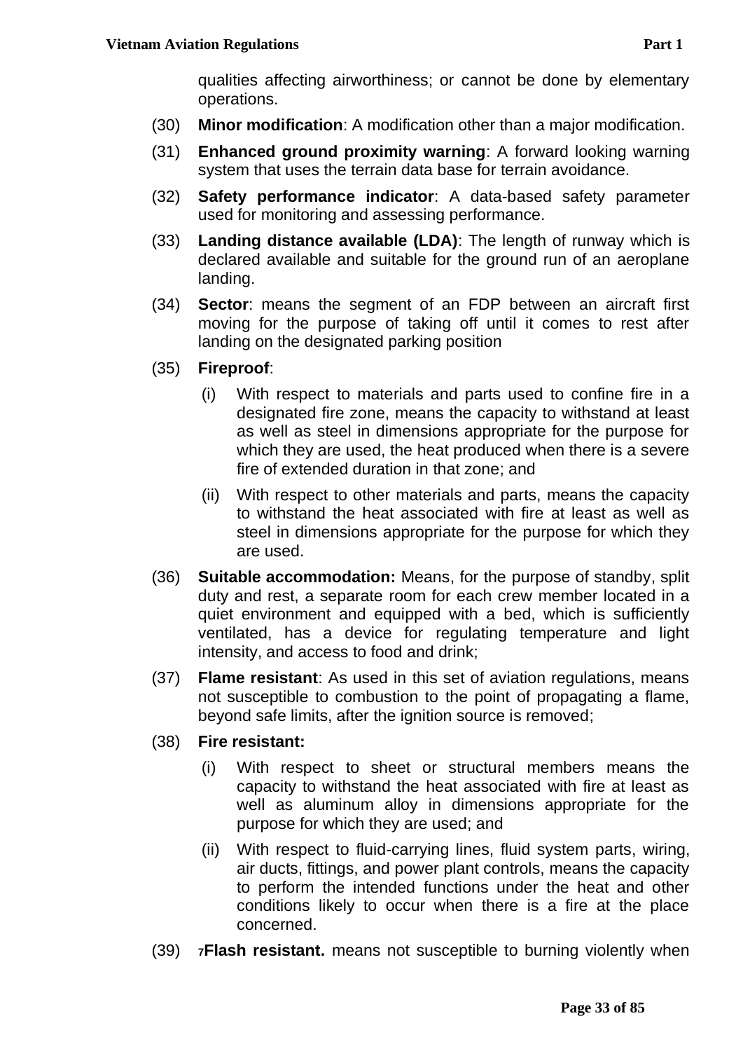qualities affecting airworthiness; or cannot be done by elementary operations.

(30) **Minor modification**: A modification other than a major modification.

(31) **Enhanced ground proximity warning**: A forward looking warning system that uses the terrain data base for terrain avoidance.

(32) **Safety performance indicator**: A data-based safety parameter used for monitoring and assessing performance.

(33) **Landing distance available (LDA)**: The length of runway which is declared available and suitable for the ground run of an aeroplane landing.

(34) **Sector**: means the segment of an FDP between an aircraft first moving for the purpose of taking off until it comes to rest after landing on the designated parking position

(35) **Fireproof**:

- (i) With respect to materials and parts used to confine fire in a designated fire zone, means the capacity to withstand at least as well as steel in dimensions appropriate for the purpose for which they are used, the heat produced when there is a severe fire of extended duration in that zone; and
- (ii) With respect to other materials and parts, means the capacity to withstand the heat associated with fire at least as well as steel in dimensions appropriate for the purpose for which they are used.

(36) **Suitable accommodation:** Means, for the purpose of standby, split duty and rest, a separate room for each crew member located in a quiet environment and equipped with a bed, which is sufficiently ventilated, has a device for regulating temperature and light intensity, and access to food and drink;

(37) **Flame resistant**: As used in this set of aviation regulations, means not susceptible to combustion to the point of propagating a flame, beyond safe limits, after the ignition source is removed;

(38) **Fire resistant:**

- (i) With respect to sheet or structural members means the capacity to withstand the heat associated with fire at least as well as aluminum alloy in dimensions appropriate for the purpose for which they are used; and
- (ii) With respect to fluid-carrying lines, fluid system parts, wiring, air ducts, fittings, and power plant controls, means the capacity to perform the intended functions under the heat and other conditions likely to occur when there is a fire at the place concerned.

(39) [7]**Flash resistant.** means not susceptible to burning violently when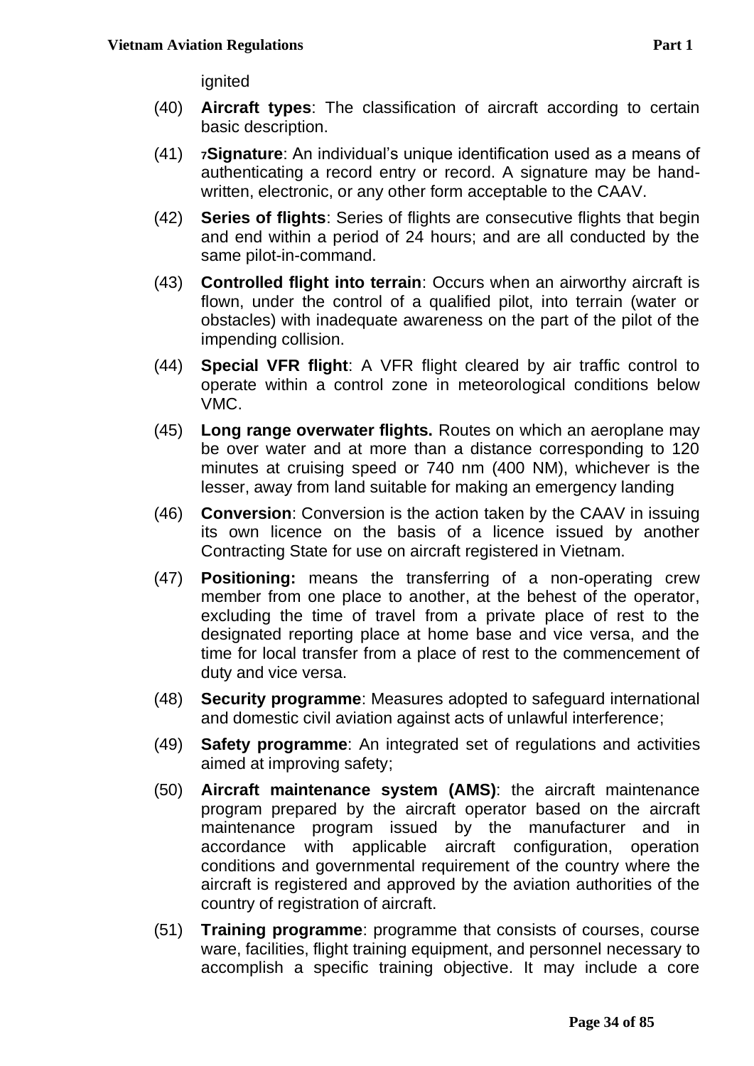ignited

(40) **Aircraft types**: The classification of aircraft according to certain basic description.

(41) [7]**Signature**: An individual's unique identification used as a means of authenticating a record entry or record. A signature may be hand-written, electronic, or any other form acceptable to the CAAV.

(42) **Series of flights**: Series of flights are consecutive flights that begin and end within a period of 24 hours; and are all conducted by the same pilot-in-command.

(43) **Controlled flight into terrain**: Occurs when an airworthy aircraft is flown, under the control of a qualified pilot, into terrain (water or obstacles) with inadequate awareness on the part of the pilot of the impending collision.

(44) **Special VFR flight**: A VFR flight cleared by air traffic control to operate within a control zone in meteorological conditions below VMC.

(45) **Long range overwater flights.** Routes on which an aeroplane may be over water and at more than a distance corresponding to 120 minutes at cruising speed or 740 nm (400 NM), whichever is the lesser, away from land suitable for making an emergency landing

(46) **Conversion**: Conversion is the action taken by the CAAV in issuing its own licence on the basis of a licence issued by another Contracting State for use on aircraft registered in Vietnam.

(47) **Positioning:** means the transferring of a non-operating crew member from one place to another, at the behest of the operator, excluding the time of travel from a private place of rest to the designated reporting place at home base and vice versa, and the time for local transfer from a place of rest to the commencement of duty and vice versa.

(48) **Security programme**: Measures adopted to safeguard international and domestic civil aviation against acts of unlawful interference;

(49) **Safety programme**: An integrated set of regulations and activities aimed at improving safety;

(50) **Aircraft maintenance system (AMS)**: the aircraft maintenance program prepared by the aircraft operator based on the aircraft maintenance program issued by the manufacturer and in accordance with applicable aircraft configuration, operation conditions and governmental requirement of the country where the aircraft is registered and approved by the aviation authorities of the country of registration of aircraft.

(51) **Training programme**: programme that consists of courses, course ware, facilities, flight training equipment, and personnel necessary to accomplish a specific training objective. It may include a core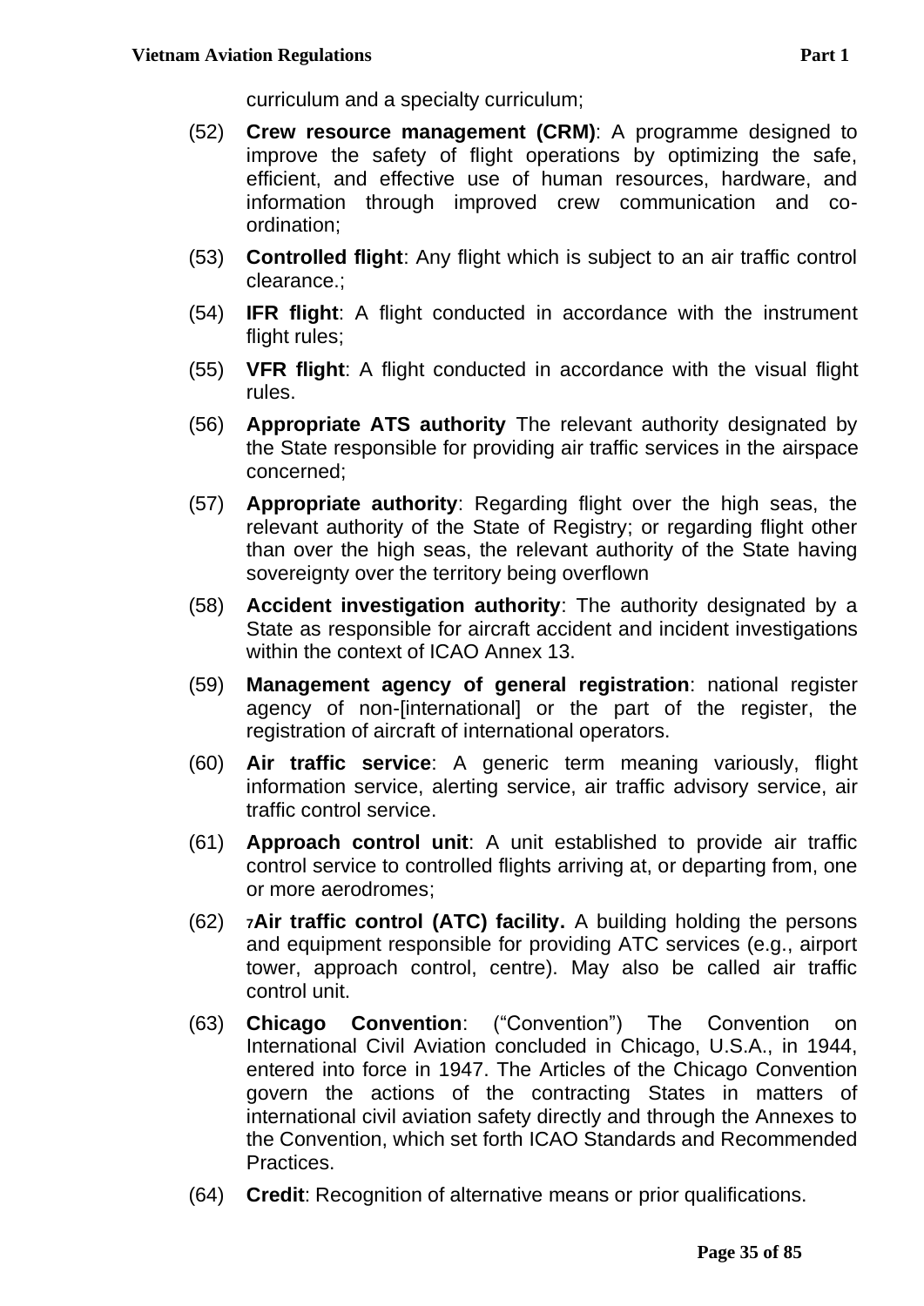curriculum and a specialty curriculum;

(52) **Crew resource management (CRM)**: A programme designed to improve the safety of flight operations by optimizing the safe, efficient, and effective use of human resources, hardware, and information through improved crew communication and co-ordination;

(53) **Controlled flight**: Any flight which is subject to an air traffic control clearance.;

(54) **IFR flight**: A flight conducted in accordance with the instrument flight rules;

(55) **VFR flight**: A flight conducted in accordance with the visual flight rules.

(56) **Appropriate ATS authority** The relevant authority designated by the State responsible for providing air traffic services in the airspace concerned;

(57) **Appropriate authority**: Regarding flight over the high seas, the relevant authority of the State of Registry; or regarding flight other than over the high seas, the relevant authority of the State having sovereignty over the territory being overflown

(58) **Accident investigation authority**: The authority designated by a State as responsible for aircraft accident and incident investigations within the context of ICAO Annex 13.

(59) **Management agency of general registration**: national register agency of non-[international] or the part of the register, the registration of aircraft of international operators.

(60) **Air traffic service**: A generic term meaning variously, flight information service, alerting service, air traffic advisory service, air traffic control service.

(61) **Approach control unit**: A unit established to provide air traffic control service to controlled flights arriving at, or departing from, one or more aerodromes;

(62) [7]**Air traffic control (ATC) facility.** A building holding the persons and equipment responsible for providing ATC services (e.g., airport tower, approach control, centre). May also be called air traffic control unit.

(63) **Chicago Convention**: ("Convention") The Convention on International Civil Aviation concluded in Chicago, U.S.A., in 1944, entered into force in 1947. The Articles of the Chicago Convention govern the actions of the contracting States in matters of international civil aviation safety directly and through the Annexes to the Convention, which set forth ICAO Standards and Recommended Practices.

(64) **Credit**: Recognition of alternative means or prior qualifications.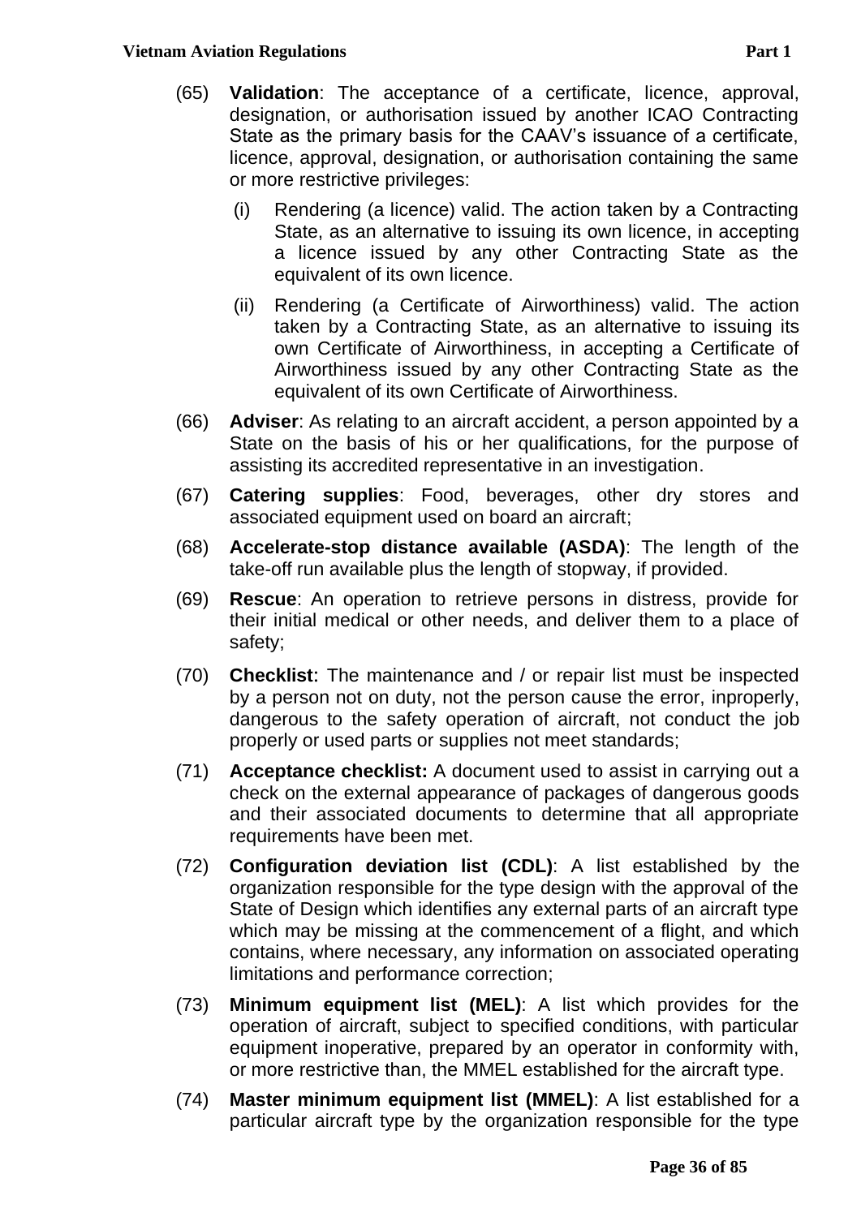(65) **Validation**: The acceptance of a certificate, licence, approval, designation, or authorisation issued by another ICAO Contracting State as the primary basis for the CAAV's issuance of a certificate, licence, approval, designation, or authorisation containing the same or more restrictive privileges:

(i) Rendering (a licence) valid. The action taken by a Contracting State, as an alternative to issuing its own licence, in accepting a licence issued by any other Contracting State as the equivalent of its own licence.

(ii) Rendering (a Certificate of Airworthiness) valid. The action taken by a Contracting State, as an alternative to issuing its own Certificate of Airworthiness, in accepting a Certificate of Airworthiness issued by any other Contracting State as the equivalent of its own Certificate of Airworthiness.

(66) **Adviser**: As relating to an aircraft accident, a person appointed by a State on the basis of his or her qualifications, for the purpose of assisting its accredited representative in an investigation.

(67) **Catering supplies**: Food, beverages, other dry stores and associated equipment used on board an aircraft;

(68) **Accelerate-stop distance available (ASDA)**: The length of the take-off run available plus the length of stopway, if provided.

(69) **Rescue**: An operation to retrieve persons in distress, provide for their initial medical or other needs, and deliver them to a place of safety;

(70) **Checklist**: The maintenance and / or repair list must be inspected by a person not on duty, not the person cause the error, inproperly, dangerous to the safety operation of aircraft, not conduct the job properly or used parts or supplies not meet standards;

(71) **Acceptance checklist:** A document used to assist in carrying out a check on the external appearance of packages of dangerous goods and their associated documents to determine that all appropriate requirements have been met.

(72) **Configuration deviation list (CDL)**: A list established by the organization responsible for the type design with the approval of the State of Design which identifies any external parts of an aircraft type which may be missing at the commencement of a flight, and which contains, where necessary, any information on associated operating limitations and performance correction;

(73) **Minimum equipment list (MEL)**: A list which provides for the operation of aircraft, subject to specified conditions, with particular equipment inoperative, prepared by an operator in conformity with, or more restrictive than, the MMEL established for the aircraft type.

(74) **Master minimum equipment list (MMEL)**: A list established for a particular aircraft type by the organization responsible for the type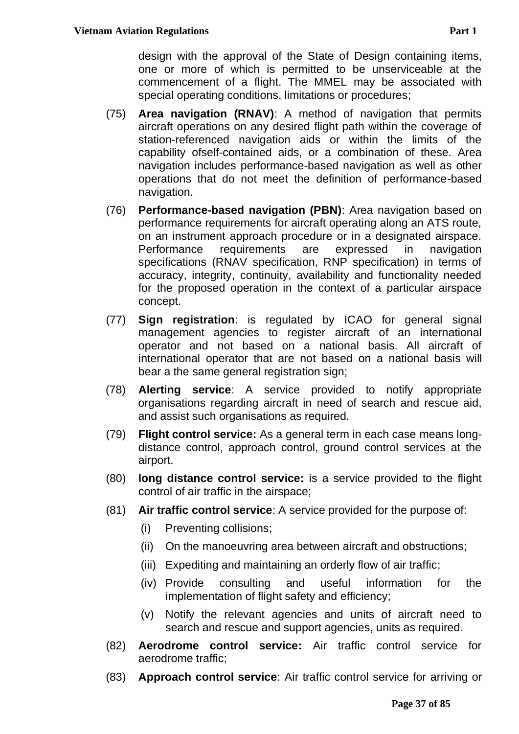design with the approval of the State of Design containing items, one or more of which is permitted to be unserviceable at the commencement of a flight. The MMEL may be associated with special operating conditions, limitations or procedures;

(75) **Area navigation (RNAV)**: A method of navigation that permits aircraft operations on any desired flight path within the coverage of station-referenced navigation aids or within the limits of the capability ofself-contained aids, or a combination of these. Area navigation includes performance-based navigation as well as other operations that do not meet the definition of performance-based navigation.

(76) **Performance-based navigation (PBN)**: Area navigation based on performance requirements for aircraft operating along an ATS route, on an instrument approach procedure or in a designated airspace. Performance requirements are expressed in navigation specifications (RNAV specification, RNP specification) in terms of accuracy, integrity, continuity, availability and functionality needed for the proposed operation in the context of a particular airspace concept.

(77) **Sign registration**: is regulated by ICAO for general signal management agencies to register aircraft of an international operator and not based on a national basis. All aircraft of international operator that are not based on a national basis will bear a the same general registration sign;

(78) **Alerting service**: A service provided to notify appropriate organisations regarding aircraft in need of search and rescue aid, and assist such organisations as required.

(79) **Flight control service:** As a general term in each case means long-distance control, approach control, ground control services at the airport.

(80) **long distance control service:** is a service provided to the flight control of air traffic in the airspace;

(81) **Air traffic control service**: A service provided for the purpose of:

- (i) Preventing collisions;
- (ii) On the manoeuvring area between aircraft and obstructions;
- (iii) Expediting and maintaining an orderly flow of air traffic;
- (iv) Provide consulting and useful information for the implementation of flight safety and efficiency;
- (v) Notify the relevant agencies and units of aircraft need to search and rescue and support agencies, units as required.

(82) **Aerodrome control service:** Air traffic control service for aerodrome traffic;

(83) **Approach control service**: Air traffic control service for arriving or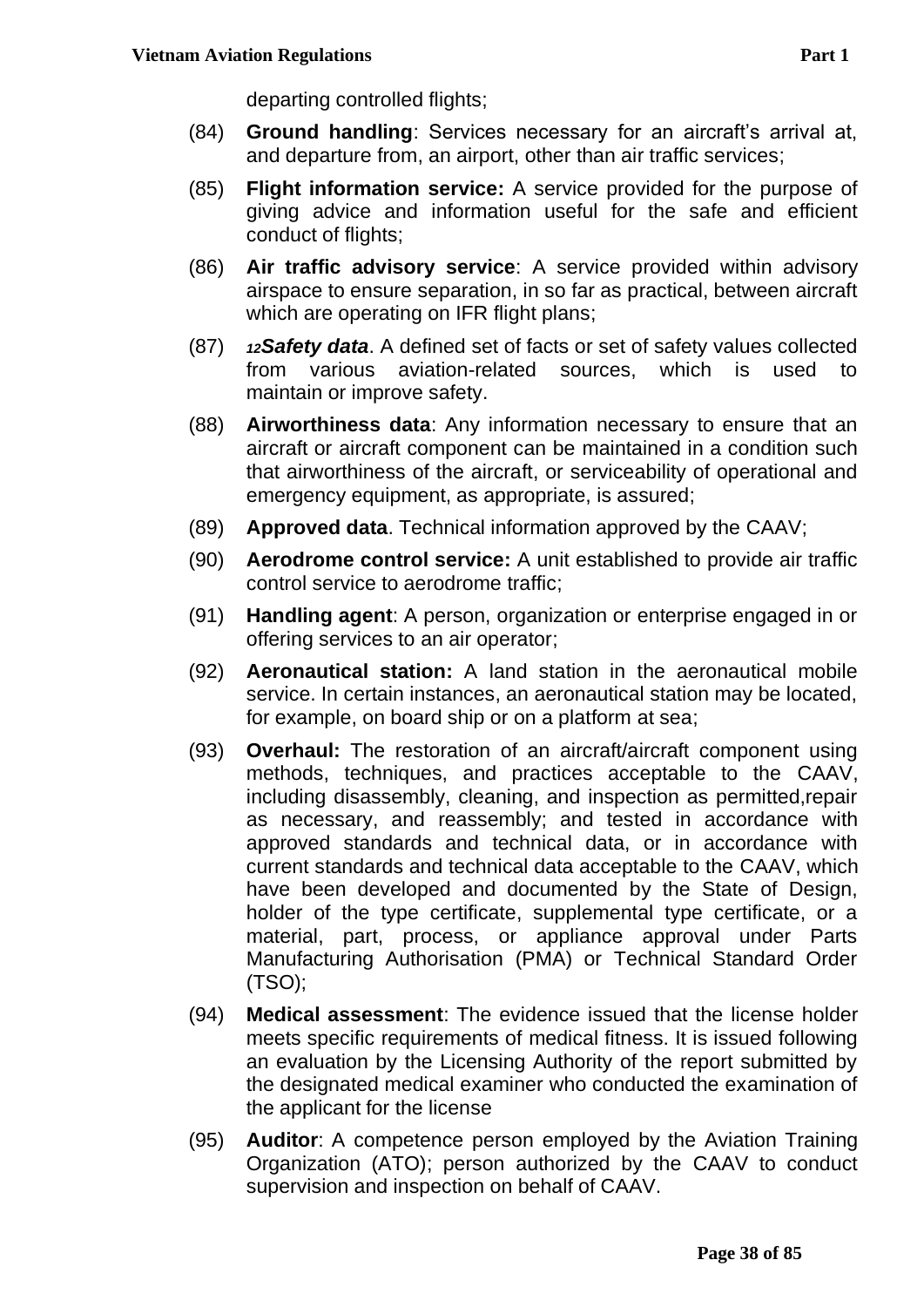departing controlled flights;

(84) **Ground handling**: Services necessary for an aircraft's arrival at, and departure from, an airport, other than air traffic services;

(85) **Flight information service:** A service provided for the purpose of giving advice and information useful for the safe and efficient conduct of flights;

(86) **Air traffic advisory service**: A service provided within advisory airspace to ensure separation, in so far as practical, between aircraft which are operating on IFR flight plans;

(87) [12]***Safety data***. A defined set of facts or set of safety values collected from various aviation-related sources, which is used to maintain or improve safety.

(88) **Airworthiness data**: Any information necessary to ensure that an aircraft or aircraft component can be maintained in a condition such that airworthiness of the aircraft, or serviceability of operational and emergency equipment, as appropriate, is assured;

(89) **Approved data**. Technical information approved by the CAAV;

(90) **Aerodrome control service:** A unit established to provide air traffic control service to aerodrome traffic;

(91) **Handling agent**: A person, organization or enterprise engaged in or offering services to an air operator;

(92) **Aeronautical station:** A land station in the aeronautical mobile service. In certain instances, an aeronautical station may be located, for example, on board ship or on a platform at sea;

(93) **Overhaul:** The restoration of an aircraft/aircraft component using methods, techniques, and practices acceptable to the CAAV, including disassembly, cleaning, and inspection as permitted,repair as necessary, and reassembly; and tested in accordance with approved standards and technical data, or in accordance with current standards and technical data acceptable to the CAAV, which have been developed and documented by the State of Design, holder of the type certificate, supplemental type certificate, or a material, part, process, or appliance approval under Parts Manufacturing Authorisation (PMA) or Technical Standard Order (TSO);

(94) **Medical assessment**: The evidence issued that the license holder meets specific requirements of medical fitness. It is issued following an evaluation by the Licensing Authority of the report submitted by the designated medical examiner who conducted the examination of the applicant for the license

(95) **Auditor**: A competence person employed by the Aviation Training Organization (ATO); person authorized by the CAAV to conduct supervision and inspection on behalf of CAAV.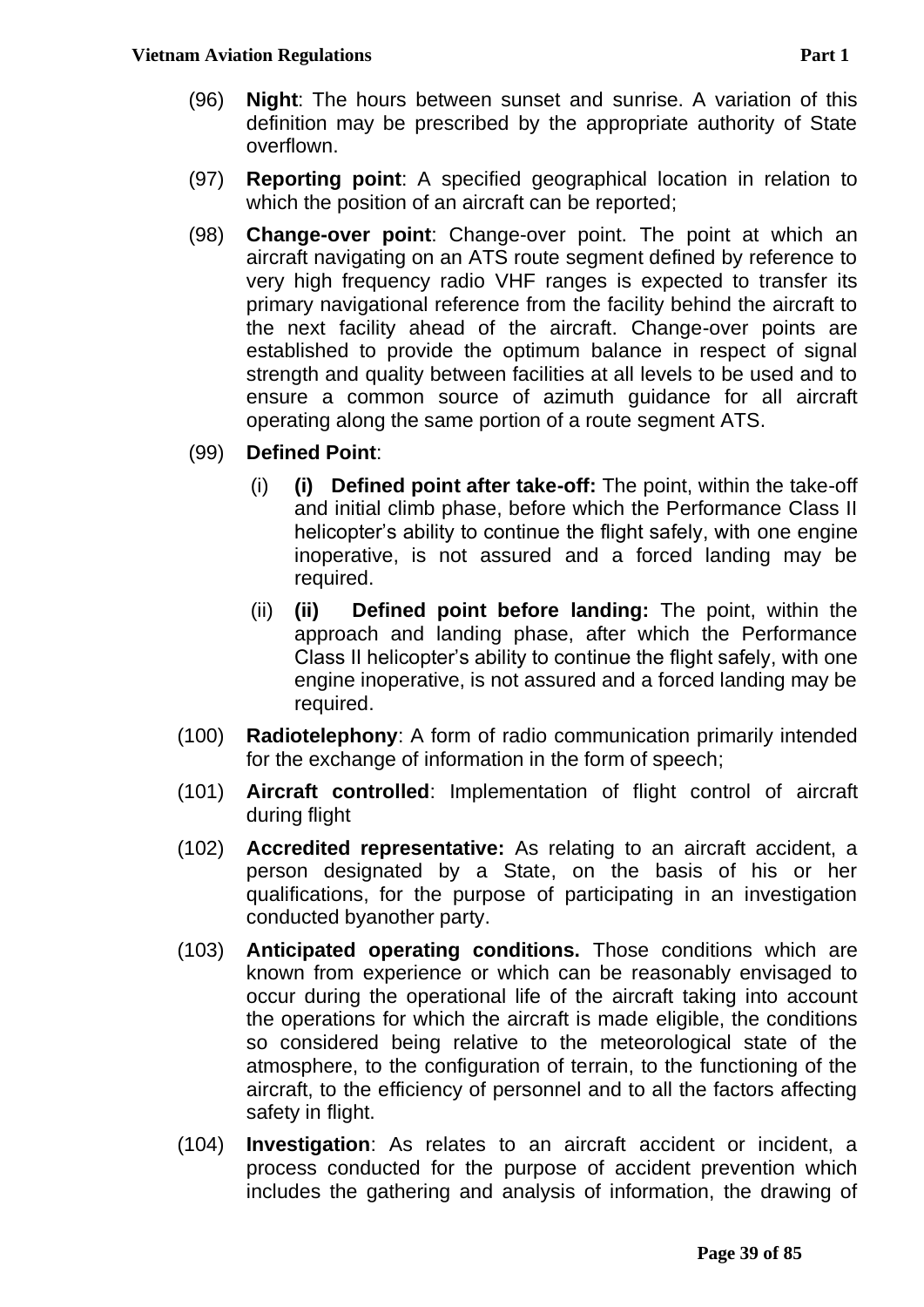(96) **Night**: The hours between sunset and sunrise. A variation of this definition may be prescribed by the appropriate authority of State overflown.

(97) **Reporting point**: A specified geographical location in relation to which the position of an aircraft can be reported;

(98) **Change-over point**: Change-over point. The point at which an aircraft navigating on an ATS route segment defined by reference to very high frequency radio VHF ranges is expected to transfer its primary navigational reference from the facility behind the aircraft to the next facility ahead of the aircraft. Change-over points are established to provide the optimum balance in respect of signal strength and quality between facilities at all levels to be used and to ensure a common source of azimuth guidance for all aircraft operating along the same portion of a route segment ATS.

(99) **Defined Point**:

- (i) **(i) Defined point after take-off:** The point, within the take-off and initial climb phase, before which the Performance Class II helicopter's ability to continue the flight safely, with one engine inoperative, is not assured and a forced landing may be required.
- (ii) **(ii) Defined point before landing:** The point, within the approach and landing phase, after which the Performance Class II helicopter's ability to continue the flight safely, with one engine inoperative, is not assured and a forced landing may be required.

(100) **Radiotelephony**: A form of radio communication primarily intended for the exchange of information in the form of speech;

(101) **Aircraft controlled**: Implementation of flight control of aircraft during flight

(102) **Accredited representative:** As relating to an aircraft accident, a person designated by a State, on the basis of his or her qualifications, for the purpose of participating in an investigation conducted byanother party.

(103) **Anticipated operating conditions.** Those conditions which are known from experience or which can be reasonably envisaged to occur during the operational life of the aircraft taking into account the operations for which the aircraft is made eligible, the conditions so considered being relative to the meteorological state of the atmosphere, to the configuration of terrain, to the functioning of the aircraft, to the efficiency of personnel and to all the factors affecting safety in flight.

(104) **Investigation**: As relates to an aircraft accident or incident, a process conducted for the purpose of accident prevention which includes the gathering and analysis of information, the drawing of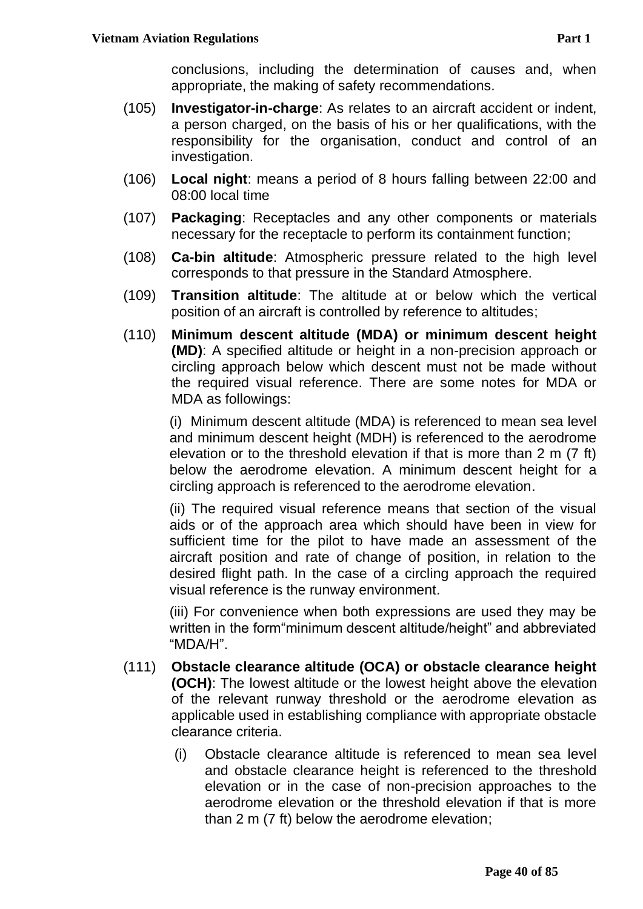conclusions, including the determination of causes and, when appropriate, the making of safety recommendations.

(105) **Investigator-in-charge**: As relates to an aircraft accident or indent, a person charged, on the basis of his or her qualifications, with the responsibility for the organisation, conduct and control of an investigation.

(106) **Local night**: means a period of 8 hours falling between 22:00 and 08:00 local time

(107) **Packaging**: Receptacles and any other components or materials necessary for the receptacle to perform its containment function;

(108) **Ca-bin altitude**: Atmospheric pressure related to the high level corresponds to that pressure in the Standard Atmosphere.

(109) **Transition altitude**: The altitude at or below which the vertical position of an aircraft is controlled by reference to altitudes;

(110) **Minimum descent altitude (MDA) or minimum descent height (MD)**: A specified altitude or height in a non-precision approach or circling approach below which descent must not be made without the required visual reference. There are some notes for MDA or MDA as followings:

(i) Minimum descent altitude (MDA) is referenced to mean sea level and minimum descent height (MDH) is referenced to the aerodrome elevation or to the threshold elevation if that is more than 2 m (7 ft) below the aerodrome elevation. A minimum descent height for a circling approach is referenced to the aerodrome elevation.

(ii) The required visual reference means that section of the visual aids or of the approach area which should have been in view for sufficient time for the pilot to have made an assessment of the aircraft position and rate of change of position, in relation to the desired flight path. In the case of a circling approach the required visual reference is the runway environment.

(iii) For convenience when both expressions are used they may be written in the form"minimum descent altitude/height" and abbreviated "MDA/H".

(111) **Obstacle clearance altitude (OCA) or obstacle clearance height (OCH)**: The lowest altitude or the lowest height above the elevation of the relevant runway threshold or the aerodrome elevation as applicable used in establishing compliance with appropriate obstacle clearance criteria.

(i) Obstacle clearance altitude is referenced to mean sea level and obstacle clearance height is referenced to the threshold elevation or in the case of non-precision approaches to the aerodrome elevation or the threshold elevation if that is more than 2 m (7 ft) below the aerodrome elevation;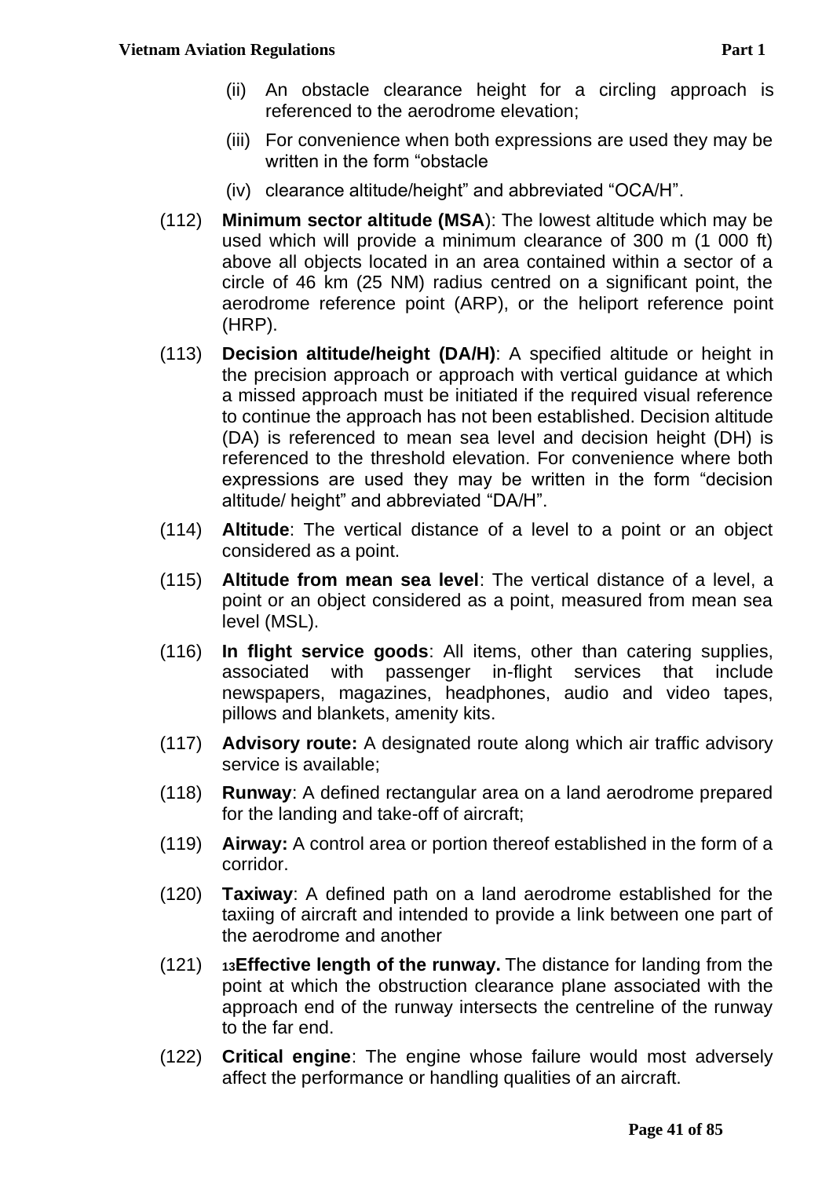(ii) An obstacle clearance height for a circling approach is referenced to the aerodrome elevation;

(iii) For convenience when both expressions are used they may be written in the form "obstacle

(iv) clearance altitude/height" and abbreviated "OCA/H".

(112) **Minimum sector altitude (MSA**): The lowest altitude which may be used which will provide a minimum clearance of 300 m (1 000 ft) above all objects located in an area contained within a sector of a circle of 46 km (25 NM) radius centred on a significant point, the aerodrome reference point (ARP), or the heliport reference point (HRP).

(113) **Decision altitude/height (DA/H)**: A specified altitude or height in the precision approach or approach with vertical guidance at which a missed approach must be initiated if the required visual reference to continue the approach has not been established. Decision altitude (DA) is referenced to mean sea level and decision height (DH) is referenced to the threshold elevation. For convenience where both expressions are used they may be written in the form "decision altitude/ height" and abbreviated "DA/H".

(114) **Altitude**: The vertical distance of a level to a point or an object considered as a point.

(115) **Altitude from mean sea level**: The vertical distance of a level, a point or an object considered as a point, measured from mean sea level (MSL).

(116) **In flight service goods**: All items, other than catering supplies, associated with passenger in-flight services that include newspapers, magazines, headphones, audio and video tapes, pillows and blankets, amenity kits.

(117) **Advisory route:** A designated route along which air traffic advisory service is available;

(118) **Runway**: A defined rectangular area on a land aerodrome prepared for the landing and take-off of aircraft;

(119) **Airway:** A control area or portion thereof established in the form of a corridor.

(120) **Taxiway**: A defined path on a land aerodrome established for the taxiing of aircraft and intended to provide a link between one part of the aerodrome and another

(121) [13]**Effective length of the runway.** The distance for landing from the point at which the obstruction clearance plane associated with the approach end of the runway intersects the centreline of the runway to the far end.

(122) **Critical engine**: The engine whose failure would most adversely affect the performance or handling qualities of an aircraft.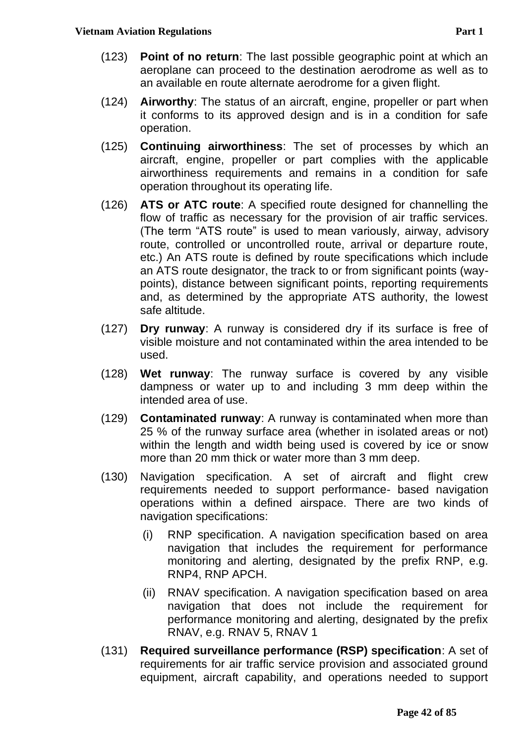(123) **Point of no return**: The last possible geographic point at which an aeroplane can proceed to the destination aerodrome as well as to an available en route alternate aerodrome for a given flight.

(124) **Airworthy**: The status of an aircraft, engine, propeller or part when it conforms to its approved design and is in a condition for safe operation.

(125) **Continuing airworthiness**: The set of processes by which an aircraft, engine, propeller or part complies with the applicable airworthiness requirements and remains in a condition for safe operation throughout its operating life.

(126) **ATS or ATC route**: A specified route designed for channelling the flow of traffic as necessary for the provision of air traffic services. (The term "ATS route" is used to mean variously, airway, advisory route, controlled or uncontrolled route, arrival or departure route, etc.) An ATS route is defined by route specifications which include an ATS route designator, the track to or from significant points (way-points), distance between significant points, reporting requirements and, as determined by the appropriate ATS authority, the lowest safe altitude.

(127) **Dry runway**: A runway is considered dry if its surface is free of visible moisture and not contaminated within the area intended to be used.

(128) **Wet runway**: The runway surface is covered by any visible dampness or water up to and including 3 mm deep within the intended area of use.

(129) **Contaminated runway**: A runway is contaminated when more than 25 % of the runway surface area (whether in isolated areas or not) within the length and width being used is covered by ice or snow more than 20 mm thick or water more than 3 mm deep.

(130) Navigation specification. A set of aircraft and flight crew requirements needed to support performance- based navigation operations within a defined airspace. There are two kinds of navigation specifications:

- (i) RNP specification. A navigation specification based on area navigation that includes the requirement for performance monitoring and alerting, designated by the prefix RNP, e.g. RNP4, RNP APCH.
- (ii) RNAV specification. A navigation specification based on area navigation that does not include the requirement for performance monitoring and alerting, designated by the prefix RNAV, e.g. RNAV 5, RNAV 1

(131) **Required surveillance performance (RSP) specification**: A set of requirements for air traffic service provision and associated ground equipment, aircraft capability, and operations needed to support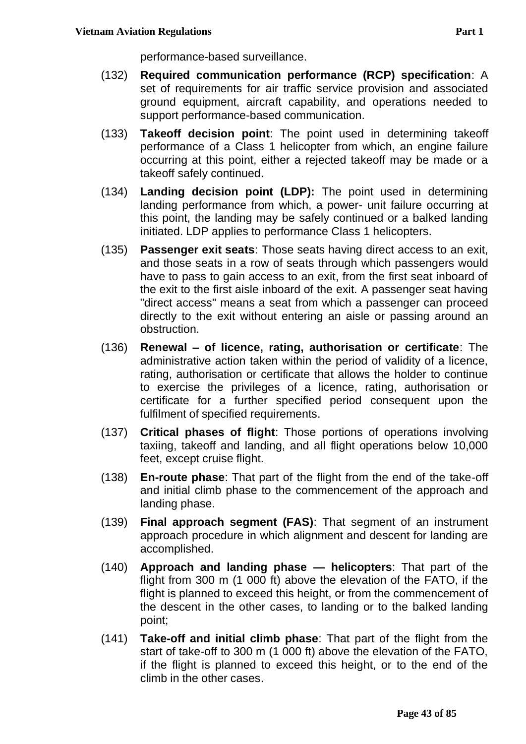performance-based surveillance.

(132) **Required communication performance (RCP) specification**: A set of requirements for air traffic service provision and associated ground equipment, aircraft capability, and operations needed to support performance-based communication.

(133) **Takeoff decision point**: The point used in determining takeoff performance of a Class 1 helicopter from which, an engine failure occurring at this point, either a rejected takeoff may be made or a takeoff safely continued.

(134) **Landing decision point (LDP):** The point used in determining landing performance from which, a power- unit failure occurring at this point, the landing may be safely continued or a balked landing initiated. LDP applies to performance Class 1 helicopters.

(135) **Passenger exit seats**: Those seats having direct access to an exit, and those seats in a row of seats through which passengers would have to pass to gain access to an exit, from the first seat inboard of the exit to the first aisle inboard of the exit. A passenger seat having "direct access" means a seat from which a passenger can proceed directly to the exit without entering an aisle or passing around an obstruction.

(136) **Renewal – of licence, rating, authorisation or certificate**: The administrative action taken within the period of validity of a licence, rating, authorisation or certificate that allows the holder to continue to exercise the privileges of a licence, rating, authorisation or certificate for a further specified period consequent upon the fulfilment of specified requirements.

(137) **Critical phases of flight**: Those portions of operations involving taxiing, takeoff and landing, and all flight operations below 10,000 feet, except cruise flight.

(138) **En-route phase**: That part of the flight from the end of the take-off and initial climb phase to the commencement of the approach and landing phase.

(139) **Final approach segment (FAS)**: That segment of an instrument approach procedure in which alignment and descent for landing are accomplished.

(140) **Approach and landing phase — helicopters**: That part of the flight from 300 m (1 000 ft) above the elevation of the FATO, if the flight is planned to exceed this height, or from the commencement of the descent in the other cases, to landing or to the balked landing point;

(141) **Take-off and initial climb phase**: That part of the flight from the start of take-off to 300 m (1 000 ft) above the elevation of the FATO, if the flight is planned to exceed this height, or to the end of the climb in the other cases.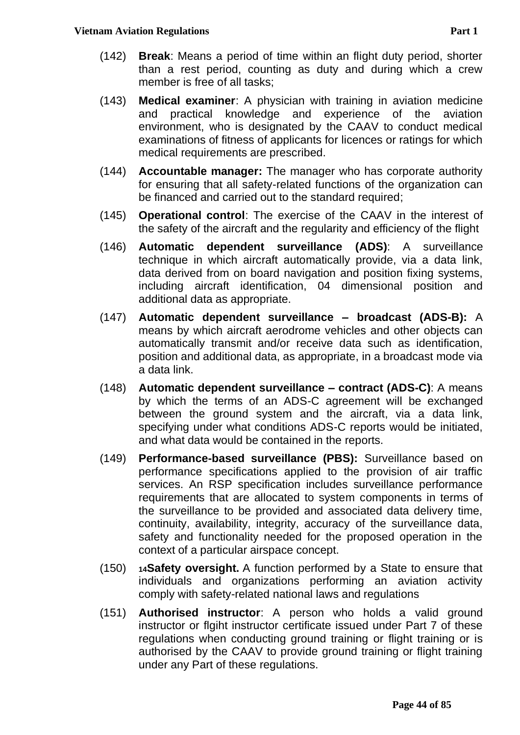(142) **Break**: Means a period of time within an flight duty period, shorter than a rest period, counting as duty and during which a crew member is free of all tasks;

(143) **Medical examiner**: A physician with training in aviation medicine and practical knowledge and experience of the aviation environment, who is designated by the CAAV to conduct medical examinations of fitness of applicants for licences or ratings for which medical requirements are prescribed.

(144) **Accountable manager:** The manager who has corporate authority for ensuring that all safety-related functions of the organization can be financed and carried out to the standard required;

(145) **Operational control**: The exercise of the CAAV in the interest of the safety of the aircraft and the regularity and efficiency of the flight

(146) **Automatic dependent surveillance (ADS)**: A surveillance technique in which aircraft automatically provide, via a data link, data derived from on board navigation and position fixing systems, including aircraft identification, 04 dimensional position and additional data as appropriate.

(147) **Automatic dependent surveillance – broadcast (ADS-B):** A means by which aircraft aerodrome vehicles and other objects can automatically transmit and/or receive data such as identification, position and additional data, as appropriate, in a broadcast mode via a data link.

(148) **Automatic dependent surveillance – contract (ADS-C)**: A means by which the terms of an ADS-C agreement will be exchanged between the ground system and the aircraft, via a data link, specifying under what conditions ADS-C reports would be initiated, and what data would be contained in the reports.

(149) **Performance-based surveillance (PBS):** Surveillance based on performance specifications applied to the provision of air traffic services. An RSP specification includes surveillance performance requirements that are allocated to system components in terms of the surveillance to be provided and associated data delivery time, continuity, availability, integrity, accuracy of the surveillance data, safety and functionality needed for the proposed operation in the context of a particular airspace concept.

(150) [14]**Safety oversight.** A function performed by a State to ensure that individuals and organizations performing an aviation activity comply with safety-related national laws and regulations

(151) **Authorised instructor**: A person who holds a valid ground instructor or flgiht instructor certificate issued under Part 7 of these regulations when conducting ground training or flight training or is authorised by the CAAV to provide ground training or flight training under any Part of these regulations.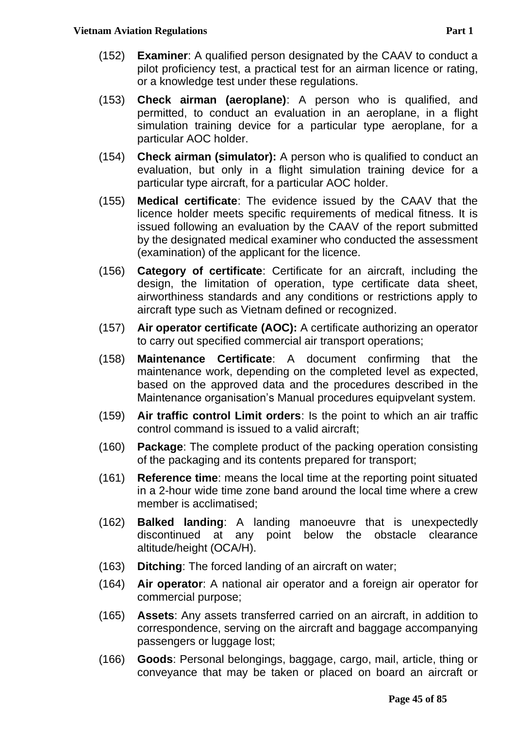(152) **Examiner**: A qualified person designated by the CAAV to conduct a pilot proficiency test, a practical test for an airman licence or rating, or a knowledge test under these regulations.

(153) **Check airman (aeroplane)**: A person who is qualified, and permitted, to conduct an evaluation in an aeroplane, in a flight simulation training device for a particular type aeroplane, for a particular AOC holder.

(154) **Check airman (simulator):** A person who is qualified to conduct an evaluation, but only in a flight simulation training device for a particular type aircraft, for a particular AOC holder.

(155) **Medical certificate**: The evidence issued by the CAAV that the licence holder meets specific requirements of medical fitness. It is issued following an evaluation by the CAAV of the report submitted by the designated medical examiner who conducted the assessment (examination) of the applicant for the licence.

(156) **Category of certificate**: Certificate for an aircraft, including the design, the limitation of operation, type certificate data sheet, airworthiness standards and any conditions or restrictions apply to aircraft type such as Vietnam defined or recognized.

(157) **Air operator certificate (AOC):** A certificate authorizing an operator to carry out specified commercial air transport operations;

(158) **Maintenance Certificate**: A document confirming that the maintenance work, depending on the completed level as expected, based on the approved data and the procedures described in the Maintenance organisation's Manual procedures equipvelant system.

(159) **Air traffic control Limit orders**: Is the point to which an air traffic control command is issued to a valid aircraft;

(160) **Package**: The complete product of the packing operation consisting of the packaging and its contents prepared for transport;

(161) **Reference time**: means the local time at the reporting point situated in a 2-hour wide time zone band around the local time where a crew member is acclimatised;

(162) **Balked landing**: A landing manoeuvre that is unexpectedly discontinued at any point below the obstacle clearance altitude/height (OCA/H).

(163) **Ditching**: The forced landing of an aircraft on water;

(164) **Air operator**: A national air operator and a foreign air operator for commercial purpose;

(165) **Assets**: Any assets transferred carried on an aircraft, in addition to correspondence, serving on the aircraft and baggage accompanying passengers or luggage lost;

(166) **Goods**: Personal belongings, baggage, cargo, mail, article, thing or conveyance that may be taken or placed on board an aircraft or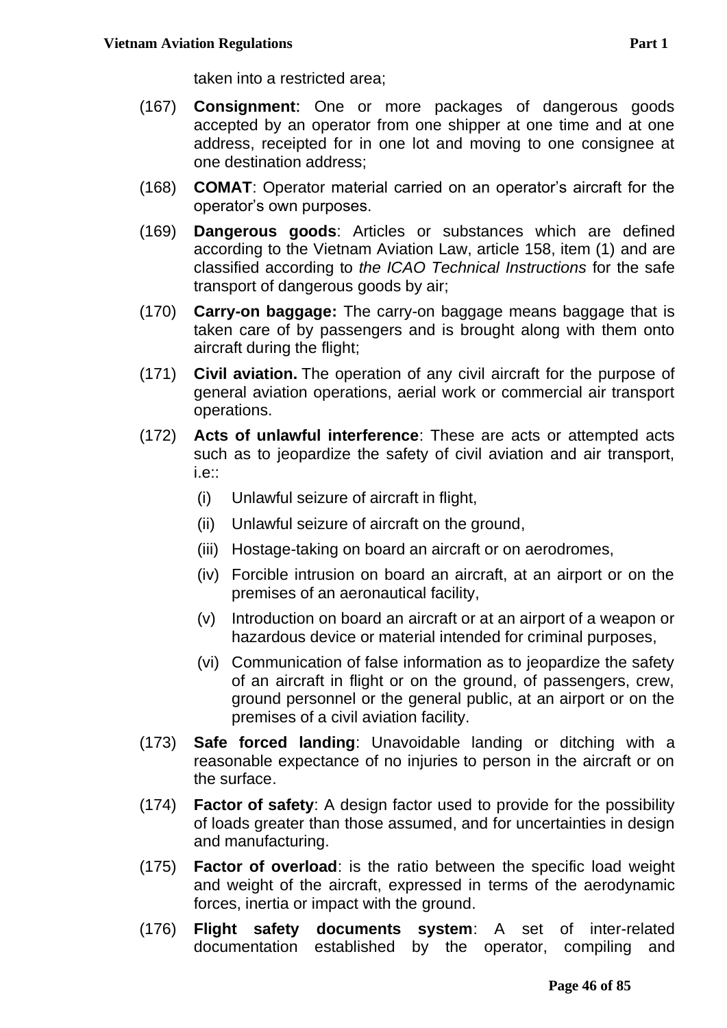taken into a restricted area;

(167) **Consignment:** One or more packages of dangerous goods accepted by an operator from one shipper at one time and at one address, receipted for in one lot and moving to one consignee at one destination address;

(168) **COMAT**: Operator material carried on an operator's aircraft for the operator's own purposes.

(169) **Dangerous goods**: Articles or substances which are defined according to the Vietnam Aviation Law, article 158, item (1) and are classified according to *the ICAO Technical Instructions* for the safe transport of dangerous goods by air;

(170) **Carry-on baggage:** The carry-on baggage means baggage that is taken care of by passengers and is brought along with them onto aircraft during the flight;

(171) **Civil aviation.** The operation of any civil aircraft for the purpose of general aviation operations, aerial work or commercial air transport operations.

(172) **Acts of unlawful interference**: These are acts or attempted acts such as to jeopardize the safety of civil aviation and air transport, i.e::

- (i) Unlawful seizure of aircraft in flight,
- (ii) Unlawful seizure of aircraft on the ground,
- (iii) Hostage-taking on board an aircraft or on aerodromes,
- (iv) Forcible intrusion on board an aircraft, at an airport or on the premises of an aeronautical facility,
- (v) Introduction on board an aircraft or at an airport of a weapon or hazardous device or material intended for criminal purposes,
- (vi) Communication of false information as to jeopardize the safety of an aircraft in flight or on the ground, of passengers, crew, ground personnel or the general public, at an airport or on the premises of a civil aviation facility.

(173) **Safe forced landing**: Unavoidable landing or ditching with a reasonable expectance of no injuries to person in the aircraft or on the surface.

(174) **Factor of safety**: A design factor used to provide for the possibility of loads greater than those assumed, and for uncertainties in design and manufacturing.

(175) **Factor of overload**: is the ratio between the specific load weight and weight of the aircraft, expressed in terms of the aerodynamic forces, inertia or impact with the ground.

(176) **Flight safety documents system**: A set of inter-related documentation established by the operator, compiling and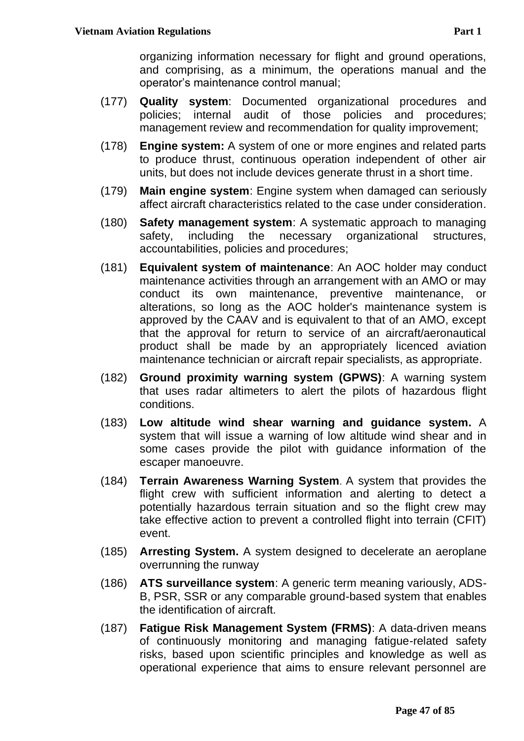organizing information necessary for flight and ground operations, and comprising, as a minimum, the operations manual and the operator's maintenance control manual;

(177) **Quality system**: Documented organizational procedures and policies; internal audit of those policies and procedures; management review and recommendation for quality improvement;

(178) **Engine system:** A system of one or more engines and related parts to produce thrust, continuous operation independent of other air units, but does not include devices generate thrust in a short time.

(179) **Main engine system**: Engine system when damaged can seriously affect aircraft characteristics related to the case under consideration.

(180) **Safety management system**: A systematic approach to managing safety, including the necessary organizational structures, accountabilities, policies and procedures;

(181) **Equivalent system of maintenance**: An AOC holder may conduct maintenance activities through an arrangement with an AMO or may conduct its own maintenance, preventive maintenance, or alterations, so long as the AOC holder's maintenance system is approved by the CAAV and is equivalent to that of an AMO, except that the approval for return to service of an aircraft/aeronautical product shall be made by an appropriately licenced aviation maintenance technician or aircraft repair specialists, as appropriate.

(182) **Ground proximity warning system (GPWS)**: A warning system that uses radar altimeters to alert the pilots of hazardous flight conditions.

(183) **Low altitude wind shear warning and guidance system.** A system that will issue a warning of low altitude wind shear and in some cases provide the pilot with guidance information of the escaper manoeuvre.

(184) **Terrain Awareness Warning System**. A system that provides the flight crew with sufficient information and alerting to detect a potentially hazardous terrain situation and so the flight crew may take effective action to prevent a controlled flight into terrain (CFIT) event.

(185) **Arresting System.** A system designed to decelerate an aeroplane overrunning the runway

(186) **ATS surveillance system**: A generic term meaning variously, ADS-B, PSR, SSR or any comparable ground-based system that enables the identification of aircraft.

(187) **Fatigue Risk Management System (FRMS)**: A data-driven means of continuously monitoring and managing fatigue-related safety risks, based upon scientific principles and knowledge as well as operational experience that aims to ensure relevant personnel are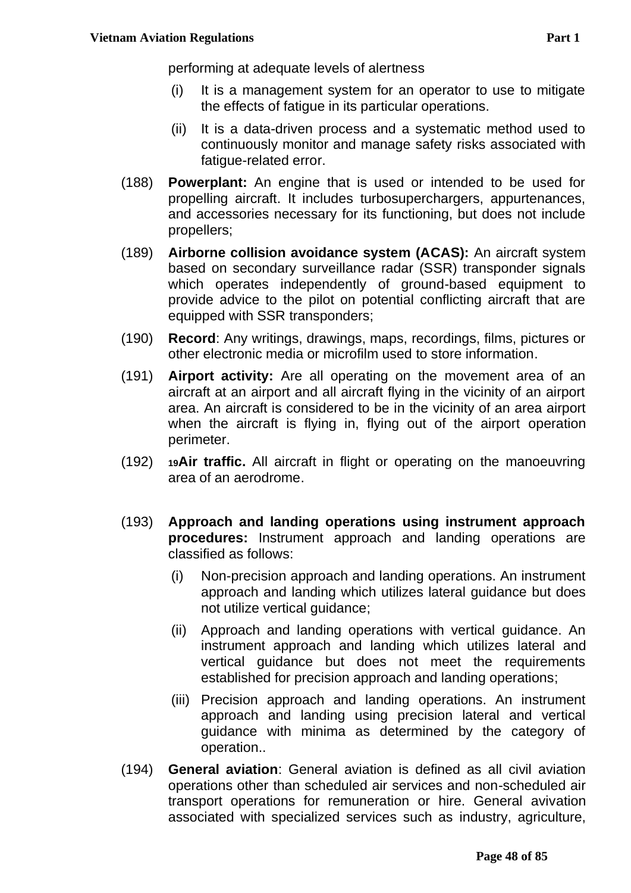performing at adequate levels of alertness

(i) It is a management system for an operator to use to mitigate the effects of fatigue in its particular operations.

(ii) It is a data-driven process and a systematic method used to continuously monitor and manage safety risks associated with fatigue-related error.

(188) **Powerplant:** An engine that is used or intended to be used for propelling aircraft. It includes turbosuperchargers, appurtenances, and accessories necessary for its functioning, but does not include propellers;

(189) **Airborne collision avoidance system (ACAS):** An aircraft system based on secondary surveillance radar (SSR) transponder signals which operates independently of ground-based equipment to provide advice to the pilot on potential conflicting aircraft that are equipped with SSR transponders;

(190) **Record**: Any writings, drawings, maps, recordings, films, pictures or other electronic media or microfilm used to store information.

(191) **Airport activity:** Are all operating on the movement area of an aircraft at an airport and all aircraft flying in the vicinity of an airport area. An aircraft is considered to be in the vicinity of an area airport when the aircraft is flying in, flying out of the airport operation perimeter.

(192) [19]**Air traffic.** All aircraft in flight or operating on the manoeuvring area of an aerodrome.

(193) **Approach and landing operations using instrument approach procedures:** Instrument approach and landing operations are classified as follows:

(i) Non-precision approach and landing operations. An instrument approach and landing which utilizes lateral guidance but does not utilize vertical guidance;

(ii) Approach and landing operations with vertical guidance. An instrument approach and landing which utilizes lateral and vertical guidance but does not meet the requirements established for precision approach and landing operations;

(iii) Precision approach and landing operations. An instrument approach and landing using precision lateral and vertical guidance with minima as determined by the category of operation..

(194) **General aviation**: General aviation is defined as all civil aviation operations other than scheduled air services and non-scheduled air transport operations for remuneration or hire. General avivation associated with specialized services such as industry, agriculture,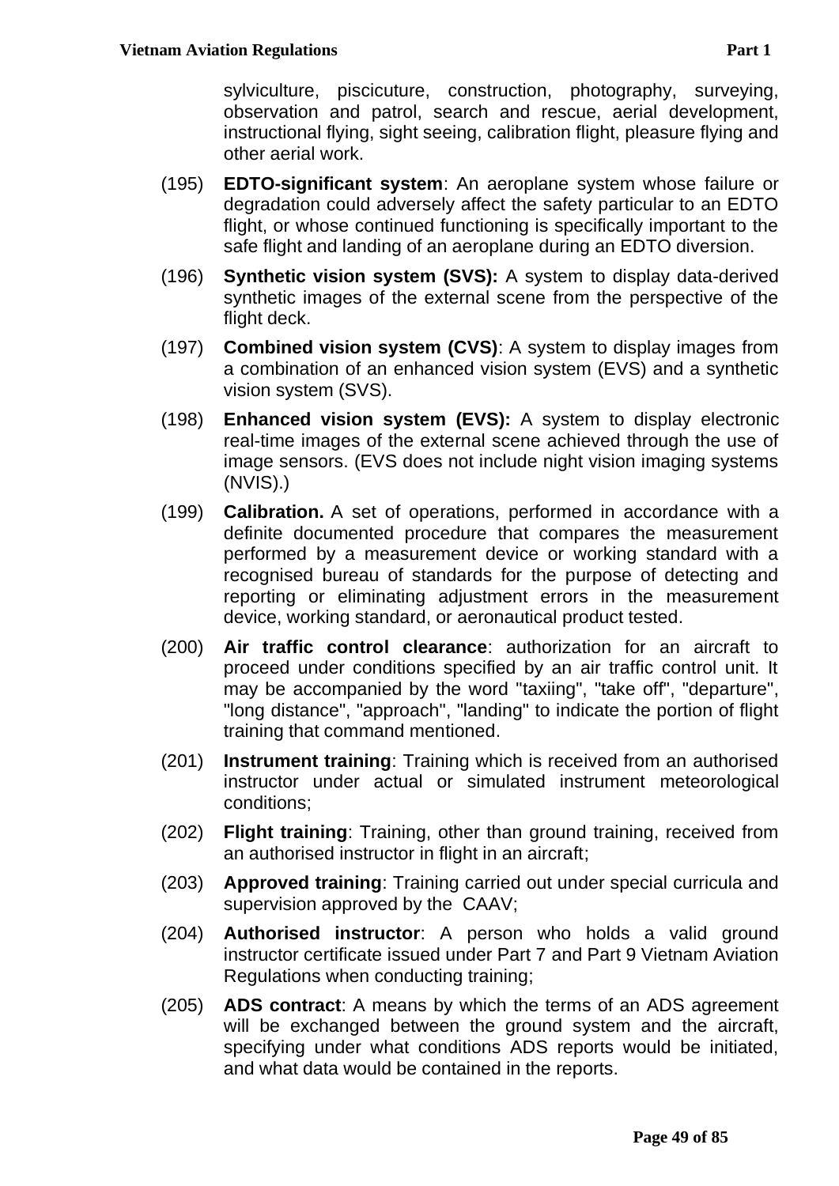sylviculture, piscicuture, construction, photography, surveying, observation and patrol, search and rescue, aerial development, instructional flying, sight seeing, calibration flight, pleasure flying and other aerial work.

(195) **EDTO-significant system**: An aeroplane system whose failure or degradation could adversely affect the safety particular to an EDTO flight, or whose continued functioning is specifically important to the safe flight and landing of an aeroplane during an EDTO diversion.

(196) **Synthetic vision system (SVS):** A system to display data-derived synthetic images of the external scene from the perspective of the flight deck.

(197) **Combined vision system (CVS)**: A system to display images from a combination of an enhanced vision system (EVS) and a synthetic vision system (SVS).

(198) **Enhanced vision system (EVS):** A system to display electronic real-time images of the external scene achieved through the use of image sensors. (EVS does not include night vision imaging systems (NVIS).)

(199) **Calibration.** A set of operations, performed in accordance with a definite documented procedure that compares the measurement performed by a measurement device or working standard with a recognised bureau of standards for the purpose of detecting and reporting or eliminating adjustment errors in the measurement device, working standard, or aeronautical product tested.

(200) **Air traffic control clearance**: authorization for an aircraft to proceed under conditions specified by an air traffic control unit. It may be accompanied by the word "taxiing", "take off", "departure", "long distance", "approach", "landing" to indicate the portion of flight training that command mentioned.

(201) **Instrument training**: Training which is received from an authorised instructor under actual or simulated instrument meteorological conditions;

(202) **Flight training**: Training, other than ground training, received from an authorised instructor in flight in an aircraft;

(203) **Approved training**: Training carried out under special curricula and supervision approved by the CAAV;

(204) **Authorised instructor**: A person who holds a valid ground instructor certificate issued under Part 7 and Part 9 Vietnam Aviation Regulations when conducting training;

(205) **ADS contract**: A means by which the terms of an ADS agreement will be exchanged between the ground system and the aircraft, specifying under what conditions ADS reports would be initiated, and what data would be contained in the reports.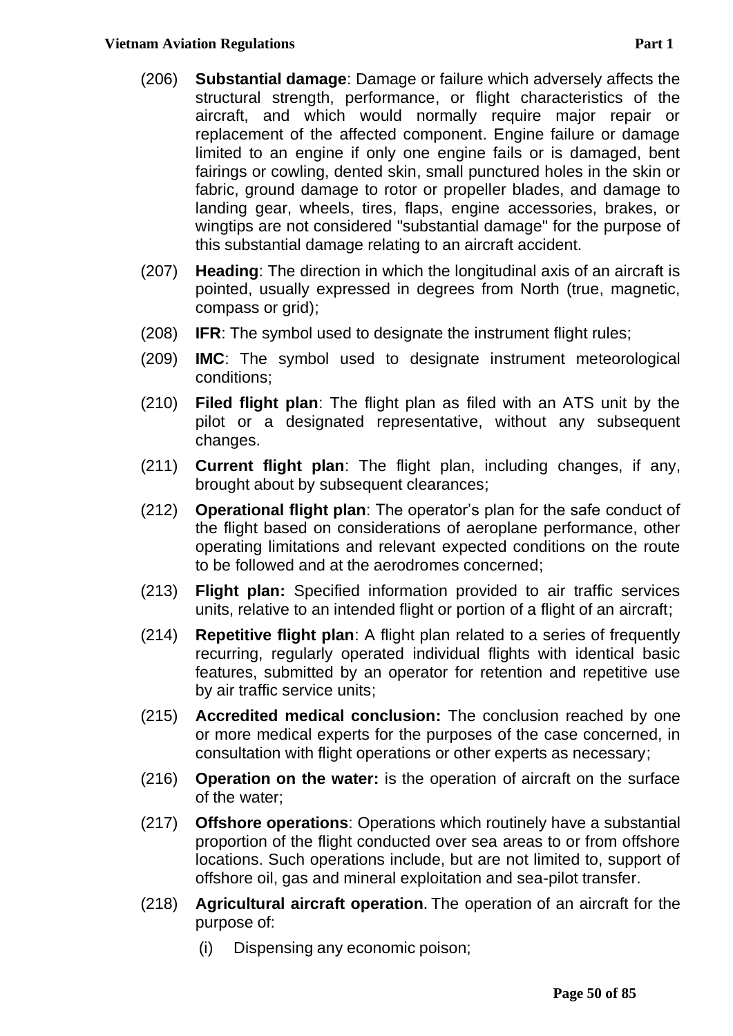(206) **Substantial damage**: Damage or failure which adversely affects the structural strength, performance, or flight characteristics of the aircraft, and which would normally require major repair or replacement of the affected component. Engine failure or damage limited to an engine if only one engine fails or is damaged, bent fairings or cowling, dented skin, small punctured holes in the skin or fabric, ground damage to rotor or propeller blades, and damage to landing gear, wheels, tires, flaps, engine accessories, brakes, or wingtips are not considered "substantial damage" for the purpose of this substantial damage relating to an aircraft accident.

(207) **Heading**: The direction in which the longitudinal axis of an aircraft is pointed, usually expressed in degrees from North (true, magnetic, compass or grid);

(208) **IFR**: The symbol used to designate the instrument flight rules;

(209) **IMC**: The symbol used to designate instrument meteorological conditions;

(210) **Filed flight plan**: The flight plan as filed with an ATS unit by the pilot or a designated representative, without any subsequent changes.

(211) **Current flight plan**: The flight plan, including changes, if any, brought about by subsequent clearances;

(212) **Operational flight plan**: The operator's plan for the safe conduct of the flight based on considerations of aeroplane performance, other operating limitations and relevant expected conditions on the route to be followed and at the aerodromes concerned;

(213) **Flight plan:** Specified information provided to air traffic services units, relative to an intended flight or portion of a flight of an aircraft;

(214) **Repetitive flight plan**: A flight plan related to a series of frequently recurring, regularly operated individual flights with identical basic features, submitted by an operator for retention and repetitive use by air traffic service units;

(215) **Accredited medical conclusion:** The conclusion reached by one or more medical experts for the purposes of the case concerned, in consultation with flight operations or other experts as necessary;

(216) **Operation on the water:** is the operation of aircraft on the surface of the water;

(217) **Offshore operations**: Operations which routinely have a substantial proportion of the flight conducted over sea areas to or from offshore locations. Such operations include, but are not limited to, support of offshore oil, gas and mineral exploitation and sea-pilot transfer.

(218) **Agricultural aircraft operation.** The operation of an aircraft for the purpose of:

(i) Dispensing any economic poison;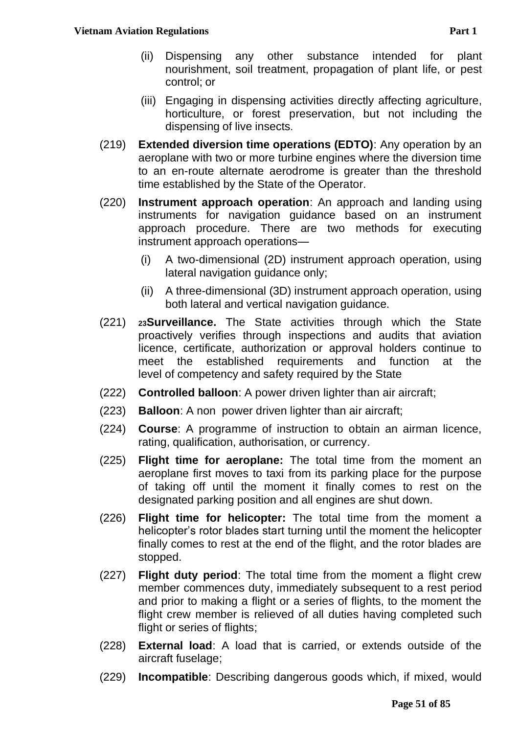(ii) Dispensing any other substance intended for plant nourishment, soil treatment, propagation of plant life, or pest control; or

(iii) Engaging in dispensing activities directly affecting agriculture, horticulture, or forest preservation, but not including the dispensing of live insects.

(219) **Extended diversion time operations (EDTO)**: Any operation by an aeroplane with two or more turbine engines where the diversion time to an en-route alternate aerodrome is greater than the threshold time established by the State of the Operator.

(220) **Instrument approach operation**: An approach and landing using instruments for navigation guidance based on an instrument approach procedure. There are two methods for executing instrument approach operations—

(i) A two-dimensional (2D) instrument approach operation, using lateral navigation guidance only;

(ii) A three-dimensional (3D) instrument approach operation, using both lateral and vertical navigation guidance.

(221) [23]**Surveillance.** The State activities through which the State proactively verifies through inspections and audits that aviation licence, certificate, authorization or approval holders continue to meet the established requirements and function at the level of competency and safety required by the State

(222) **Controlled balloon**: A power driven lighter than air aircraft;

(223) **Balloon**: A non power driven lighter than air aircraft;

(224) **Course**: A programme of instruction to obtain an airman licence, rating, qualification, authorisation, or currency.

(225) **Flight time for aeroplane:** The total time from the moment an aeroplane first moves to taxi from its parking place for the purpose of taking off until the moment it finally comes to rest on the designated parking position and all engines are shut down.

(226) **Flight time for helicopter:** The total time from the moment a helicopter's rotor blades start turning until the moment the helicopter finally comes to rest at the end of the flight, and the rotor blades are stopped.

(227) **Flight duty period**: The total time from the moment a flight crew member commences duty, immediately subsequent to a rest period and prior to making a flight or a series of flights, to the moment the flight crew member is relieved of all duties having completed such flight or series of flights;

(228) **External load**: A load that is carried, or extends outside of the aircraft fuselage;

(229) **Incompatible**: Describing dangerous goods which, if mixed, would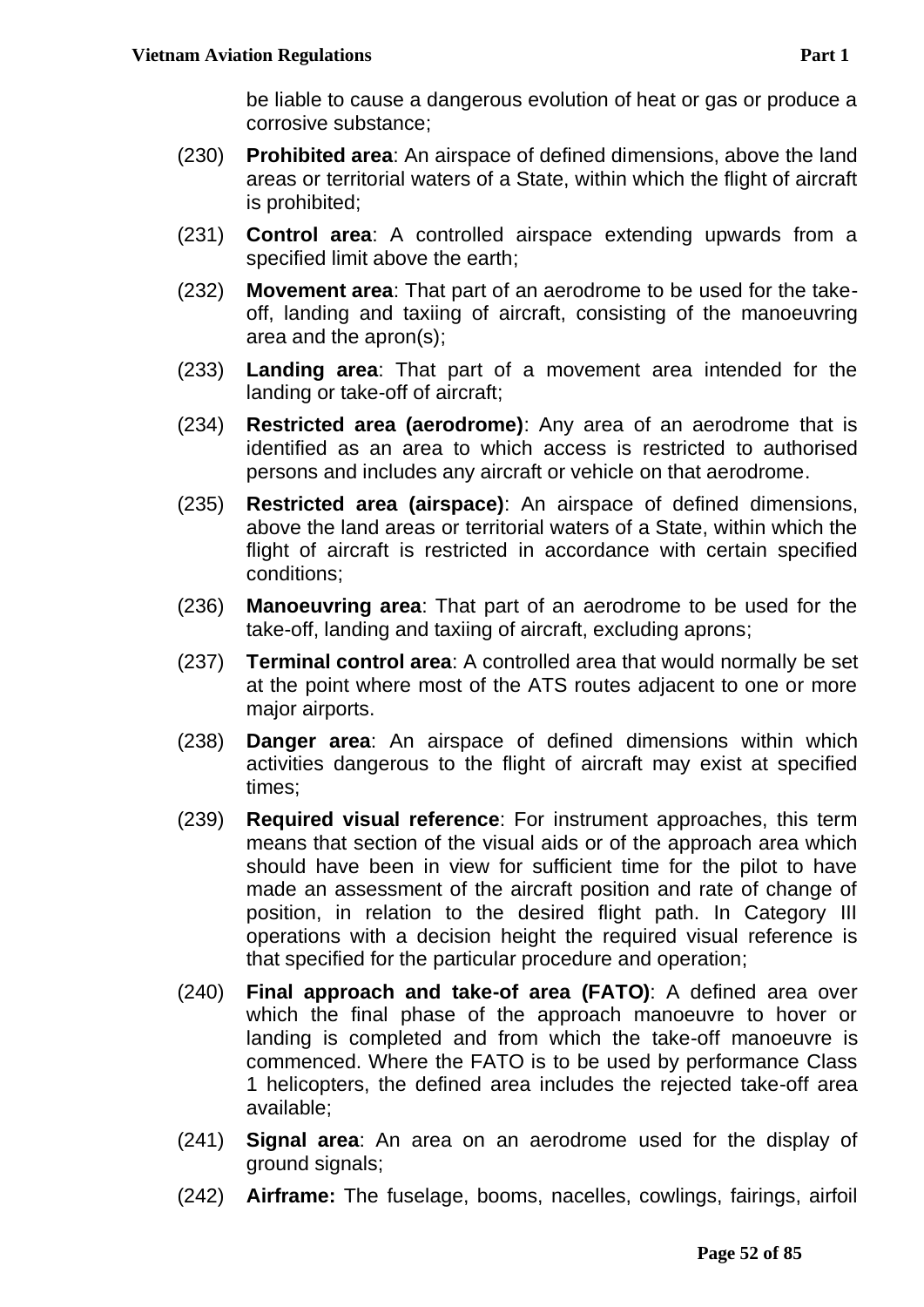be liable to cause a dangerous evolution of heat or gas or produce a corrosive substance;

(230) **Prohibited area**: An airspace of defined dimensions, above the land areas or territorial waters of a State, within which the flight of aircraft is prohibited;

(231) **Control area**: A controlled airspace extending upwards from a specified limit above the earth;

(232) **Movement area**: That part of an aerodrome to be used for the take-off, landing and taxiing of aircraft, consisting of the manoeuvring area and the apron(s);

(233) **Landing area**: That part of a movement area intended for the landing or take-off of aircraft;

(234) **Restricted area (aerodrome)**: Any area of an aerodrome that is identified as an area to which access is restricted to authorised persons and includes any aircraft or vehicle on that aerodrome.

(235) **Restricted area (airspace)**: An airspace of defined dimensions, above the land areas or territorial waters of a State, within which the flight of aircraft is restricted in accordance with certain specified conditions;

(236) **Manoeuvring area**: That part of an aerodrome to be used for the take-off, landing and taxiing of aircraft, excluding aprons;

(237) **Terminal control area**: A controlled area that would normally be set at the point where most of the ATS routes adjacent to one or more major airports.

(238) **Danger area**: An airspace of defined dimensions within which activities dangerous to the flight of aircraft may exist at specified times;

(239) **Required visual reference**: For instrument approaches, this term means that section of the visual aids or of the approach area which should have been in view for sufficient time for the pilot to have made an assessment of the aircraft position and rate of change of position, in relation to the desired flight path. In Category III operations with a decision height the required visual reference is that specified for the particular procedure and operation;

(240) **Final approach and take-of area (FATO)**: A defined area over which the final phase of the approach manoeuvre to hover or landing is completed and from which the take-off manoeuvre is commenced. Where the FATO is to be used by performance Class 1 helicopters, the defined area includes the rejected take-off area available;

(241) **Signal area**: An area on an aerodrome used for the display of ground signals;

(242) **Airframe:** The fuselage, booms, nacelles, cowlings, fairings, airfoil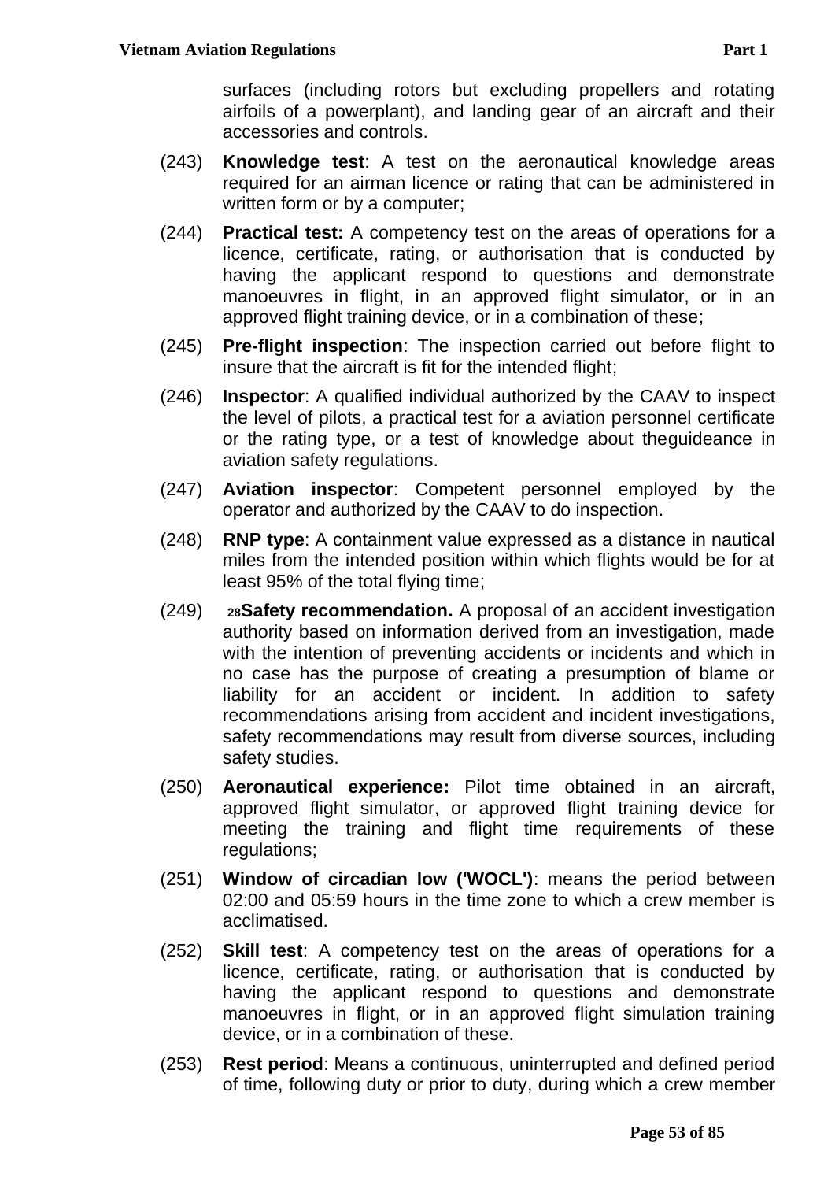surfaces (including rotors but excluding propellers and rotating airfoils of a powerplant), and landing gear of an aircraft and their accessories and controls.

(243) **Knowledge test**: A test on the aeronautical knowledge areas required for an airman licence or rating that can be administered in written form or by a computer;

(244) **Practical test:** A competency test on the areas of operations for a licence, certificate, rating, or authorisation that is conducted by having the applicant respond to questions and demonstrate manoeuvres in flight, in an approved flight simulator, or in an approved flight training device, or in a combination of these;

(245) **Pre-flight inspection**: The inspection carried out before flight to insure that the aircraft is fit for the intended flight;

(246) **Inspector**: A qualified individual authorized by the CAAV to inspect the level of pilots, a practical test for a aviation personnel certificate or the rating type, or a test of knowledge about theguideance in aviation safety regulations.

(247) **Aviation inspector**: Competent personnel employed by the operator and authorized by the CAAV to do inspection.

(248) **RNP type**: A containment value expressed as a distance in nautical miles from the intended position within which flights would be for at least 95% of the total flying time;

(249) [28]**Safety recommendation.** A proposal of an accident investigation authority based on information derived from an investigation, made with the intention of preventing accidents or incidents and which in no case has the purpose of creating a presumption of blame or liability for an accident or incident. In addition to safety recommendations arising from accident and incident investigations, safety recommendations may result from diverse sources, including safety studies.

(250) **Aeronautical experience:** Pilot time obtained in an aircraft, approved flight simulator, or approved flight training device for meeting the training and flight time requirements of these regulations;

(251) **Window of circadian low ('WOCL')**: means the period between 02:00 and 05:59 hours in the time zone to which a crew member is acclimatised.

(252) **Skill test**: A competency test on the areas of operations for a licence, certificate, rating, or authorisation that is conducted by having the applicant respond to questions and demonstrate manoeuvres in flight, or in an approved flight simulation training device, or in a combination of these.

(253) **Rest period**: Means a continuous, uninterrupted and defined period of time, following duty or prior to duty, during which a crew member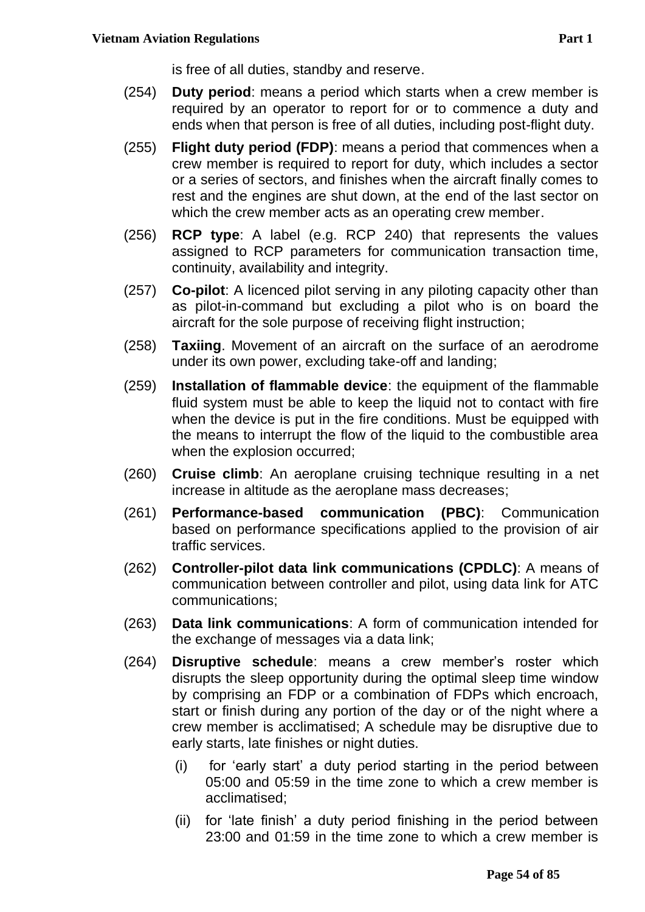is free of all duties, standby and reserve.

(254) **Duty period**: means a period which starts when a crew member is required by an operator to report for or to commence a duty and ends when that person is free of all duties, including post-flight duty.

(255) **Flight duty period (FDP)**: means a period that commences when a crew member is required to report for duty, which includes a sector or a series of sectors, and finishes when the aircraft finally comes to rest and the engines are shut down, at the end of the last sector on which the crew member acts as an operating crew member.

(256) **RCP type**: A label (e.g. RCP 240) that represents the values assigned to RCP parameters for communication transaction time, continuity, availability and integrity.

(257) **Co-pilot**: A licenced pilot serving in any piloting capacity other than as pilot-in-command but excluding a pilot who is on board the aircraft for the sole purpose of receiving flight instruction;

(258) **Taxiing**. Movement of an aircraft on the surface of an aerodrome under its own power, excluding take-off and landing;

(259) **Installation of flammable device**: the equipment of the flammable fluid system must be able to keep the liquid not to contact with fire when the device is put in the fire conditions. Must be equipped with the means to interrupt the flow of the liquid to the combustible area when the explosion occurred;

(260) **Cruise climb**: An aeroplane cruising technique resulting in a net increase in altitude as the aeroplane mass decreases;

(261) **Performance-based communication (PBC)**: Communication based on performance specifications applied to the provision of air traffic services.

(262) **Controller-pilot data link communications (CPDLC)**: A means of communication between controller and pilot, using data link for ATC communications;

(263) **Data link communications**: A form of communication intended for the exchange of messages via a data link;

(264) **Disruptive schedule**: means a crew member's roster which disrupts the sleep opportunity during the optimal sleep time window by comprising an FDP or a combination of FDPs which encroach, start or finish during any portion of the day or of the night where a crew member is acclimatised; A schedule may be disruptive due to early starts, late finishes or night duties.

(i) for 'early start' a duty period starting in the period between 05:00 and 05:59 in the time zone to which a crew member is acclimatised;

(ii) for 'late finish' a duty period finishing in the period between 23:00 and 01:59 in the time zone to which a crew member is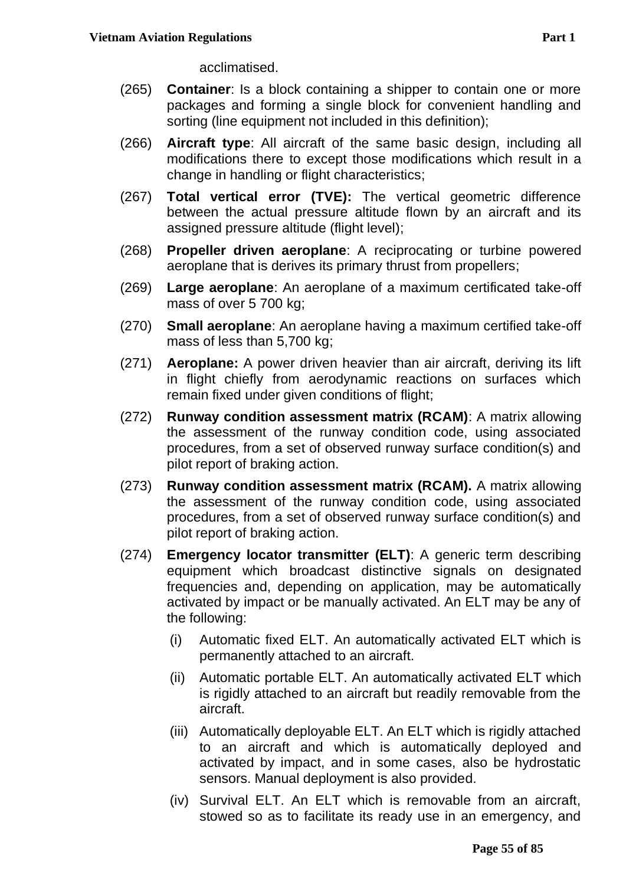acclimatised.

(265) **Container**: Is a block containing a shipper to contain one or more packages and forming a single block for convenient handling and sorting (line equipment not included in this definition);

(266) **Aircraft type**: All aircraft of the same basic design, including all modifications there to except those modifications which result in a change in handling or flight characteristics;

(267) **Total vertical error (TVE):** The vertical geometric difference between the actual pressure altitude flown by an aircraft and its assigned pressure altitude (flight level);

(268) **Propeller driven aeroplane**: A reciprocating or turbine powered aeroplane that is derives its primary thrust from propellers;

(269) **Large aeroplane**: An aeroplane of a maximum certificated take-off mass of over 5 700 kg;

(270) **Small aeroplane**: An aeroplane having a maximum certified take-off mass of less than 5,700 kg;

(271) **Aeroplane:** A power driven heavier than air aircraft, deriving its lift in flight chiefly from aerodynamic reactions on surfaces which remain fixed under given conditions of flight;

(272) **Runway condition assessment matrix (RCAM)**: A matrix allowing the assessment of the runway condition code, using associated procedures, from a set of observed runway surface condition(s) and pilot report of braking action.

(273) **Runway condition assessment matrix (RCAM).** A matrix allowing the assessment of the runway condition code, using associated procedures, from a set of observed runway surface condition(s) and pilot report of braking action.

(274) **Emergency locator transmitter (ELT)**: A generic term describing equipment which broadcast distinctive signals on designated frequencies and, depending on application, may be automatically activated by impact or be manually activated. An ELT may be any of the following:

(i) Automatic fixed ELT. An automatically activated ELT which is permanently attached to an aircraft.

(ii) Automatic portable ELT. An automatically activated ELT which is rigidly attached to an aircraft but readily removable from the aircraft.

(iii) Automatically deployable ELT. An ELT which is rigidly attached to an aircraft and which is automatically deployed and activated by impact, and in some cases, also be hydrostatic sensors. Manual deployment is also provided.

(iv) Survival ELT. An ELT which is removable from an aircraft, stowed so as to facilitate its ready use in an emergency, and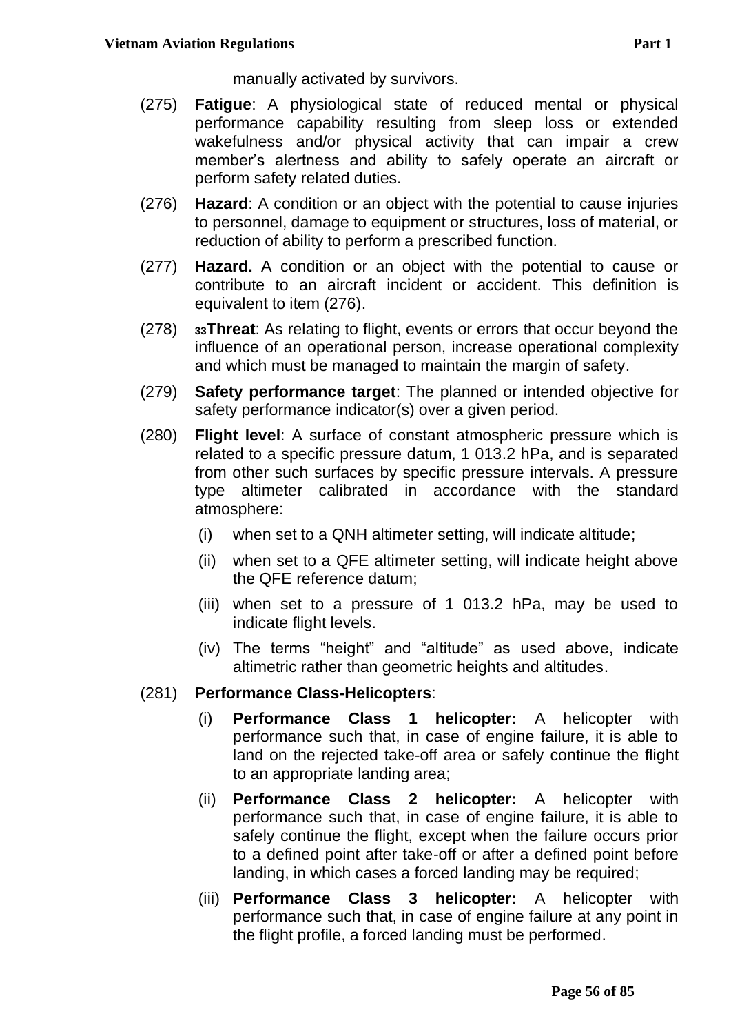manually activated by survivors.

(275) **Fatigue**: A physiological state of reduced mental or physical performance capability resulting from sleep loss or extended wakefulness and/or physical activity that can impair a crew member's alertness and ability to safely operate an aircraft or perform safety related duties.

(276) **Hazard**: A condition or an object with the potential to cause injuries to personnel, damage to equipment or structures, loss of material, or reduction of ability to perform a prescribed function.

(277) **Hazard.** A condition or an object with the potential to cause or contribute to an aircraft incident or accident. This definition is equivalent to item (276).

(278) [33]**Threat**: As relating to flight, events or errors that occur beyond the influence of an operational person, increase operational complexity and which must be managed to maintain the margin of safety.

(279) **Safety performance target**: The planned or intended objective for safety performance indicator(s) over a given period.

(280) **Flight level**: A surface of constant atmospheric pressure which is related to a specific pressure datum, 1 013.2 hPa, and is separated from other such surfaces by specific pressure intervals. A pressure type altimeter calibrated in accordance with the standard atmosphere:

- (i) when set to a QNH altimeter setting, will indicate altitude;
- (ii) when set to a QFE altimeter setting, will indicate height above the QFE reference datum;
- (iii) when set to a pressure of 1 013.2 hPa, may be used to indicate flight levels.
- (iv) The terms "height" and "altitude" as used above, indicate altimetric rather than geometric heights and altitudes.

(281) **Performance Class-Helicopters**:

- (i) **Performance Class 1 helicopter:** A helicopter with performance such that, in case of engine failure, it is able to land on the rejected take-off area or safely continue the flight to an appropriate landing area;
- (ii) **Performance Class 2 helicopter:** A helicopter with performance such that, in case of engine failure, it is able to safely continue the flight, except when the failure occurs prior to a defined point after take-off or after a defined point before landing, in which cases a forced landing may be required;
- (iii) **Performance Class 3 helicopter:** A helicopter with performance such that, in case of engine failure at any point in the flight profile, a forced landing must be performed.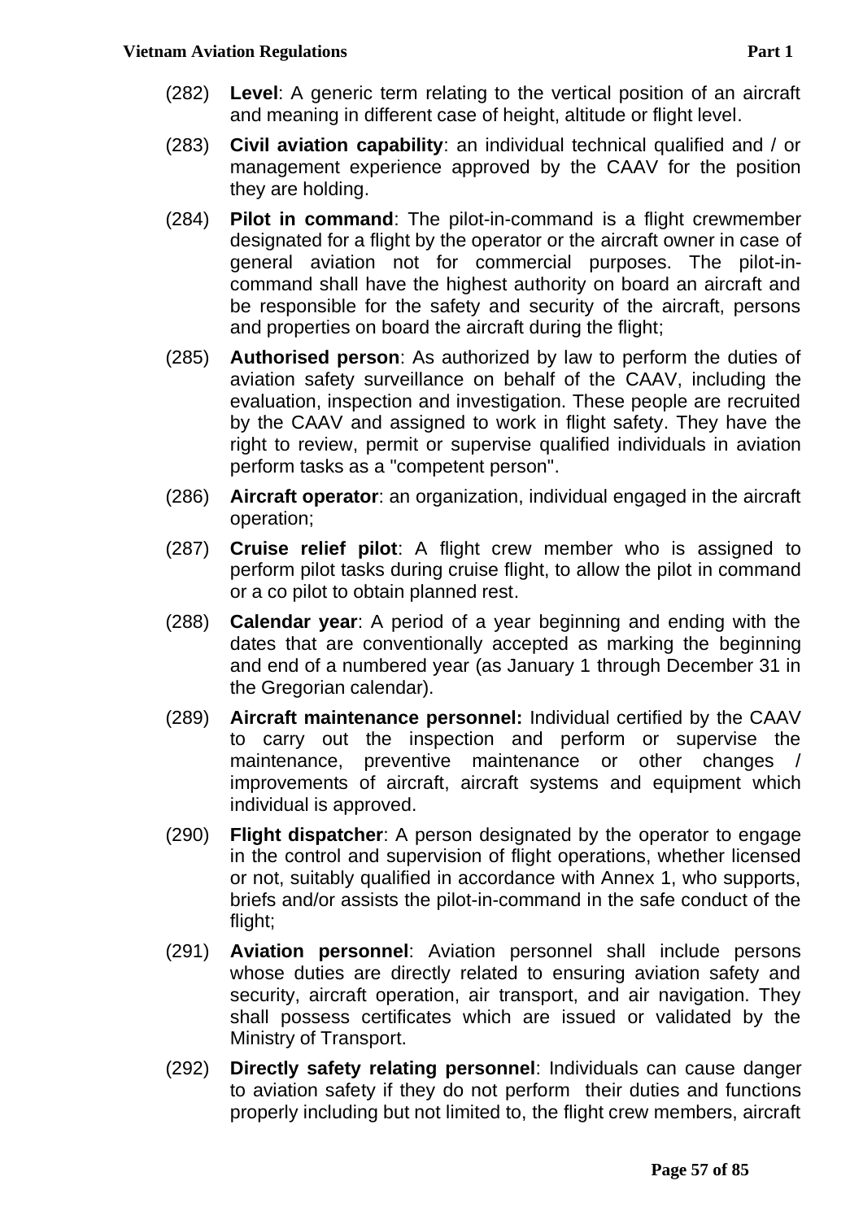(282) **Level**: A generic term relating to the vertical position of an aircraft and meaning in different case of height, altitude or flight level.

(283) **Civil aviation capability**: an individual technical qualified and / or management experience approved by the CAAV for the position they are holding.

(284) **Pilot in command**: The pilot-in-command is a flight crewmember designated for a flight by the operator or the aircraft owner in case of general aviation not for commercial purposes. The pilot-in-command shall have the highest authority on board an aircraft and be responsible for the safety and security of the aircraft, persons and properties on board the aircraft during the flight;

(285) **Authorised person**: As authorized by law to perform the duties of aviation safety surveillance on behalf of the CAAV, including the evaluation, inspection and investigation. These people are recruited by the CAAV and assigned to work in flight safety. They have the right to review, permit or supervise qualified individuals in aviation perform tasks as a "competent person".

(286) **Aircraft operator**: an organization, individual engaged in the aircraft operation;

(287) **Cruise relief pilot**: A flight crew member who is assigned to perform pilot tasks during cruise flight, to allow the pilot in command or a co pilot to obtain planned rest.

(288) **Calendar year**: A period of a year beginning and ending with the dates that are conventionally accepted as marking the beginning and end of a numbered year (as January 1 through December 31 in the Gregorian calendar).

(289) **Aircraft maintenance personnel:** Individual certified by the CAAV to carry out the inspection and perform or supervise the maintenance, preventive maintenance or other changes / improvements of aircraft, aircraft systems and equipment which individual is approved.

(290) **Flight dispatcher**: A person designated by the operator to engage in the control and supervision of flight operations, whether licensed or not, suitably qualified in accordance with Annex 1, who supports, briefs and/or assists the pilot-in-command in the safe conduct of the flight;

(291) **Aviation personnel**: Aviation personnel shall include persons whose duties are directly related to ensuring aviation safety and security, aircraft operation, air transport, and air navigation. They shall possess certificates which are issued or validated by the Ministry of Transport.

(292) **Directly safety relating personnel**: Individuals can cause danger to aviation safety if they do not perform their duties and functions properly including but not limited to, the flight crew members, aircraft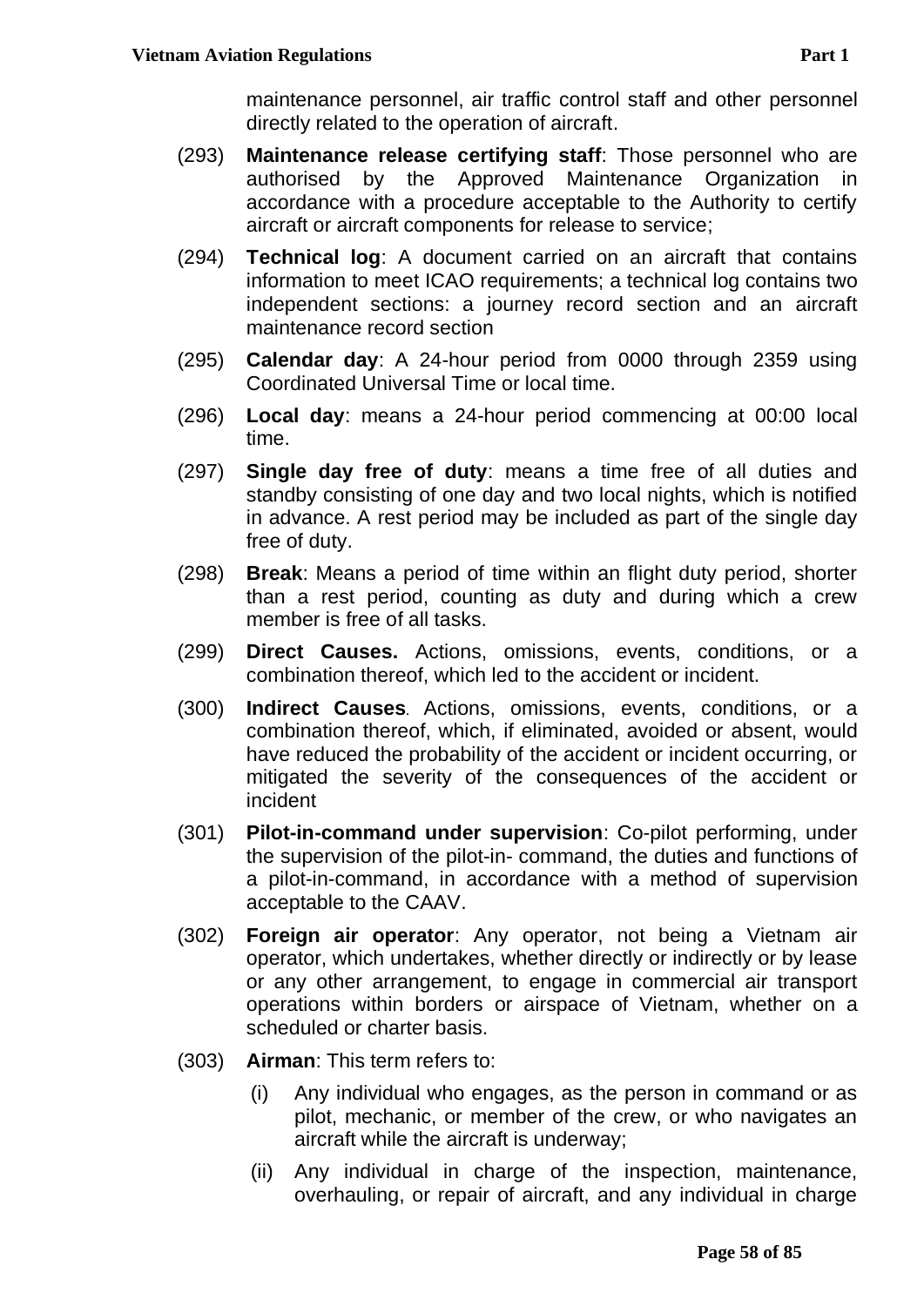maintenance personnel, air traffic control staff and other personnel directly related to the operation of aircraft.

(293) **Maintenance release certifying staff**: Those personnel who are authorised by the Approved Maintenance Organization in accordance with a procedure acceptable to the Authority to certify aircraft or aircraft components for release to service;

(294) **Technical log**: A document carried on an aircraft that contains information to meet ICAO requirements; a technical log contains two independent sections: a journey record section and an aircraft maintenance record section

(295) **Calendar day**: A 24-hour period from 0000 through 2359 using Coordinated Universal Time or local time.

(296) **Local day**: means a 24-hour period commencing at 00:00 local time.

(297) **Single day free of duty**: means a time free of all duties and standby consisting of one day and two local nights, which is notified in advance. A rest period may be included as part of the single day free of duty.

(298) **Break**: Means a period of time within an flight duty period, shorter than a rest period, counting as duty and during which a crew member is free of all tasks.

(299) **Direct Causes.** Actions, omissions, events, conditions, or a combination thereof, which led to the accident or incident.

(300) **Indirect Causes**. Actions, omissions, events, conditions, or a combination thereof, which, if eliminated, avoided or absent, would have reduced the probability of the accident or incident occurring, or mitigated the severity of the consequences of the accident or incident

(301) **Pilot-in-command under supervision**: Co-pilot performing, under the supervision of the pilot-in- command, the duties and functions of a pilot-in-command, in accordance with a method of supervision acceptable to the CAAV.

(302) **Foreign air operator**: Any operator, not being a Vietnam air operator, which undertakes, whether directly or indirectly or by lease or any other arrangement, to engage in commercial air transport operations within borders or airspace of Vietnam, whether on a scheduled or charter basis.

(303) **Airman**: This term refers to:

(i) Any individual who engages, as the person in command or as pilot, mechanic, or member of the crew, or who navigates an aircraft while the aircraft is underway;

(ii) Any individual in charge of the inspection, maintenance, overhauling, or repair of aircraft, and any individual in charge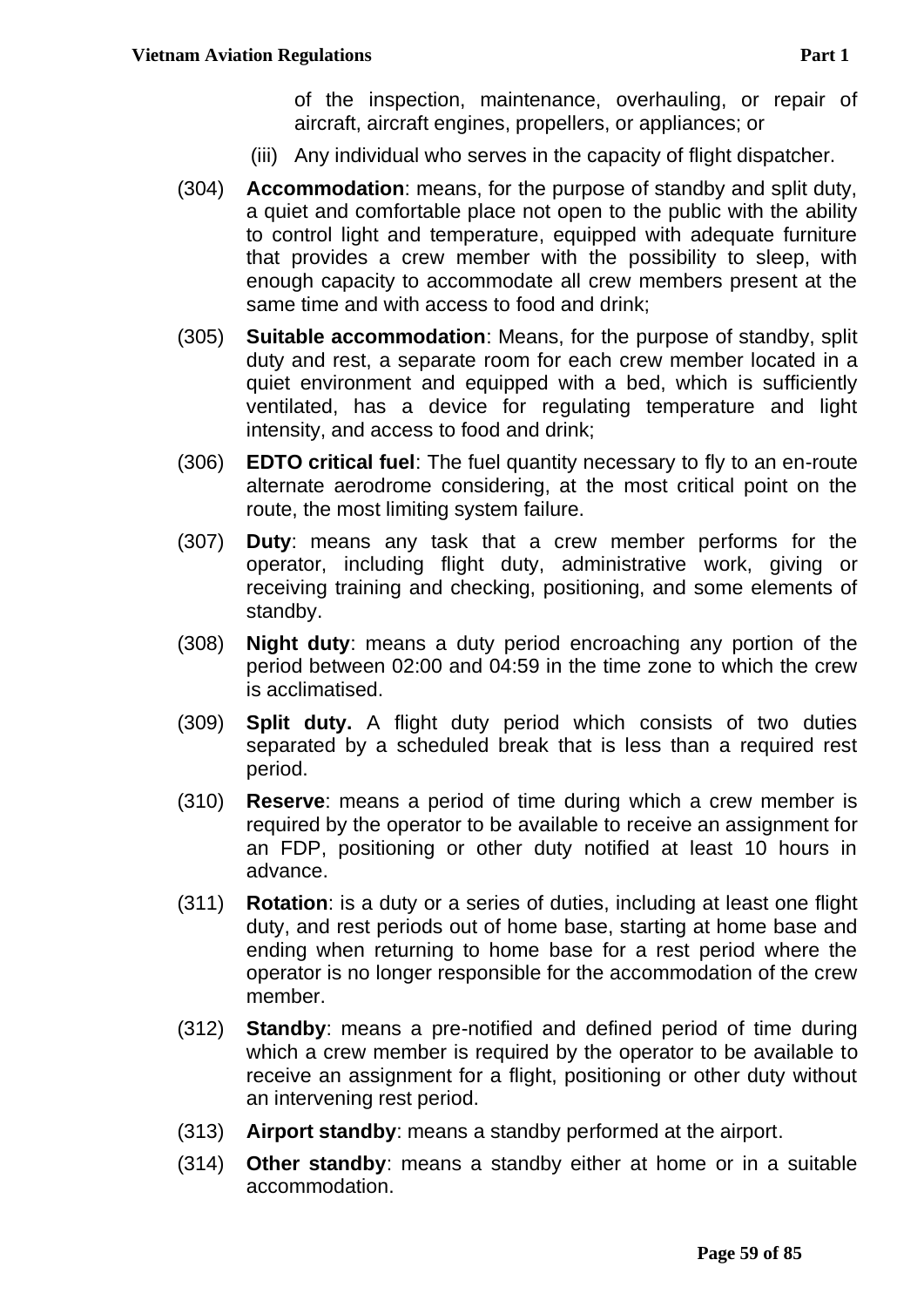of the inspection, maintenance, overhauling, or repair of aircraft, aircraft engines, propellers, or appliances; or

(iii) Any individual who serves in the capacity of flight dispatcher.

(304) **Accommodation**: means, for the purpose of standby and split duty, a quiet and comfortable place not open to the public with the ability to control light and temperature, equipped with adequate furniture that provides a crew member with the possibility to sleep, with enough capacity to accommodate all crew members present at the same time and with access to food and drink;

(305) **Suitable accommodation**: Means, for the purpose of standby, split duty and rest, a separate room for each crew member located in a quiet environment and equipped with a bed, which is sufficiently ventilated, has a device for regulating temperature and light intensity, and access to food and drink;

(306) **EDTO critical fuel**: The fuel quantity necessary to fly to an en-route alternate aerodrome considering, at the most critical point on the route, the most limiting system failure.

(307) **Duty**: means any task that a crew member performs for the operator, including flight duty, administrative work, giving or receiving training and checking, positioning, and some elements of standby.

(308) **Night duty**: means a duty period encroaching any portion of the period between 02:00 and 04:59 in the time zone to which the crew is acclimatised.

(309) **Split duty.** A flight duty period which consists of two duties separated by a scheduled break that is less than a required rest period.

(310) **Reserve**: means a period of time during which a crew member is required by the operator to be available to receive an assignment for an FDP, positioning or other duty notified at least 10 hours in advance.

(311) **Rotation**: is a duty or a series of duties, including at least one flight duty, and rest periods out of home base, starting at home base and ending when returning to home base for a rest period where the operator is no longer responsible for the accommodation of the crew member.

(312) **Standby**: means a pre-notified and defined period of time during which a crew member is required by the operator to be available to receive an assignment for a flight, positioning or other duty without an intervening rest period.

(313) **Airport standby**: means a standby performed at the airport.

(314) **Other standby**: means a standby either at home or in a suitable accommodation.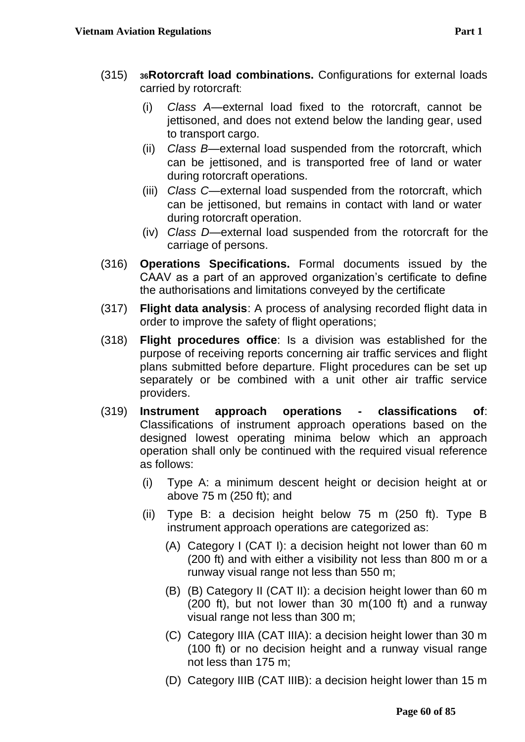(315) [36]**Rotorcraft load combinations.** Configurations for external loads carried by rotorcraft:

(i) *Class A*—external load fixed to the rotorcraft, cannot be jettisoned, and does not extend below the landing gear, used to transport cargo.

(ii) *Class B*—external load suspended from the rotorcraft, which can be jettisoned, and is transported free of land or water during rotorcraft operations.

(iii) *Class C*—external load suspended from the rotorcraft, which can be jettisoned, but remains in contact with land or water during rotorcraft operation.

(iv) *Class D*—external load suspended from the rotorcraft for the carriage of persons.

(316) **Operations Specifications.** Formal documents issued by the CAAV as a part of an approved organization's certificate to define the authorisations and limitations conveyed by the certificate

(317) **Flight data analysis**: A process of analysing recorded flight data in order to improve the safety of flight operations;

(318) **Flight procedures office**: Is a division was established for the purpose of receiving reports concerning air traffic services and flight plans submitted before departure. Flight procedures can be set up separately or be combined with a unit other air traffic service providers.

(319) **Instrument approach operations - classifications of**: Classifications of instrument approach operations based on the designed lowest operating minima below which an approach operation shall only be continued with the required visual reference as follows:

(i) Type A: a minimum descent height or decision height at or above 75 m (250 ft); and

(ii) Type B: a decision height below 75 m (250 ft). Type B instrument approach operations are categorized as:

(A) Category I (CAT I): a decision height not lower than 60 m (200 ft) and with either a visibility not less than 800 m or a runway visual range not less than 550 m;

(B) (B) Category II (CAT II): a decision height lower than 60 m (200 ft), but not lower than 30 m(100 ft) and a runway visual range not less than 300 m;

(C) Category IIIA (CAT IIIA): a decision height lower than 30 m (100 ft) or no decision height and a runway visual range not less than 175 m;

(D) Category IIIB (CAT IIIB): a decision height lower than 15 m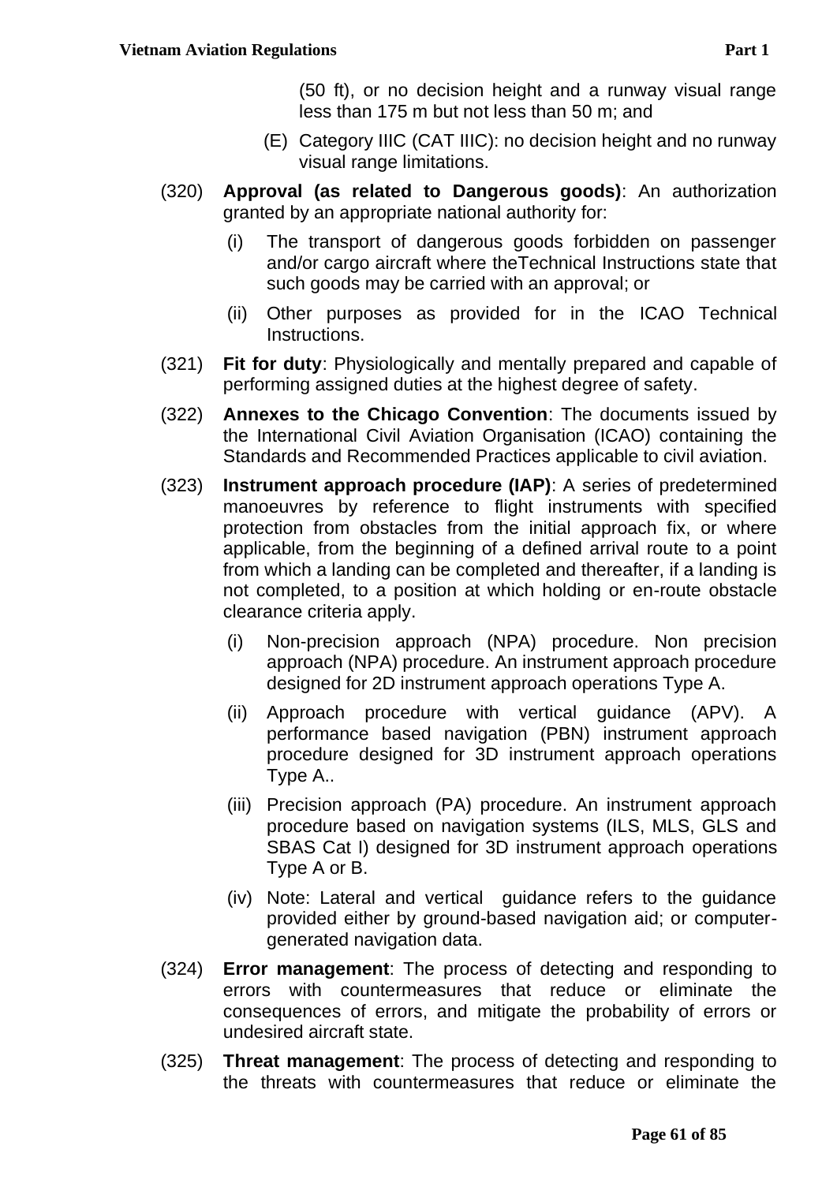(50 ft), or no decision height and a runway visual range less than 175 m but not less than 50 m; and

(E) Category IIIC (CAT IIIC): no decision height and no runway visual range limitations.

(320) **Approval (as related to Dangerous goods)**: An authorization granted by an appropriate national authority for:

- (i) The transport of dangerous goods forbidden on passenger and/or cargo aircraft where theTechnical Instructions state that such goods may be carried with an approval; or
- (ii) Other purposes as provided for in the ICAO Technical Instructions.

(321) **Fit for duty**: Physiologically and mentally prepared and capable of performing assigned duties at the highest degree of safety.

(322) **Annexes to the Chicago Convention**: The documents issued by the International Civil Aviation Organisation (ICAO) containing the Standards and Recommended Practices applicable to civil aviation.

(323) **Instrument approach procedure (IAP)**: A series of predetermined manoeuvres by reference to flight instruments with specified protection from obstacles from the initial approach fix, or where applicable, from the beginning of a defined arrival route to a point from which a landing can be completed and thereafter, if a landing is not completed, to a position at which holding or en-route obstacle clearance criteria apply.

- (i) Non-precision approach (NPA) procedure. Non precision approach (NPA) procedure. An instrument approach procedure designed for 2D instrument approach operations Type A.
- (ii) Approach procedure with vertical guidance (APV). A performance based navigation (PBN) instrument approach procedure designed for 3D instrument approach operations Type A..
- (iii) Precision approach (PA) procedure. An instrument approach procedure based on navigation systems (ILS, MLS, GLS and SBAS Cat I) designed for 3D instrument approach operations Type A or B.
- (iv) Note: Lateral and vertical guidance refers to the guidance provided either by ground-based navigation aid; or computer-generated navigation data.

(324) **Error management**: The process of detecting and responding to errors with countermeasures that reduce or eliminate the consequences of errors, and mitigate the probability of errors or undesired aircraft state.

(325) **Threat management**: The process of detecting and responding to the threats with countermeasures that reduce or eliminate the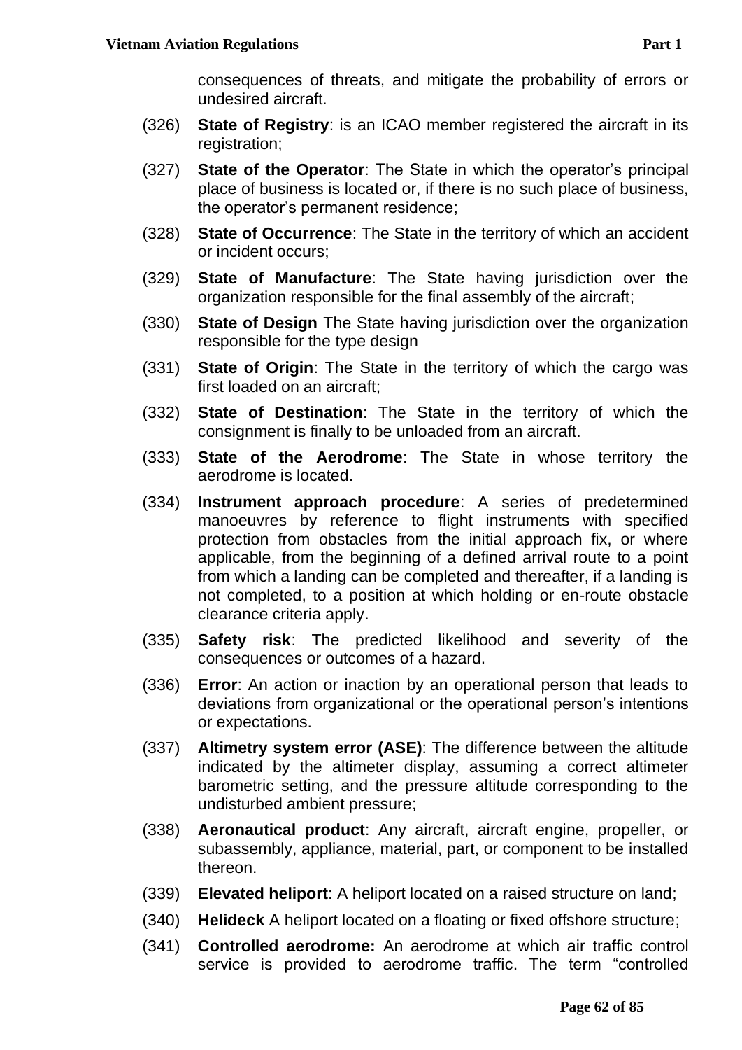consequences of threats, and mitigate the probability of errors or undesired aircraft.

(326) **State of Registry**: is an ICAO member registered the aircraft in its registration;

(327) **State of the Operator**: The State in which the operator's principal place of business is located or, if there is no such place of business, the operator's permanent residence;

(328) **State of Occurrence**: The State in the territory of which an accident or incident occurs;

(329) **State of Manufacture**: The State having jurisdiction over the organization responsible for the final assembly of the aircraft;

(330) **State of Design** The State having jurisdiction over the organization responsible for the type design

(331) **State of Origin**: The State in the territory of which the cargo was first loaded on an aircraft;

(332) **State of Destination**: The State in the territory of which the consignment is finally to be unloaded from an aircraft.

(333) **State of the Aerodrome**: The State in whose territory the aerodrome is located.

(334) **Instrument approach procedure**: A series of predetermined manoeuvres by reference to flight instruments with specified protection from obstacles from the initial approach fix, or where applicable, from the beginning of a defined arrival route to a point from which a landing can be completed and thereafter, if a landing is not completed, to a position at which holding or en-route obstacle clearance criteria apply.

(335) **Safety risk**: The predicted likelihood and severity of the consequences or outcomes of a hazard.

(336) **Error**: An action or inaction by an operational person that leads to deviations from organizational or the operational person's intentions or expectations.

(337) **Altimetry system error (ASE)**: The difference between the altitude indicated by the altimeter display, assuming a correct altimeter barometric setting, and the pressure altitude corresponding to the undisturbed ambient pressure;

(338) **Aeronautical product**: Any aircraft, aircraft engine, propeller, or subassembly, appliance, material, part, or component to be installed thereon.

(339) **Elevated heliport**: A heliport located on a raised structure on land;

(340) **Helideck** A heliport located on a floating or fixed offshore structure;

(341) **Controlled aerodrome:** An aerodrome at which air traffic control service is provided to aerodrome traffic. The term "controlled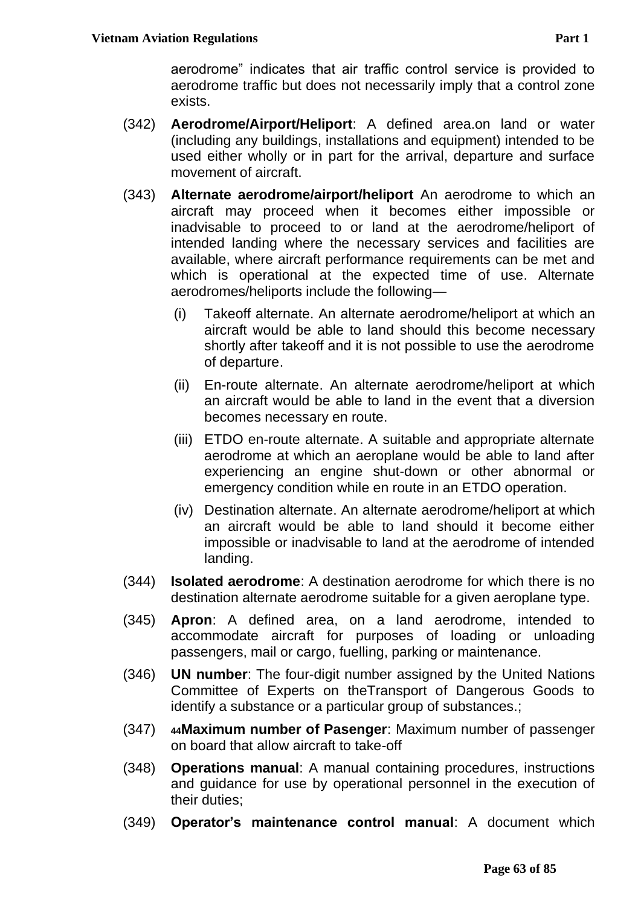aerodrome" indicates that air traffic control service is provided to aerodrome traffic but does not necessarily imply that a control zone exists.

(342) **Aerodrome/Airport/Heliport**: A defined area.on land or water (including any buildings, installations and equipment) intended to be used either wholly or in part for the arrival, departure and surface movement of aircraft.

(343) **Alternate aerodrome/airport/heliport** An aerodrome to which an aircraft may proceed when it becomes either impossible or inadvisable to proceed to or land at the aerodrome/heliport of intended landing where the necessary services and facilities are available, where aircraft performance requirements can be met and which is operational at the expected time of use. Alternate aerodromes/heliports include the following—

- (i) Takeoff alternate. An alternate aerodrome/heliport at which an aircraft would be able to land should this become necessary shortly after takeoff and it is not possible to use the aerodrome of departure.
- (ii) En-route alternate. An alternate aerodrome/heliport at which an aircraft would be able to land in the event that a diversion becomes necessary en route.
- (iii) ETDO en-route alternate. A suitable and appropriate alternate aerodrome at which an aeroplane would be able to land after experiencing an engine shut-down or other abnormal or emergency condition while en route in an ETDO operation.
- (iv) Destination alternate. An alternate aerodrome/heliport at which an aircraft would be able to land should it become either impossible or inadvisable to land at the aerodrome of intended landing.

(344) **Isolated aerodrome**: A destination aerodrome for which there is no destination alternate aerodrome suitable for a given aeroplane type.

(345) **Apron**: A defined area, on a land aerodrome, intended to accommodate aircraft for purposes of loading or unloading passengers, mail or cargo, fuelling, parking or maintenance.

(346) **UN number**: The four-digit number assigned by the United Nations Committee of Experts on theTransport of Dangerous Goods to identify a substance or a particular group of substances.;

(347) [44]**Maximum number of Pasenger**: Maximum number of passenger on board that allow aircraft to take-off

(348) **Operations manual**: A manual containing procedures, instructions and guidance for use by operational personnel in the execution of their duties;

(349) **Operator's maintenance control manual**: A document which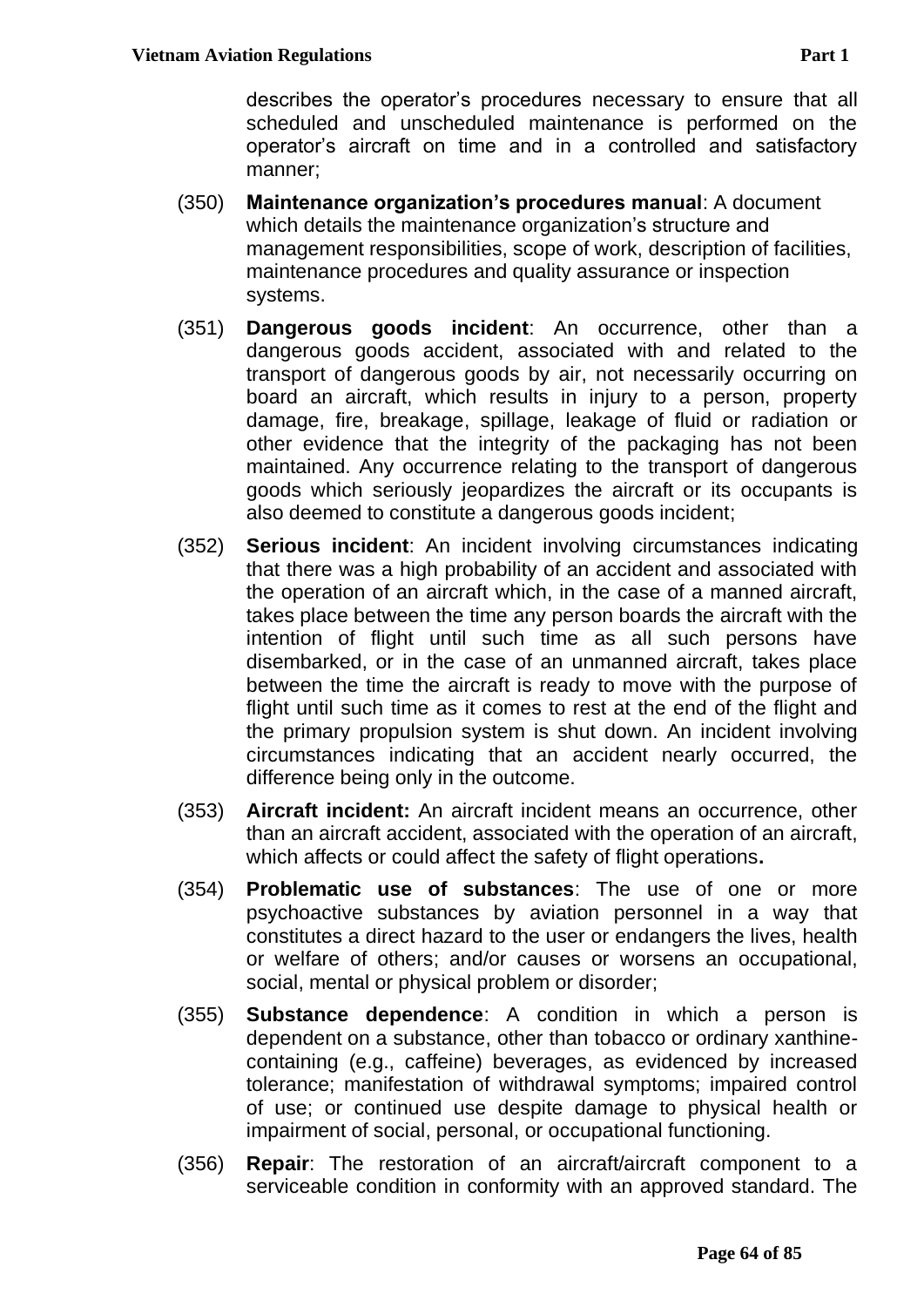describes the operator's procedures necessary to ensure that all scheduled and unscheduled maintenance is performed on the operator's aircraft on time and in a controlled and satisfactory manner;

(350) **Maintenance organization's procedures manual**: A document which details the maintenance organization's structure and management responsibilities, scope of work, description of facilities, maintenance procedures and quality assurance or inspection systems.

(351) **Dangerous goods incident**: An occurrence, other than a dangerous goods accident, associated with and related to the transport of dangerous goods by air, not necessarily occurring on board an aircraft, which results in injury to a person, property damage, fire, breakage, spillage, leakage of fluid or radiation or other evidence that the integrity of the packaging has not been maintained. Any occurrence relating to the transport of dangerous goods which seriously jeopardizes the aircraft or its occupants is also deemed to constitute a dangerous goods incident;

(352) **Serious incident**: An incident involving circumstances indicating that there was a high probability of an accident and associated with the operation of an aircraft which, in the case of a manned aircraft, takes place between the time any person boards the aircraft with the intention of flight until such time as all such persons have disembarked, or in the case of an unmanned aircraft, takes place between the time the aircraft is ready to move with the purpose of flight until such time as it comes to rest at the end of the flight and the primary propulsion system is shut down. An incident involving circumstances indicating that an accident nearly occurred, the difference being only in the outcome.

(353) **Aircraft incident:** An aircraft incident means an occurrence, other than an aircraft accident, associated with the operation of an aircraft, which affects or could affect the safety of flight operations**.**

(354) **Problematic use of substances**: The use of one or more psychoactive substances by aviation personnel in a way that constitutes a direct hazard to the user or endangers the lives, health or welfare of others; and/or causes or worsens an occupational, social, mental or physical problem or disorder;

(355) **Substance dependence**: A condition in which a person is dependent on a substance, other than tobacco or ordinary xanthine-containing (e.g., caffeine) beverages, as evidenced by increased tolerance; manifestation of withdrawal symptoms; impaired control of use; or continued use despite damage to physical health or impairment of social, personal, or occupational functioning.

(356) **Repair**: The restoration of an aircraft/aircraft component to a serviceable condition in conformity with an approved standard. The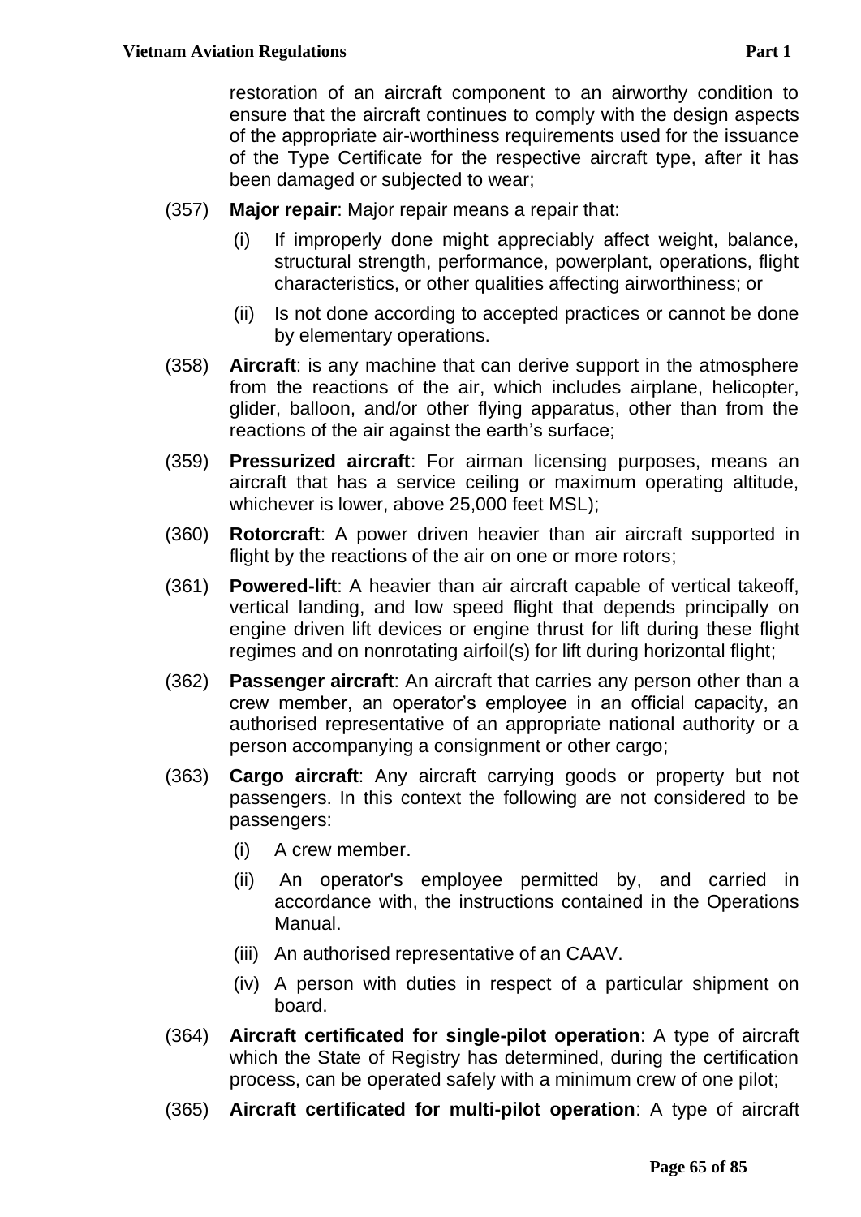restoration of an aircraft component to an airworthy condition to ensure that the aircraft continues to comply with the design aspects of the appropriate air-worthiness requirements used for the issuance of the Type Certificate for the respective aircraft type, after it has been damaged or subjected to wear;

(357) **Major repair**: Major repair means a repair that:

(i) If improperly done might appreciably affect weight, balance, structural strength, performance, powerplant, operations, flight characteristics, or other qualities affecting airworthiness; or

(ii) Is not done according to accepted practices or cannot be done by elementary operations.

(358) **Aircraft**: is any machine that can derive support in the atmosphere from the reactions of the air, which includes airplane, helicopter, glider, balloon, and/or other flying apparatus, other than from the reactions of the air against the earth's surface;

(359) **Pressurized aircraft**: For airman licensing purposes, means an aircraft that has a service ceiling or maximum operating altitude, whichever is lower, above 25,000 feet MSL);

(360) **Rotorcraft**: A power driven heavier than air aircraft supported in flight by the reactions of the air on one or more rotors;

(361) **Powered-lift**: A heavier than air aircraft capable of vertical takeoff, vertical landing, and low speed flight that depends principally on engine driven lift devices or engine thrust for lift during these flight regimes and on nonrotating airfoil(s) for lift during horizontal flight;

(362) **Passenger aircraft**: An aircraft that carries any person other than a crew member, an operator's employee in an official capacity, an authorised representative of an appropriate national authority or a person accompanying a consignment or other cargo;

(363) **Cargo aircraft**: Any aircraft carrying goods or property but not passengers. In this context the following are not considered to be passengers:

(i) A crew member.

(ii) An operator's employee permitted by, and carried in accordance with, the instructions contained in the Operations Manual.

(iii) An authorised representative of an CAAV.

(iv) A person with duties in respect of a particular shipment on board.

(364) **Aircraft certificated for single-pilot operation**: A type of aircraft which the State of Registry has determined, during the certification process, can be operated safely with a minimum crew of one pilot;

(365) **Aircraft certificated for multi-pilot operation**: A type of aircraft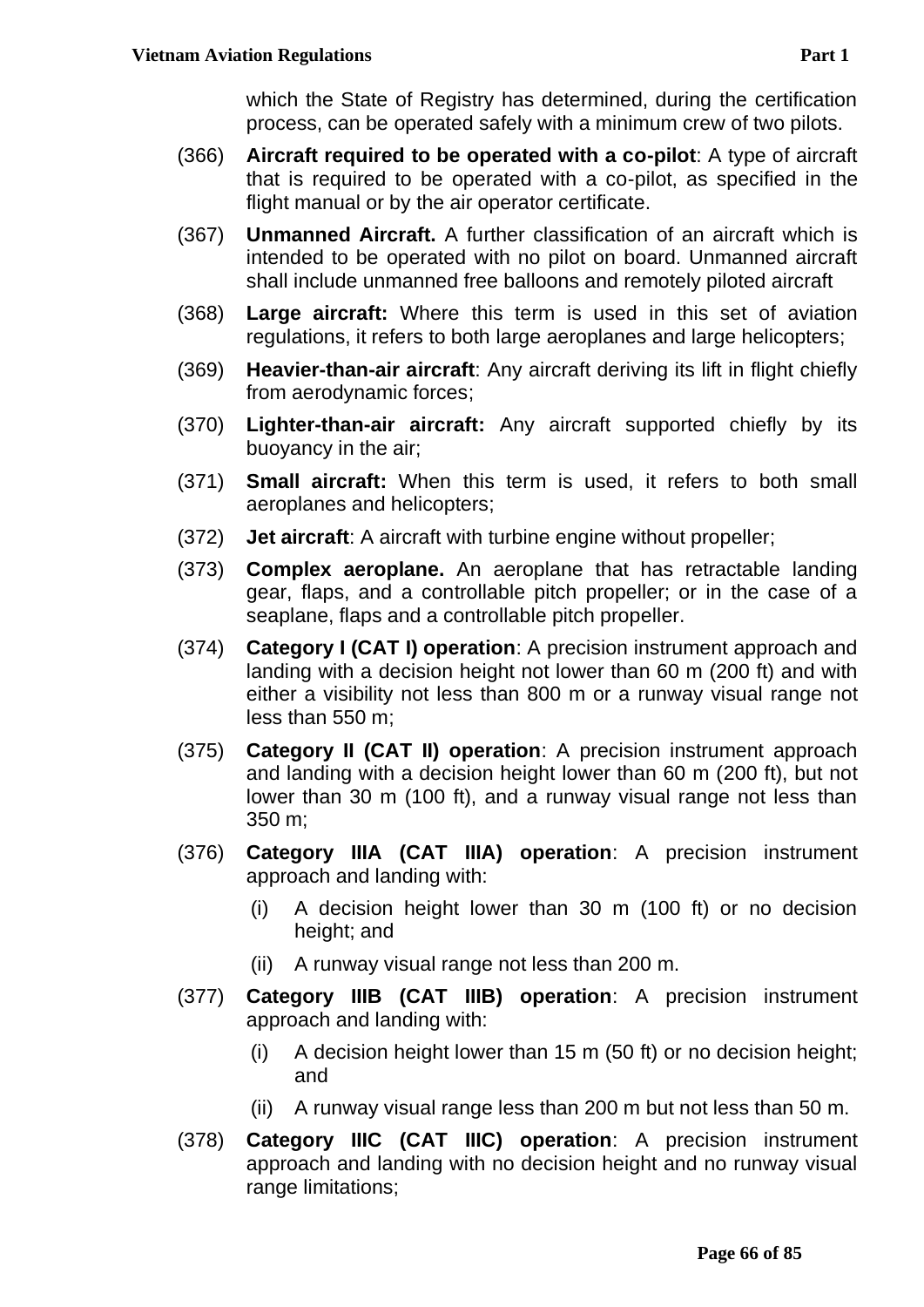which the State of Registry has determined, during the certification process, can be operated safely with a minimum crew of two pilots.

(366) **Aircraft required to be operated with a co-pilot**: A type of aircraft that is required to be operated with a co-pilot, as specified in the flight manual or by the air operator certificate.

(367) **Unmanned Aircraft.** A further classification of an aircraft which is intended to be operated with no pilot on board. Unmanned aircraft shall include unmanned free balloons and remotely piloted aircraft

(368) **Large aircraft:** Where this term is used in this set of aviation regulations, it refers to both large aeroplanes and large helicopters;

(369) **Heavier-than-air aircraft**: Any aircraft deriving its lift in flight chiefly from aerodynamic forces;

(370) **Lighter-than-air aircraft:** Any aircraft supported chiefly by its buoyancy in the air;

(371) **Small aircraft:** When this term is used, it refers to both small aeroplanes and helicopters;

(372) **Jet aircraft**: A aircraft with turbine engine without propeller;

(373) **Complex aeroplane.** An aeroplane that has retractable landing gear, flaps, and a controllable pitch propeller; or in the case of a seaplane, flaps and a controllable pitch propeller.

(374) **Category I (CAT I) operation**: A precision instrument approach and landing with a decision height not lower than 60 m (200 ft) and with either a visibility not less than 800 m or a runway visual range not less than 550 m;

(375) **Category II (CAT II) operation**: A precision instrument approach and landing with a decision height lower than 60 m (200 ft), but not lower than 30 m (100 ft), and a runway visual range not less than 350 m;

(376) **Category IIIA (CAT IIIA) operation**: A precision instrument approach and landing with:

(i) A decision height lower than 30 m (100 ft) or no decision height; and

(ii) A runway visual range not less than 200 m.

(377) **Category IIIB (CAT IIIB) operation**: A precision instrument approach and landing with:

(i) A decision height lower than 15 m (50 ft) or no decision height; and

(ii) A runway visual range less than 200 m but not less than 50 m.

(378) **Category IIIC (CAT IIIC) operation**: A precision instrument approach and landing with no decision height and no runway visual range limitations;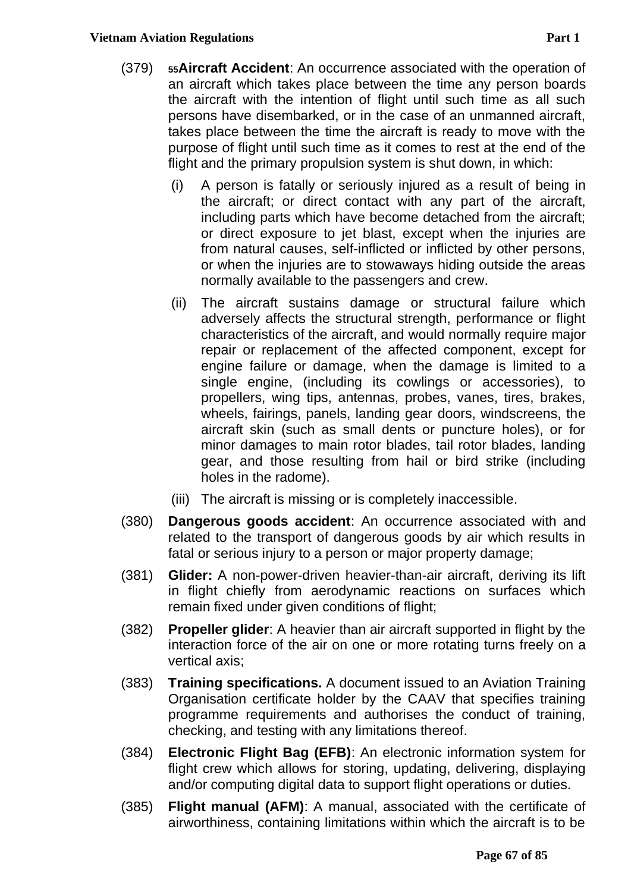(379) [55]**Aircraft Accident**: An occurrence associated with the operation of an aircraft which takes place between the time any person boards the aircraft with the intention of flight until such time as all such persons have disembarked, or in the case of an unmanned aircraft, takes place between the time the aircraft is ready to move with the purpose of flight until such time as it comes to rest at the end of the flight and the primary propulsion system is shut down, in which:

(i) A person is fatally or seriously injured as a result of being in the aircraft; or direct contact with any part of the aircraft, including parts which have become detached from the aircraft; or direct exposure to jet blast, except when the injuries are from natural causes, self-inflicted or inflicted by other persons, or when the injuries are to stowaways hiding outside the areas normally available to the passengers and crew.

(ii) The aircraft sustains damage or structural failure which adversely affects the structural strength, performance or flight characteristics of the aircraft, and would normally require major repair or replacement of the affected component, except for engine failure or damage, when the damage is limited to a single engine, (including its cowlings or accessories), to propellers, wing tips, antennas, probes, vanes, tires, brakes, wheels, fairings, panels, landing gear doors, windscreens, the aircraft skin (such as small dents or puncture holes), or for minor damages to main rotor blades, tail rotor blades, landing gear, and those resulting from hail or bird strike (including holes in the radome).

(iii) The aircraft is missing or is completely inaccessible.

(380) **Dangerous goods accident**: An occurrence associated with and related to the transport of dangerous goods by air which results in fatal or serious injury to a person or major property damage;

(381) **Glider:** A non-power-driven heavier-than-air aircraft, deriving its lift in flight chiefly from aerodynamic reactions on surfaces which remain fixed under given conditions of flight;

(382) **Propeller glider**: A heavier than air aircraft supported in flight by the interaction force of the air on one or more rotating turns freely on a vertical axis;

(383) **Training specifications.** A document issued to an Aviation Training Organisation certificate holder by the CAAV that specifies training programme requirements and authorises the conduct of training, checking, and testing with any limitations thereof.

(384) **Electronic Flight Bag (EFB)**: An electronic information system for flight crew which allows for storing, updating, delivering, displaying and/or computing digital data to support flight operations or duties.

(385) **Flight manual (AFM)**: A manual, associated with the certificate of airworthiness, containing limitations within which the aircraft is to be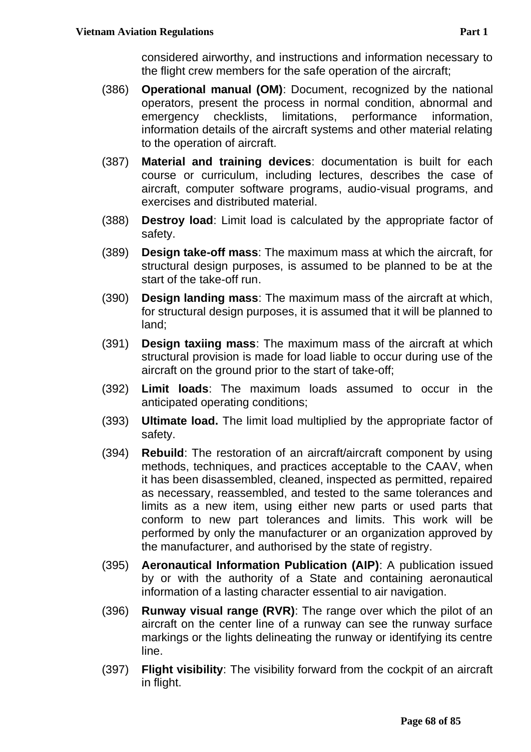considered airworthy, and instructions and information necessary to the flight crew members for the safe operation of the aircraft;

(386) **Operational manual (OM)**: Document, recognized by the national operators, present the process in normal condition, abnormal and emergency checklists, limitations, performance information, information details of the aircraft systems and other material relating to the operation of aircraft.

(387) **Material and training devices**: documentation is built for each course or curriculum, including lectures, describes the case of aircraft, computer software programs, audio-visual programs, and exercises and distributed material.

(388) **Destroy load**: Limit load is calculated by the appropriate factor of safety.

(389) **Design take-off mass**: The maximum mass at which the aircraft, for structural design purposes, is assumed to be planned to be at the start of the take-off run.

(390) **Design landing mass**: The maximum mass of the aircraft at which, for structural design purposes, it is assumed that it will be planned to land;

(391) **Design taxiing mass**: The maximum mass of the aircraft at which structural provision is made for load liable to occur during use of the aircraft on the ground prior to the start of take-off;

(392) **Limit loads**: The maximum loads assumed to occur in the anticipated operating conditions;

(393) **Ultimate load.** The limit load multiplied by the appropriate factor of safety.

(394) **Rebuild**: The restoration of an aircraft/aircraft component by using methods, techniques, and practices acceptable to the CAAV, when it has been disassembled, cleaned, inspected as permitted, repaired as necessary, reassembled, and tested to the same tolerances and limits as a new item, using either new parts or used parts that conform to new part tolerances and limits. This work will be performed by only the manufacturer or an organization approved by the manufacturer, and authorised by the state of registry.

(395) **Aeronautical Information Publication (AIP)**: A publication issued by or with the authority of a State and containing aeronautical information of a lasting character essential to air navigation.

(396) **Runway visual range (RVR)**: The range over which the pilot of an aircraft on the center line of a runway can see the runway surface markings or the lights delineating the runway or identifying its centre line.

(397) **Flight visibility**: The visibility forward from the cockpit of an aircraft in flight.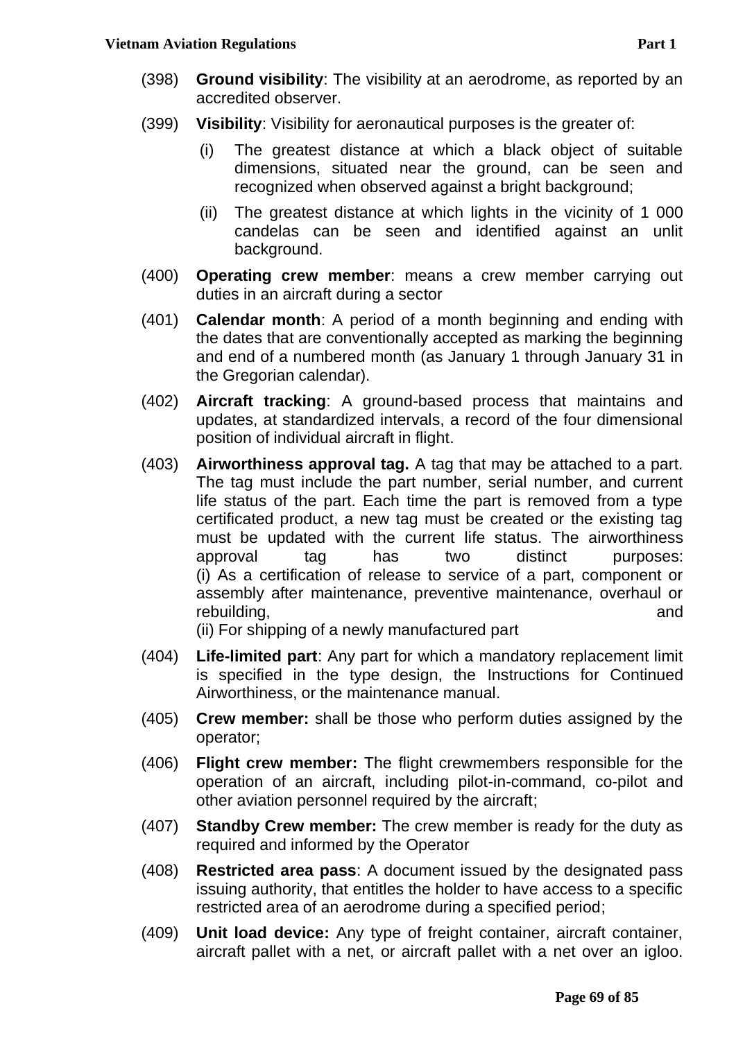(398) **Ground visibility**: The visibility at an aerodrome, as reported by an accredited observer.

(399) **Visibility**: Visibility for aeronautical purposes is the greater of:

(i) The greatest distance at which a black object of suitable dimensions, situated near the ground, can be seen and recognized when observed against a bright background;

(ii) The greatest distance at which lights in the vicinity of 1 000 candelas can be seen and identified against an unlit background.

(400) **Operating crew member**: means a crew member carrying out duties in an aircraft during a sector

(401) **Calendar month**: A period of a month beginning and ending with the dates that are conventionally accepted as marking the beginning and end of a numbered month (as January 1 through January 31 in the Gregorian calendar).

(402) **Aircraft tracking**: A ground-based process that maintains and updates, at standardized intervals, a record of the four dimensional position of individual aircraft in flight.

(403) **Airworthiness approval tag.** A tag that may be attached to a part. The tag must include the part number, serial number, and current life status of the part. Each time the part is removed from a type certificated product, a new tag must be created or the existing tag must be updated with the current life status. The airworthiness approval tag has two distinct purposes:
(i) As a certification of release to service of a part, component or assembly after maintenance, preventive maintenance, overhaul or rebuilding, and
(ii) For shipping of a newly manufactured part

(404) **Life-limited part**: Any part for which a mandatory replacement limit is specified in the type design, the Instructions for Continued Airworthiness, or the maintenance manual.

(405) **Crew member:** shall be those who perform duties assigned by the operator;

(406) **Flight crew member:** The flight crewmembers responsible for the operation of an aircraft, including pilot-in-command, co-pilot and other aviation personnel required by the aircraft;

(407) **Standby Crew member:** The crew member is ready for the duty as required and informed by the Operator

(408) **Restricted area pass**: A document issued by the designated pass issuing authority, that entitles the holder to have access to a specific restricted area of an aerodrome during a specified period;

(409) **Unit load device:** Any type of freight container, aircraft container, aircraft pallet with a net, or aircraft pallet with a net over an igloo.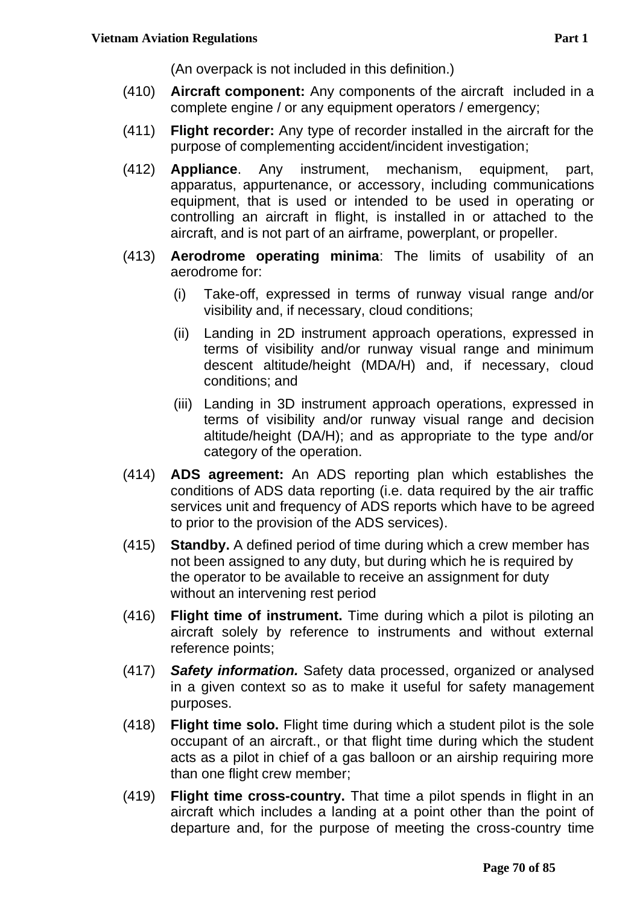(An overpack is not included in this definition.)

(410) **Aircraft component:** Any components of the aircraft included in a complete engine / or any equipment operators / emergency;

(411) **Flight recorder:** Any type of recorder installed in the aircraft for the purpose of complementing accident/incident investigation;

(412) **Appliance**. Any instrument, mechanism, equipment, part, apparatus, appurtenance, or accessory, including communications equipment, that is used or intended to be used in operating or controlling an aircraft in flight, is installed in or attached to the aircraft, and is not part of an airframe, powerplant, or propeller.

(413) **Aerodrome operating minima**: The limits of usability of an aerodrome for:

- (i) Take-off, expressed in terms of runway visual range and/or visibility and, if necessary, cloud conditions;
- (ii) Landing in 2D instrument approach operations, expressed in terms of visibility and/or runway visual range and minimum descent altitude/height (MDA/H) and, if necessary, cloud conditions; and
- (iii) Landing in 3D instrument approach operations, expressed in terms of visibility and/or runway visual range and decision altitude/height (DA/H); and as appropriate to the type and/or category of the operation.

(414) **ADS agreement:** An ADS reporting plan which establishes the conditions of ADS data reporting (i.e. data required by the air traffic services unit and frequency of ADS reports which have to be agreed to prior to the provision of the ADS services).

(415) **Standby.** A defined period of time during which a crew member has not been assigned to any duty, but during which he is required by the operator to be available to receive an assignment for duty without an intervening rest period

(416) **Flight time of instrument.** Time during which a pilot is piloting an aircraft solely by reference to instruments and without external reference points;

(417) ***Safety information.*** Safety data processed, organized or analysed in a given context so as to make it useful for safety management purposes.

(418) **Flight time solo.** Flight time during which a student pilot is the sole occupant of an aircraft., or that flight time during which the student acts as a pilot in chief of a gas balloon or an airship requiring more than one flight crew member;

(419) **Flight time cross-country.** That time a pilot spends in flight in an aircraft which includes a landing at a point other than the point of departure and, for the purpose of meeting the cross-country time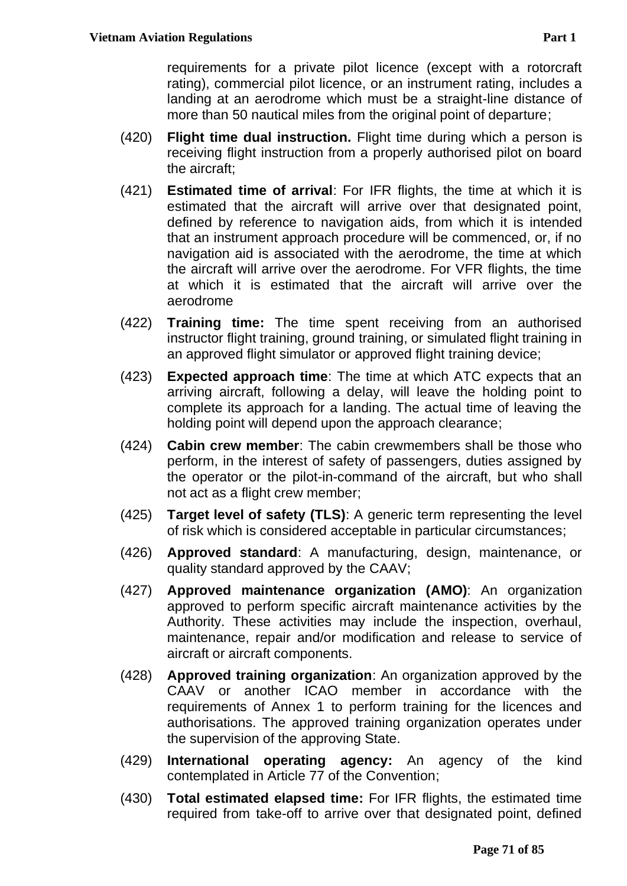requirements for a private pilot licence (except with a rotorcraft rating), commercial pilot licence, or an instrument rating, includes a landing at an aerodrome which must be a straight-line distance of more than 50 nautical miles from the original point of departure;

(420) **Flight time dual instruction.** Flight time during which a person is receiving flight instruction from a properly authorised pilot on board the aircraft;

(421) **Estimated time of arrival**: For IFR flights, the time at which it is estimated that the aircraft will arrive over that designated point, defined by reference to navigation aids, from which it is intended that an instrument approach procedure will be commenced, or, if no navigation aid is associated with the aerodrome, the time at which the aircraft will arrive over the aerodrome. For VFR flights, the time at which it is estimated that the aircraft will arrive over the aerodrome

(422) **Training time:** The time spent receiving from an authorised instructor flight training, ground training, or simulated flight training in an approved flight simulator or approved flight training device;

(423) **Expected approach time**: The time at which ATC expects that an arriving aircraft, following a delay, will leave the holding point to complete its approach for a landing. The actual time of leaving the holding point will depend upon the approach clearance;

(424) **Cabin crew member**: The cabin crewmembers shall be those who perform, in the interest of safety of passengers, duties assigned by the operator or the pilot-in-command of the aircraft, but who shall not act as a flight crew member;

(425) **Target level of safety (TLS)**: A generic term representing the level of risk which is considered acceptable in particular circumstances;

(426) **Approved standard**: A manufacturing, design, maintenance, or quality standard approved by the CAAV;

(427) **Approved maintenance organization (AMO)**: An organization approved to perform specific aircraft maintenance activities by the Authority. These activities may include the inspection, overhaul, maintenance, repair and/or modification and release to service of aircraft or aircraft components.

(428) **Approved training organization**: An organization approved by the CAAV or another ICAO member in accordance with the requirements of Annex 1 to perform training for the licences and authorisations. The approved training organization operates under the supervision of the approving State.

(429) **International operating agency:** An agency of the kind contemplated in Article 77 of the Convention;

(430) **Total estimated elapsed time:** For IFR flights, the estimated time required from take-off to arrive over that designated point, defined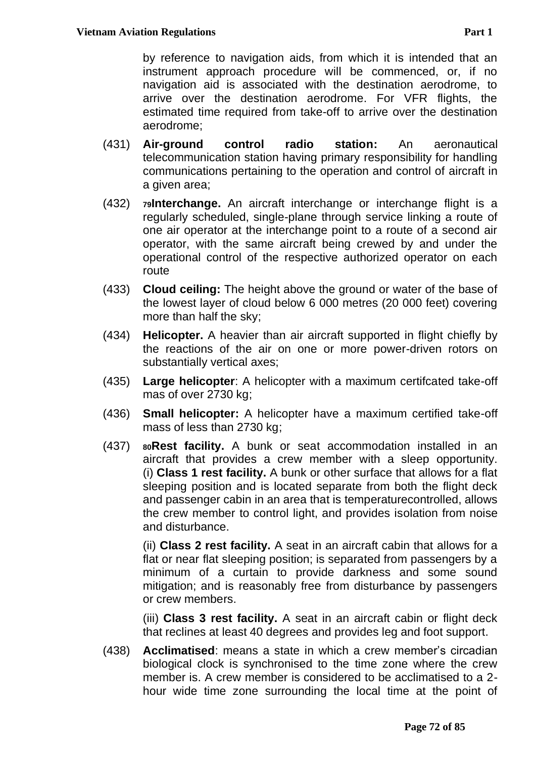by reference to navigation aids, from which it is intended that an instrument approach procedure will be commenced, or, if no navigation aid is associated with the destination aerodrome, to arrive over the destination aerodrome. For VFR flights, the estimated time required from take-off to arrive over the destination aerodrome;

(431) **Air-ground control radio station:** An aeronautical telecommunication station having primary responsibility for handling communications pertaining to the operation and control of aircraft in a given area;

(432) [79]**Interchange.** An aircraft interchange or interchange flight is a regularly scheduled, single-plane through service linking a route of one air operator at the interchange point to a route of a second air operator, with the same aircraft being crewed by and under the operational control of the respective authorized operator on each route

(433) **Cloud ceiling:** The height above the ground or water of the base of the lowest layer of cloud below 6 000 metres (20 000 feet) covering more than half the sky;

(434) **Helicopter.** A heavier than air aircraft supported in flight chiefly by the reactions of the air on one or more power-driven rotors on substantially vertical axes;

(435) **Large helicopter**: A helicopter with a maximum certifcated take-off mas of over 2730 kg;

(436) **Small helicopter:** A helicopter have a maximum certified take-off mass of less than 2730 kg;

(437) [80]**Rest facility.** A bunk or seat accommodation installed in an aircraft that provides a crew member with a sleep opportunity. (i) **Class 1 rest facility.** A bunk or other surface that allows for a flat sleeping position and is located separate from both the flight deck and passenger cabin in an area that is temperaturecontrolled, allows the crew member to control light, and provides isolation from noise and disturbance.

(ii) **Class 2 rest facility.** A seat in an aircraft cabin that allows for a flat or near flat sleeping position; is separated from passengers by a minimum of a curtain to provide darkness and some sound mitigation; and is reasonably free from disturbance by passengers or crew members.

(iii) **Class 3 rest facility.** A seat in an aircraft cabin or flight deck that reclines at least 40 degrees and provides leg and foot support.

(438) **Acclimatised**: means a state in which a crew member's circadian biological clock is synchronised to the time zone where the crew member is. A crew member is considered to be acclimatised to a 2-hour wide time zone surrounding the local time at the point of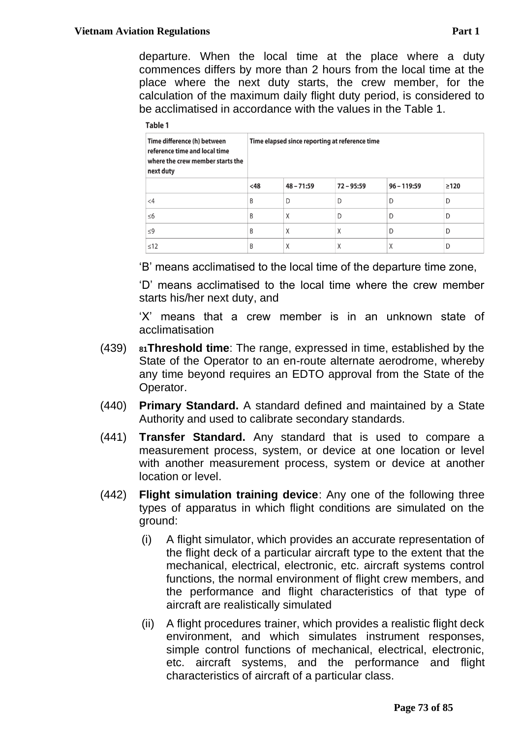departure. When the local time at the place where a duty commences differs by more than 2 hours from the local time at the place where the next duty starts, the crew member, for the calculation of the maximum daily flight duty period, is considered to be acclimatised in accordance with the values in the Table 1.

**Table 1**

| Time difference (h) between reference time and local time where the crew member starts the next duty | Time elapsed since reporting at reference time | | | | |
|---|---|---|---|---|---|
| | <48 | 48 – 71:59 | 72 – 95:59 | 96 – 119:59 | ≥120 |
| <4 | B | D | D | D | D |
| ≤6 | B | X | D | D | D |
| ≤9 | B | X | X | D | D |
| ≤12 | B | X | X | X | D |

'B' means acclimatised to the local time of the departure time zone,

'D' means acclimatised to the local time where the crew member starts his/her next duty, and

'X' means that a crew member is in an unknown state of acclimatisation

(439) [81]**Threshold time**: The range, expressed in time, established by the State of the Operator to an en-route alternate aerodrome, whereby any time beyond requires an EDTO approval from the State of the Operator.

(440) **Primary Standard.** A standard defined and maintained by a State Authority and used to calibrate secondary standards.

(441) **Transfer Standard.** Any standard that is used to compare a measurement process, system, or device at one location or level with another measurement process, system or device at another location or level.

(442) **Flight simulation training device**: Any one of the following three types of apparatus in which flight conditions are simulated on the ground:

(i) A flight simulator, which provides an accurate representation of the flight deck of a particular aircraft type to the extent that the mechanical, electrical, electronic, etc. aircraft systems control functions, the normal environment of flight crew members, and the performance and flight characteristics of that type of aircraft are realistically simulated

(ii) A flight procedures trainer, which provides a realistic flight deck environment, and which simulates instrument responses, simple control functions of mechanical, electrical, electronic, etc. aircraft systems, and the performance and flight characteristics of aircraft of a particular class.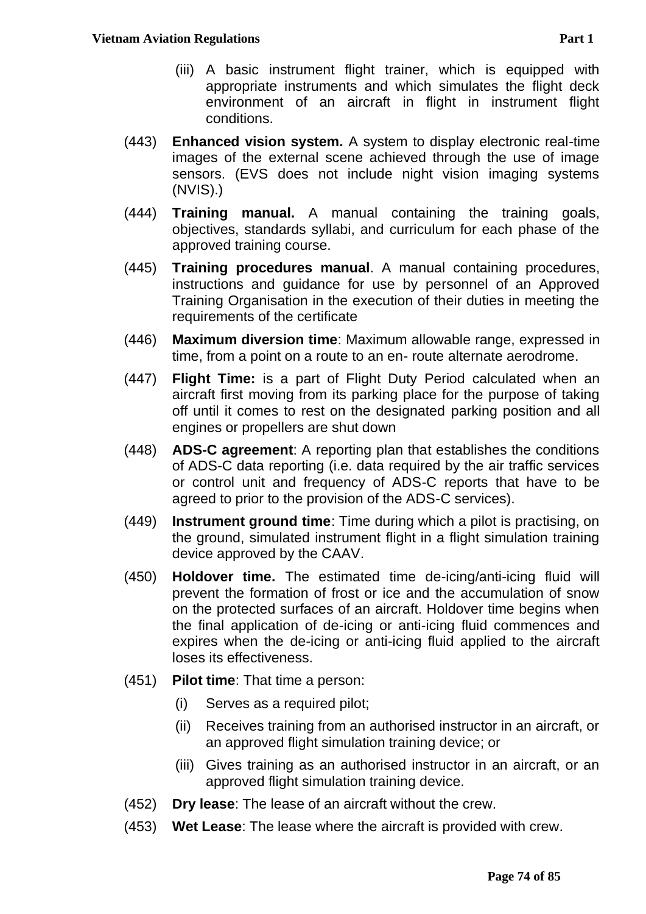(iii) A basic instrument flight trainer, which is equipped with appropriate instruments and which simulates the flight deck environment of an aircraft in flight in instrument flight conditions.

(443) **Enhanced vision system.** A system to display electronic real-time images of the external scene achieved through the use of image sensors. (EVS does not include night vision imaging systems (NVIS).)

(444) **Training manual.** A manual containing the training goals, objectives, standards syllabi, and curriculum for each phase of the approved training course.

(445) **Training procedures manual**. A manual containing procedures, instructions and guidance for use by personnel of an Approved Training Organisation in the execution of their duties in meeting the requirements of the certificate

(446) **Maximum diversion time**: Maximum allowable range, expressed in time, from a point on a route to an en- route alternate aerodrome.

(447) **Flight Time:** is a part of Flight Duty Period calculated when an aircraft first moving from its parking place for the purpose of taking off until it comes to rest on the designated parking position and all engines or propellers are shut down

(448) **ADS-C agreement**: A reporting plan that establishes the conditions of ADS-C data reporting (i.e. data required by the air traffic services or control unit and frequency of ADS-C reports that have to be agreed to prior to the provision of the ADS-C services).

(449) **Instrument ground time**: Time during which a pilot is practising, on the ground, simulated instrument flight in a flight simulation training device approved by the CAAV.

(450) **Holdover time.** The estimated time de-icing/anti-icing fluid will prevent the formation of frost or ice and the accumulation of snow on the protected surfaces of an aircraft. Holdover time begins when the final application of de-icing or anti-icing fluid commences and expires when the de-icing or anti-icing fluid applied to the aircraft loses its effectiveness.

(451) **Pilot time**: That time a person:

- (i) Serves as a required pilot;
- (ii) Receives training from an authorised instructor in an aircraft, or an approved flight simulation training device; or
- (iii) Gives training as an authorised instructor in an aircraft, or an approved flight simulation training device.

(452) **Dry lease**: The lease of an aircraft without the crew.

(453) **Wet Lease**: The lease where the aircraft is provided with crew.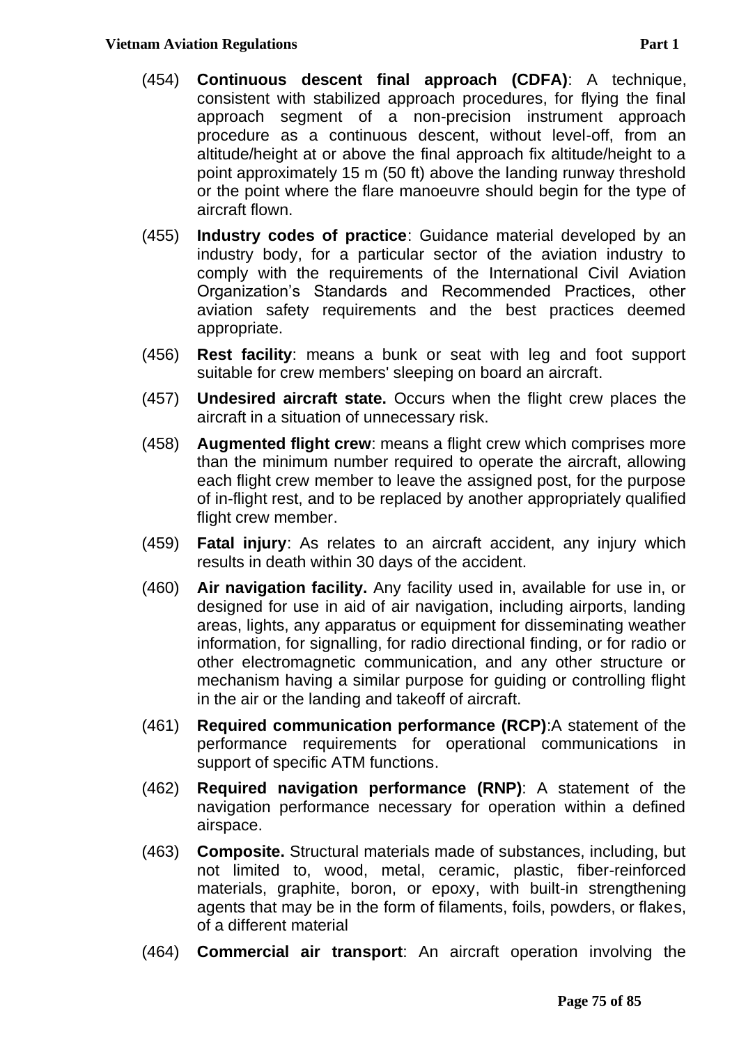(454) **Continuous descent final approach (CDFA)**: A technique, consistent with stabilized approach procedures, for flying the final approach segment of a non-precision instrument approach procedure as a continuous descent, without level-off, from an altitude/height at or above the final approach fix altitude/height to a point approximately 15 m (50 ft) above the landing runway threshold or the point where the flare manoeuvre should begin for the type of aircraft flown.

(455) **Industry codes of practice**: Guidance material developed by an industry body, for a particular sector of the aviation industry to comply with the requirements of the International Civil Aviation Organization's Standards and Recommended Practices, other aviation safety requirements and the best practices deemed appropriate.

(456) **Rest facility**: means a bunk or seat with leg and foot support suitable for crew members' sleeping on board an aircraft.

(457) **Undesired aircraft state.** Occurs when the flight crew places the aircraft in a situation of unnecessary risk.

(458) **Augmented flight crew**: means a flight crew which comprises more than the minimum number required to operate the aircraft, allowing each flight crew member to leave the assigned post, for the purpose of in-flight rest, and to be replaced by another appropriately qualified flight crew member.

(459) **Fatal injury**: As relates to an aircraft accident, any injury which results in death within 30 days of the accident.

(460) **Air navigation facility.** Any facility used in, available for use in, or designed for use in aid of air navigation, including airports, landing areas, lights, any apparatus or equipment for disseminating weather information, for signalling, for radio directional finding, or for radio or other electromagnetic communication, and any other structure or mechanism having a similar purpose for guiding or controlling flight in the air or the landing and takeoff of aircraft.

(461) **Required communication performance (RCP)**:A statement of the performance requirements for operational communications in support of specific ATM functions.

(462) **Required navigation performance (RNP)**: A statement of the navigation performance necessary for operation within a defined airspace.

(463) **Composite.** Structural materials made of substances, including, but not limited to, wood, metal, ceramic, plastic, fiber-reinforced materials, graphite, boron, or epoxy, with built-in strengthening agents that may be in the form of filaments, foils, powders, or flakes, of a different material

(464) **Commercial air transport**: An aircraft operation involving the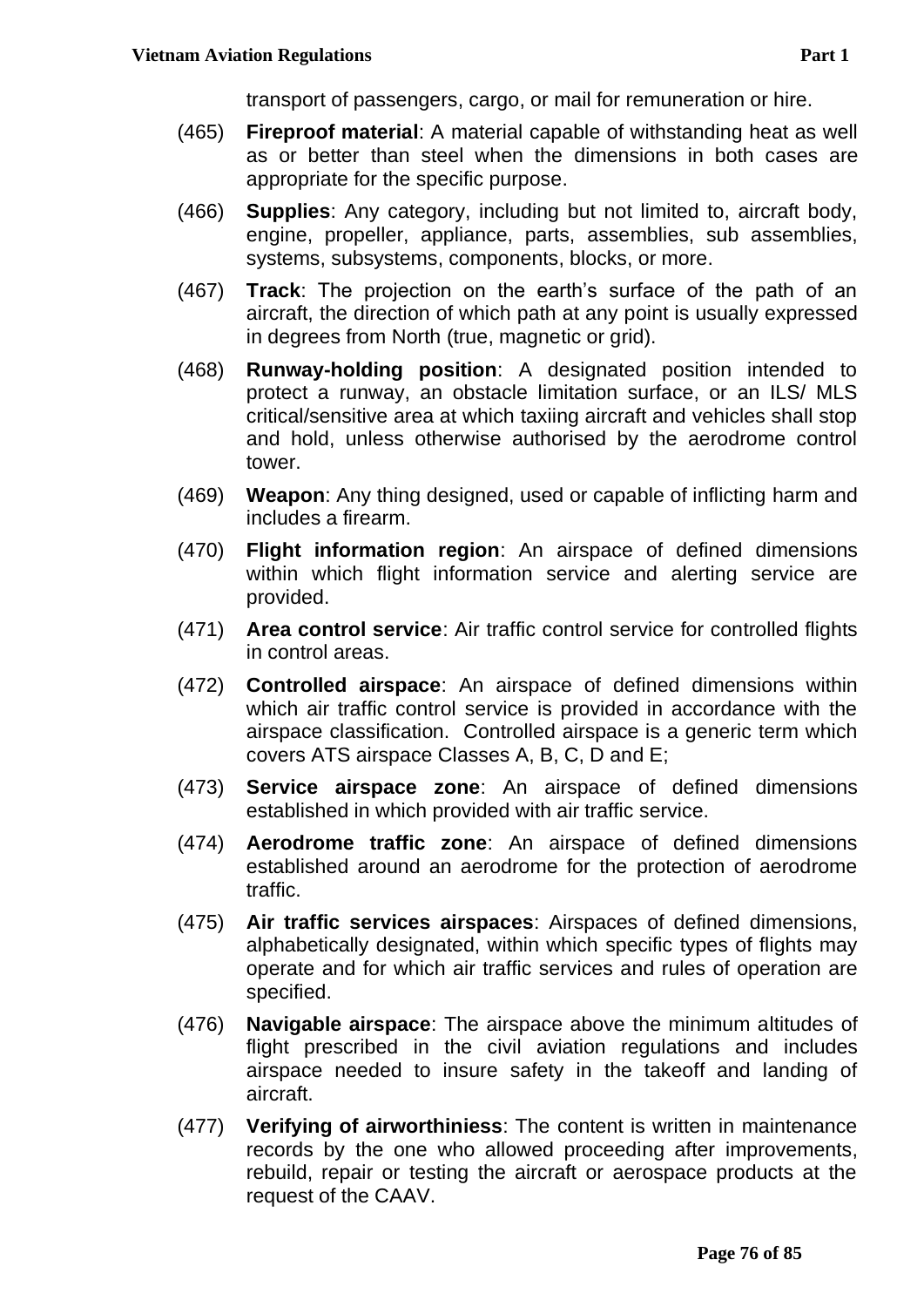transport of passengers, cargo, or mail for remuneration or hire.

(465) **Fireproof material**: A material capable of withstanding heat as well as or better than steel when the dimensions in both cases are appropriate for the specific purpose.

(466) **Supplies**: Any category, including but not limited to, aircraft body, engine, propeller, appliance, parts, assemblies, sub assemblies, systems, subsystems, components, blocks, or more.

(467) **Track**: The projection on the earth's surface of the path of an aircraft, the direction of which path at any point is usually expressed in degrees from North (true, magnetic or grid).

(468) **Runway-holding position**: A designated position intended to protect a runway, an obstacle limitation surface, or an ILS/ MLS critical/sensitive area at which taxiing aircraft and vehicles shall stop and hold, unless otherwise authorised by the aerodrome control tower.

(469) **Weapon**: Any thing designed, used or capable of inflicting harm and includes a firearm.

(470) **Flight information region**: An airspace of defined dimensions within which flight information service and alerting service are provided.

(471) **Area control service**: Air traffic control service for controlled flights in control areas.

(472) **Controlled airspace**: An airspace of defined dimensions within which air traffic control service is provided in accordance with the airspace classification. Controlled airspace is a generic term which covers ATS airspace Classes A, B, C, D and E;

(473) **Service airspace zone**: An airspace of defined dimensions established in which provided with air traffic service.

(474) **Aerodrome traffic zone**: An airspace of defined dimensions established around an aerodrome for the protection of aerodrome traffic.

(475) **Air traffic services airspaces**: Airspaces of defined dimensions, alphabetically designated, within which specific types of flights may operate and for which air traffic services and rules of operation are specified.

(476) **Navigable airspace**: The airspace above the minimum altitudes of flight prescribed in the civil aviation regulations and includes airspace needed to insure safety in the takeoff and landing of aircraft.

(477) **Verifying of airworthiniess**: The content is written in maintenance records by the one who allowed proceeding after improvements, rebuild, repair or testing the aircraft or aerospace products at the request of the CAAV.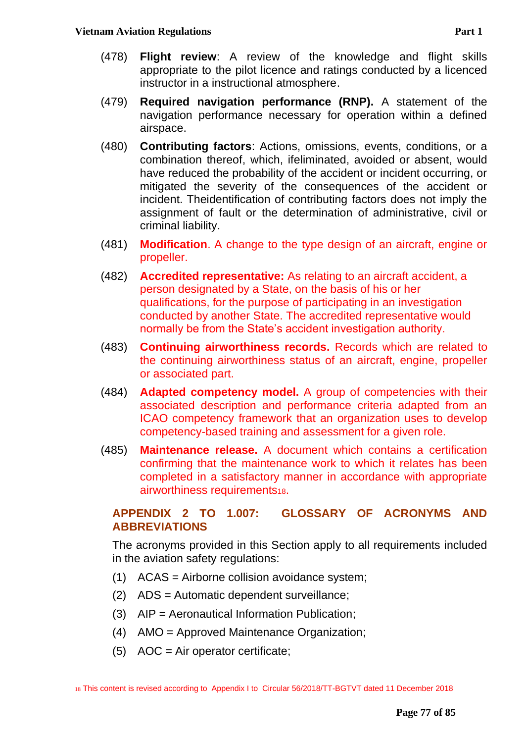(478) **Flight review**: A review of the knowledge and flight skills appropriate to the pilot licence and ratings conducted by a licenced instructor in a instructional atmosphere.

(479) **Required navigation performance (RNP).** A statement of the navigation performance necessary for operation within a defined airspace.

(480) **Contributing factors**: Actions, omissions, events, conditions, or a combination thereof, which, ifeliminated, avoided or absent, would have reduced the probability of the accident or incident occurring, or mitigated the severity of the consequences of the accident or incident. Theidentification of contributing factors does not imply the assignment of fault or the determination of administrative, civil or criminal liability.

(481) **Modification**. A change to the type design of an aircraft, engine or propeller.

(482) **Accredited representative:** As relating to an aircraft accident, a person designated by a State, on the basis of his or her qualifications, for the purpose of participating in an investigation conducted by another State. The accredited representative would normally be from the State's accident investigation authority.

(483) **Continuing airworthiness records.** Records which are related to the continuing airworthiness status of an aircraft, engine, propeller or associated part.

(484) **Adapted competency model.** A group of competencies with their associated description and performance criteria adapted from an ICAO competency framework that an organization uses to develop competency-based training and assessment for a given role.

(485) **Maintenance release.** A document which contains a certification confirming that the maintenance work to which it relates has been completed in a satisfactory manner in accordance with appropriate airworthiness requirements[18].

## APPENDIX 2 TO 1.007: GLOSSARY OF ACRONYMS AND ABBREVIATIONS

The acronyms provided in this Section apply to all requirements included in the aviation safety regulations:

(1) ACAS = Airborne collision avoidance system;

(2) ADS = Automatic dependent surveillance;

(3) AIP = Aeronautical Information Publication;

(4) AMO = Approved Maintenance Organization;

(5) AOC = Air operator certificate;

[18] This content is revised according to Appendix I to Circular 56/2018/TT-BGTVT dated 11 December 2018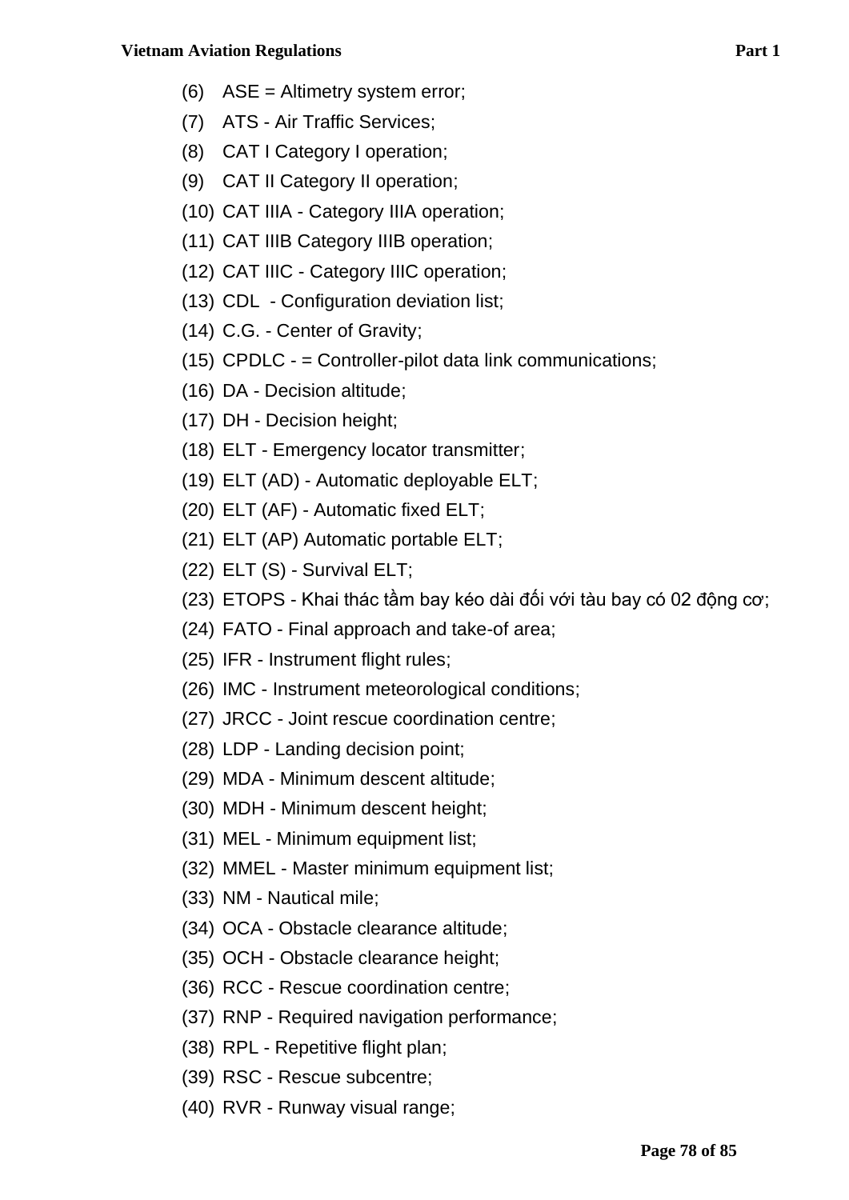(6) ASE = Altimetry system error;

(7) ATS - Air Traffic Services;

(8) CAT I Category I operation;

(9) CAT II Category II operation;

(10) CAT IIIA - Category IIIA operation;

(11) CAT IIIB Category IIIB operation;

(12) CAT IIIC - Category IIIC operation;

(13) CDL - Configuration deviation list;

(14) C.G. - Center of Gravity;

(15) CPDLC - = Controller-pilot data link communications;

(16) DA - Decision altitude;

(17) DH - Decision height;

(18) ELT - Emergency locator transmitter;

(19) ELT (AD) - Automatic deployable ELT;

(20) ELT (AF) - Automatic fixed ELT;

(21) ELT (AP) Automatic portable ELT;

(22) ELT (S) - Survival ELT;

(23) ETOPS - Khai thác tầm bay kéo dài đối với tàu bay có 02 động cơ;

(24) FATO - Final approach and take-of area;

(25) IFR - Instrument flight rules;

(26) IMC - Instrument meteorological conditions;

(27) JRCC - Joint rescue coordination centre;

(28) LDP - Landing decision point;

(29) MDA - Minimum descent altitude;

(30) MDH - Minimum descent height;

(31) MEL - Minimum equipment list;

(32) MMEL - Master minimum equipment list;

(33) NM - Nautical mile;

(34) OCA - Obstacle clearance altitude;

(35) OCH - Obstacle clearance height;

(36) RCC - Rescue coordination centre;

(37) RNP - Required navigation performance;

(38) RPL - Repetitive flight plan;

(39) RSC - Rescue subcentre;

(40) RVR - Runway visual range;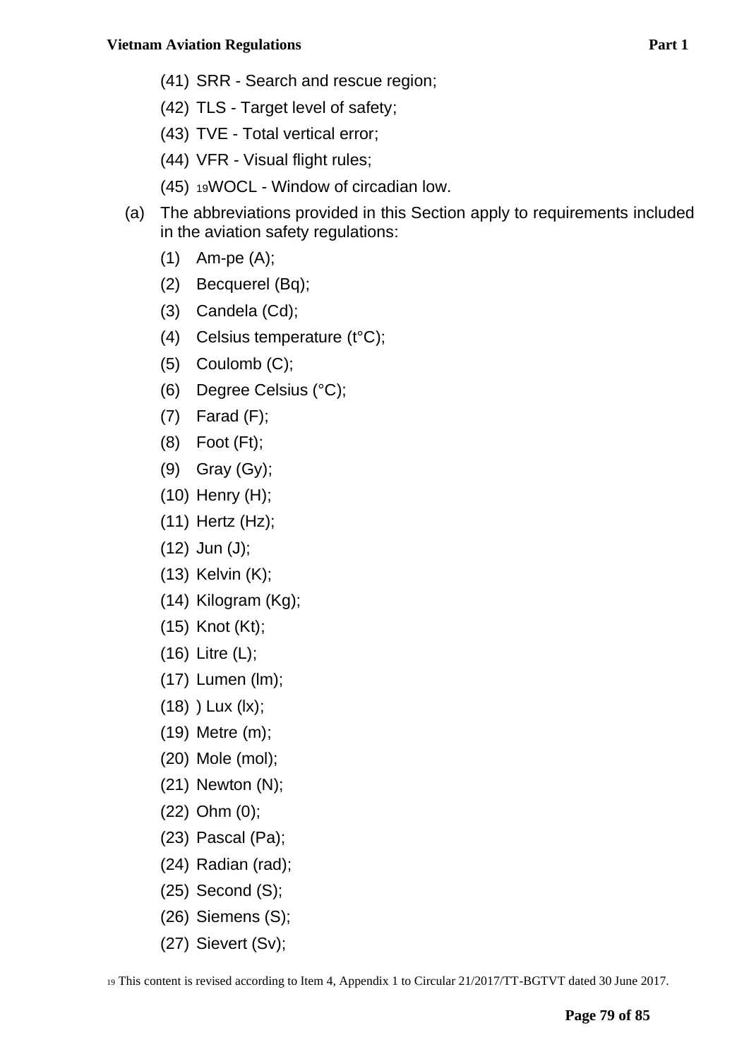(41) SRR - Search and rescue region;

(42) TLS - Target level of safety;

(43) TVE - Total vertical error;

(44) VFR - Visual flight rules;

(45) [19]WOCL - Window of circadian low.

(a) The abbreviations provided in this Section apply to requirements included in the aviation safety regulations:

(1) Am-pe (A);

(2) Becquerel (Bq);

(3) Candela (Cd);

(4) Celsius temperature (t°C);

(5) Coulomb (C);

(6) Degree Celsius (°C);

(7) Farad (F);

(8) Foot (Ft);

(9) Gray (Gy);

(10) Henry (H);

(11) Hertz (Hz);

(12) Jun (J);

(13) Kelvin (K);

(14) Kilogram (Kg);

(15) Knot (Kt);

(16) Litre (L);

(17) Lumen (lm);

(18) ) Lux (lx);

(19) Metre (m);

(20) Mole (mol);

(21) Newton (N);

(22) Ohm (0);

(23) Pascal (Pa);

(24) Radian (rad);

(25) Second (S);

(26) Siemens (S);

(27) Sievert (Sv);

[19] This content is revised according to Item 4, Appendix 1 to Circular 21/2017/TT-BGTVT dated 30 June 2017.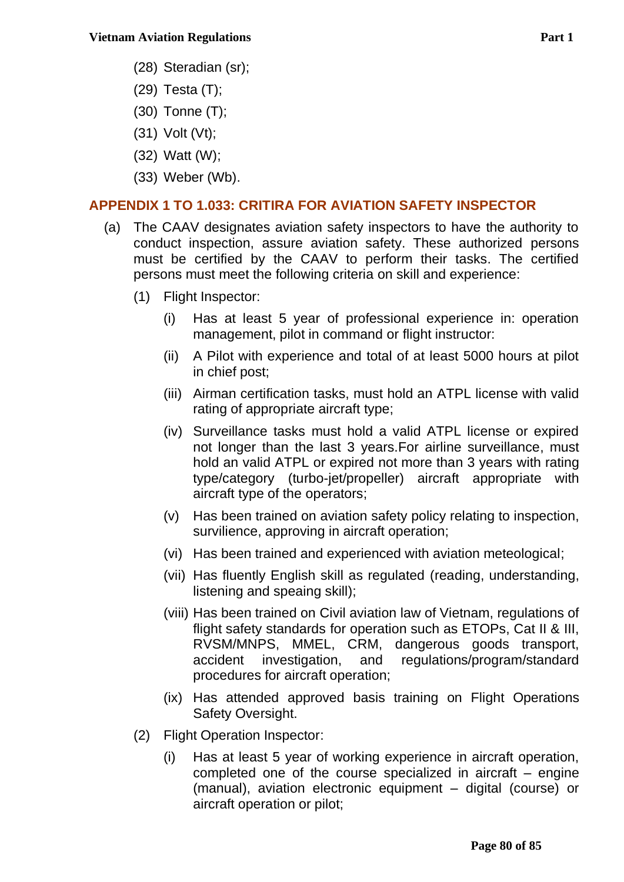(28) Steradian (sr);

(29) Testa (T);

(30) Tonne (T);

(31) Volt (Vt);

(32) Watt (W);

(33) Weber (Wb).

## APPENDIX 1 TO 1.033: CRITIRA FOR AVIATION SAFETY INSPECTOR

(a) The CAAV designates aviation safety inspectors to have the authority to conduct inspection, assure aviation safety. These authorized persons must be certified by the CAAV to perform their tasks. The certified persons must meet the following criteria on skill and experience:

   (1) Flight Inspector:

      (i) Has at least 5 year of professional experience in: operation management, pilot in command or flight instructor:

      (ii) A Pilot with experience and total of at least 5000 hours at pilot in chief post;

      (iii) Airman certification tasks, must hold an ATPL license with valid rating of appropriate aircraft type;

      (iv) Surveillance tasks must hold a valid ATPL license or expired not longer than the last 3 years.For airline surveillance, must hold an valid ATPL or expired not more than 3 years with rating type/category (turbo-jet/propeller) aircraft appropriate with aircraft type of the operators;

      (v) Has been trained on aviation safety policy relating to inspection, survilience, approving in aircraft operation;

      (vi) Has been trained and experienced with aviation meteological;

      (vii) Has fluently English skill as regulated (reading, understanding, listening and speaing skill);

      (viii) Has been trained on Civil aviation law of Vietnam, regulations of flight safety standards for operation such as ETOPs, Cat II & III, RVSM/MNPS, MMEL, CRM, dangerous goods transport, accident investigation, and regulations/program/standard procedures for aircraft operation;

      (ix) Has attended approved basis training on Flight Operations Safety Oversight.

   (2) Flight Operation Inspector:

      (i) Has at least 5 year of working experience in aircraft operation, completed one of the course specialized in aircraft – engine (manual), aviation electronic equipment – digital (course) or aircraft operation or pilot;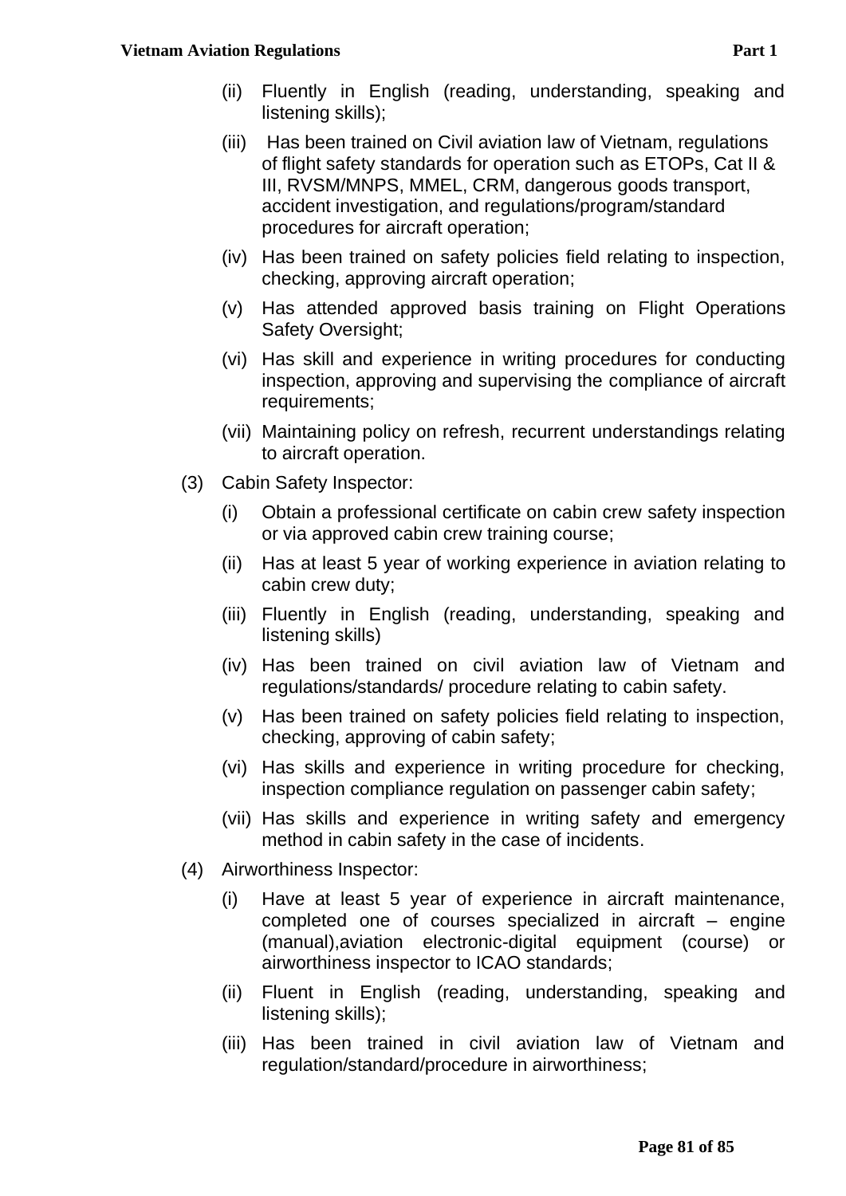(ii) Fluently in English (reading, understanding, speaking and listening skills);

(iii) Has been trained on Civil aviation law of Vietnam, regulations of flight safety standards for operation such as ETOPs, Cat II & III, RVSM/MNPS, MMEL, CRM, dangerous goods transport, accident investigation, and regulations/program/standard procedures for aircraft operation;

(iv) Has been trained on safety policies field relating to inspection, checking, approving aircraft operation;

(v) Has attended approved basis training on Flight Operations Safety Oversight;

(vi) Has skill and experience in writing procedures for conducting inspection, approving and supervising the compliance of aircraft requirements;

(vii) Maintaining policy on refresh, recurrent understandings relating to aircraft operation.

(3) Cabin Safety Inspector:

(i) Obtain a professional certificate on cabin crew safety inspection or via approved cabin crew training course;

(ii) Has at least 5 year of working experience in aviation relating to cabin crew duty;

(iii) Fluently in English (reading, understanding, speaking and listening skills)

(iv) Has been trained on civil aviation law of Vietnam and regulations/standards/ procedure relating to cabin safety.

(v) Has been trained on safety policies field relating to inspection, checking, approving of cabin safety;

(vi) Has skills and experience in writing procedure for checking, inspection compliance regulation on passenger cabin safety;

(vii) Has skills and experience in writing safety and emergency method in cabin safety in the case of incidents.

(4) Airworthiness Inspector:

(i) Have at least 5 year of experience in aircraft maintenance, completed one of courses specialized in aircraft – engine (manual),aviation electronic-digital equipment (course) or airworthiness inspector to ICAO standards;

(ii) Fluent in English (reading, understanding, speaking and listening skills);

(iii) Has been trained in civil aviation law of Vietnam and regulation/standard/procedure in airworthiness;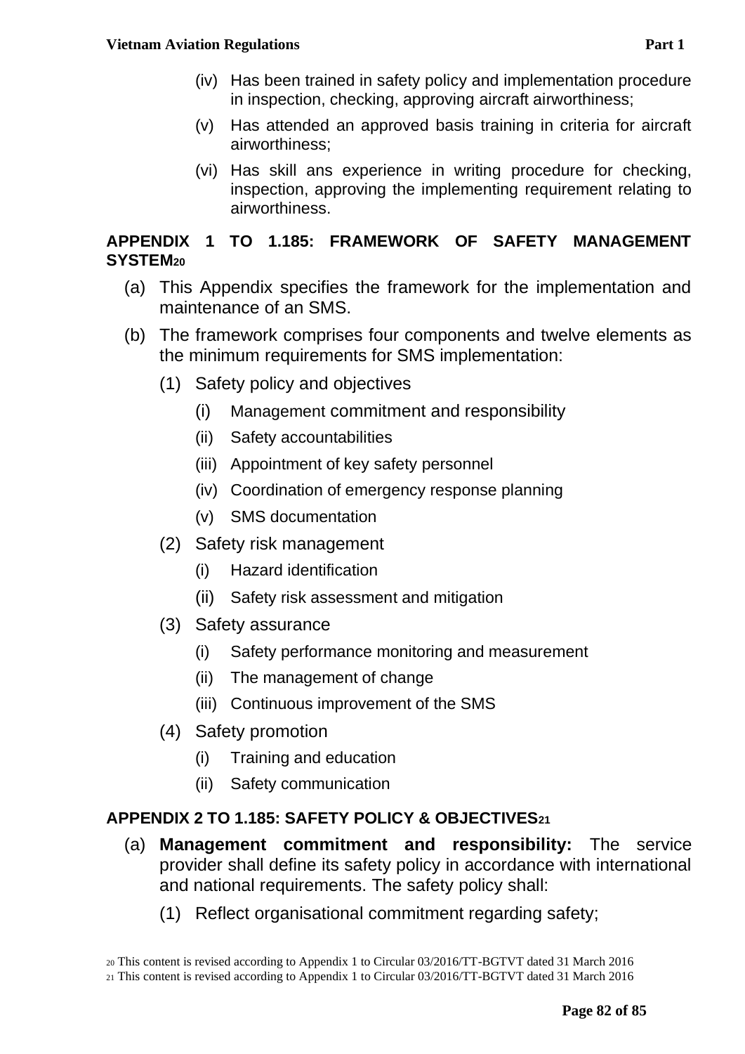(iv) Has been trained in safety policy and implementation procedure in inspection, checking, approving aircraft airworthiness;

(v) Has attended an approved basis training in criteria for aircraft airworthiness;

(vi) Has skill ans experience in writing procedure for checking, inspection, approving the implementing requirement relating to airworthiness.

### APPENDIX 1 TO 1.185: FRAMEWORK OF SAFETY MANAGEMENT SYSTEM[20]

(a) This Appendix specifies the framework for the implementation and maintenance of an SMS.

(b) The framework comprises four components and twelve elements as the minimum requirements for SMS implementation:

- (1) Safety policy and objectives
  - (i) Management commitment and responsibility
  - (ii) Safety accountabilities
  - (iii) Appointment of key safety personnel
  - (iv) Coordination of emergency response planning
  - (v) SMS documentation
- (2) Safety risk management
  - (i) Hazard identification
  - (ii) Safety risk assessment and mitigation
- (3) Safety assurance
  - (i) Safety performance monitoring and measurement
  - (ii) The management of change
  - (iii) Continuous improvement of the SMS
- (4) Safety promotion
  - (i) Training and education
  - (ii) Safety communication

### APPENDIX 2 TO 1.185: SAFETY POLICY & OBJECTIVES[21]

(a) **Management commitment and responsibility:** The service provider shall define its safety policy in accordance with international and national requirements. The safety policy shall:

(1) Reflect organisational commitment regarding safety;

[20] This content is revised according to Appendix 1 to Circular 03/2016/TT-BGTVT dated 31 March 2016

[21] This content is revised according to Appendix 1 to Circular 03/2016/TT-BGTVT dated 31 March 2016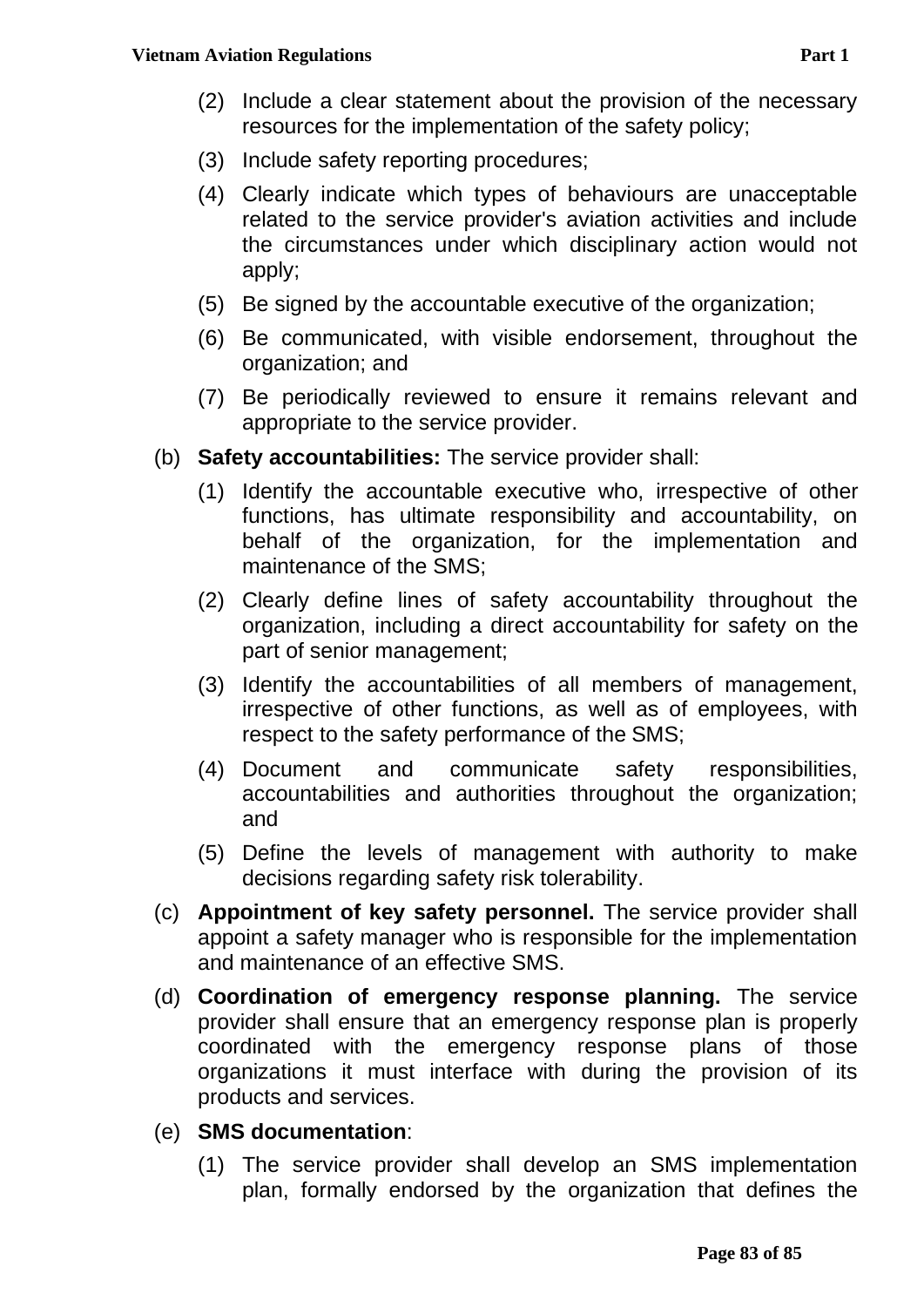(2) Include a clear statement about the provision of the necessary resources for the implementation of the safety policy;

(3) Include safety reporting procedures;

(4) Clearly indicate which types of behaviours are unacceptable related to the service provider's aviation activities and include the circumstances under which disciplinary action would not apply;

(5) Be signed by the accountable executive of the organization;

(6) Be communicated, with visible endorsement, throughout the organization; and

(7) Be periodically reviewed to ensure it remains relevant and appropriate to the service provider.

(b) **Safety accountabilities:** The service provider shall:

(1) Identify the accountable executive who, irrespective of other functions, has ultimate responsibility and accountability, on behalf of the organization, for the implementation and maintenance of the SMS;

(2) Clearly define lines of safety accountability throughout the organization, including a direct accountability for safety on the part of senior management;

(3) Identify the accountabilities of all members of management, irrespective of other functions, as well as of employees, with respect to the safety performance of the SMS;

(4) Document and communicate safety responsibilities, accountabilities and authorities throughout the organization; and

(5) Define the levels of management with authority to make decisions regarding safety risk tolerability.

(c) **Appointment of key safety personnel.** The service provider shall appoint a safety manager who is responsible for the implementation and maintenance of an effective SMS.

(d) **Coordination of emergency response planning.** The service provider shall ensure that an emergency response plan is properly coordinated with the emergency response plans of those organizations it must interface with during the provision of its products and services.

(e) **SMS documentation**:

(1) The service provider shall develop an SMS implementation plan, formally endorsed by the organization that defines the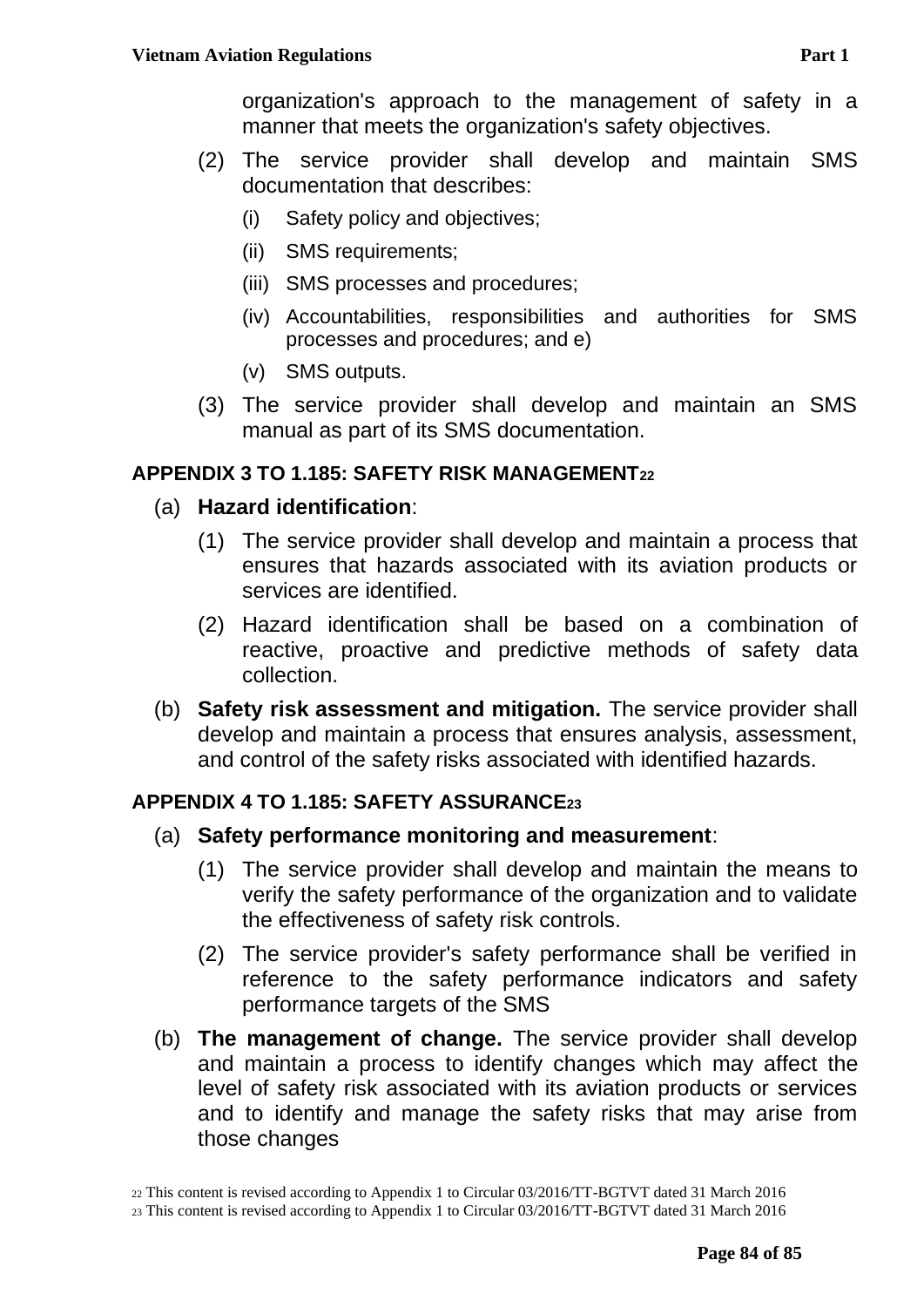organization's approach to the management of safety in a manner that meets the organization's safety objectives.

(2) The service provider shall develop and maintain SMS documentation that describes:

(i) Safety policy and objectives;

(ii) SMS requirements;

(iii) SMS processes and procedures;

(iv) Accountabilities, responsibilities and authorities for SMS processes and procedures; and e)

(v) SMS outputs.

(3) The service provider shall develop and maintain an SMS manual as part of its SMS documentation.

### APPENDIX 3 TO 1.185: SAFETY RISK MANAGEMENT[22]

(a) **Hazard identification**:

(1) The service provider shall develop and maintain a process that ensures that hazards associated with its aviation products or services are identified.

(2) Hazard identification shall be based on a combination of reactive, proactive and predictive methods of safety data collection.

(b) **Safety risk assessment and mitigation.** The service provider shall develop and maintain a process that ensures analysis, assessment, and control of the safety risks associated with identified hazards.

### APPENDIX 4 TO 1.185: SAFETY ASSURANCE[23]

(a) **Safety performance monitoring and measurement**:

(1) The service provider shall develop and maintain the means to verify the safety performance of the organization and to validate the effectiveness of safety risk controls.

(2) The service provider's safety performance shall be verified in reference to the safety performance indicators and safety performance targets of the SMS

(b) **The management of change.** The service provider shall develop and maintain a process to identify changes which may affect the level of safety risk associated with its aviation products or services and to identify and manage the safety risks that may arise from those changes

[22] This content is revised according to Appendix 1 to Circular 03/2016/TT-BGTVT dated 31 March 2016

[23] This content is revised according to Appendix 1 to Circular 03/2016/TT-BGTVT dated 31 March 2016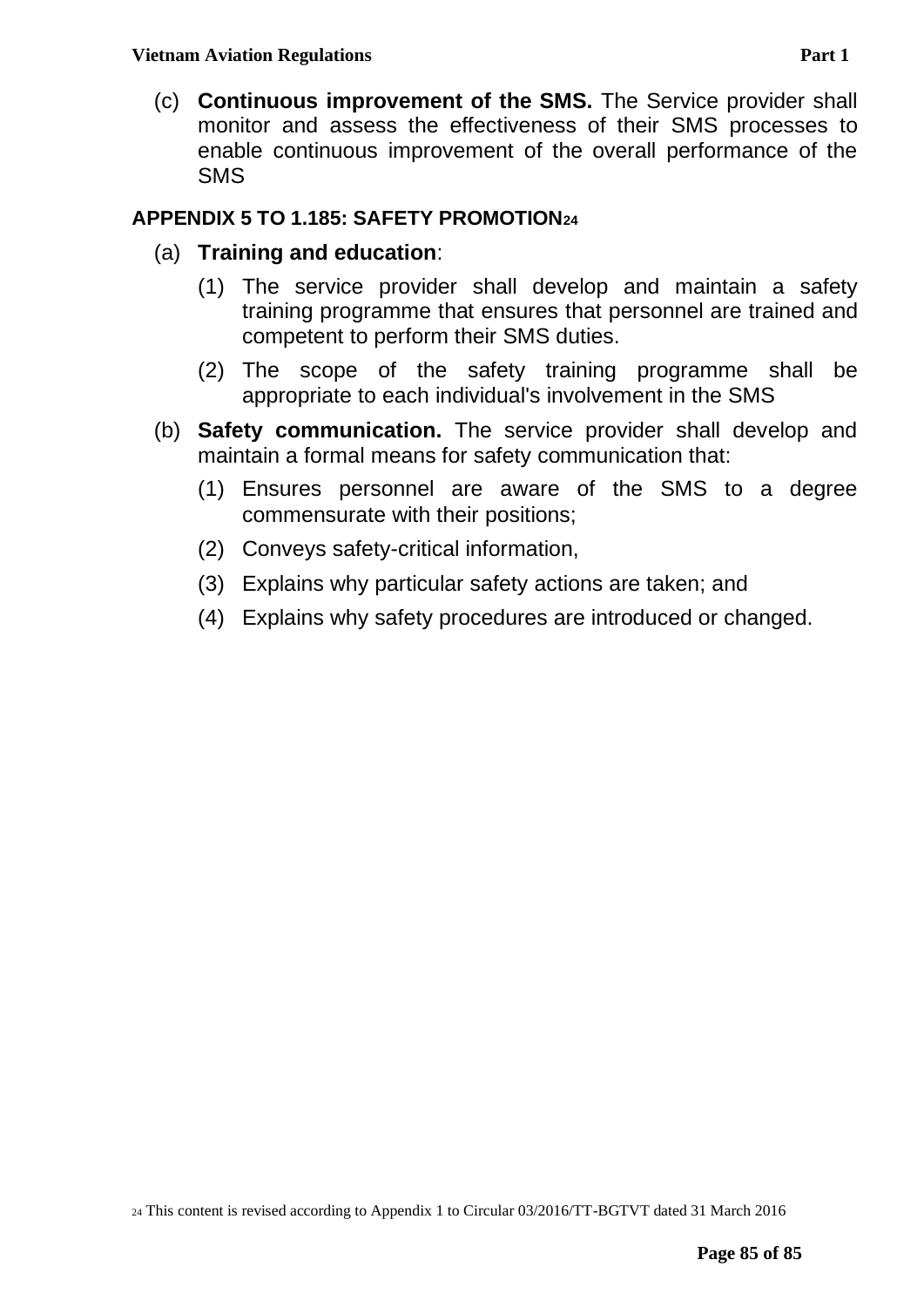(c) **Continuous improvement of the SMS.** The Service provider shall monitor and assess the effectiveness of their SMS processes to enable continuous improvement of the overall performance of the SMS

## APPENDIX 5 TO 1.185: SAFETY PROMOTION[24]

(a) **Training and education**:

(1) The service provider shall develop and maintain a safety training programme that ensures that personnel are trained and competent to perform their SMS duties.

(2) The scope of the safety training programme shall be appropriate to each individual's involvement in the SMS

(b) **Safety communication.** The service provider shall develop and maintain a formal means for safety communication that:

(1) Ensures personnel are aware of the SMS to a degree commensurate with their positions;

(2) Conveys safety-critical information,

(3) Explains why particular safety actions are taken; and

(4) Explains why safety procedures are introduced or changed.

[24] This content is revised according to Appendix 1 to Circular 03/2016/TT-BGTVT dated 31 March 2016